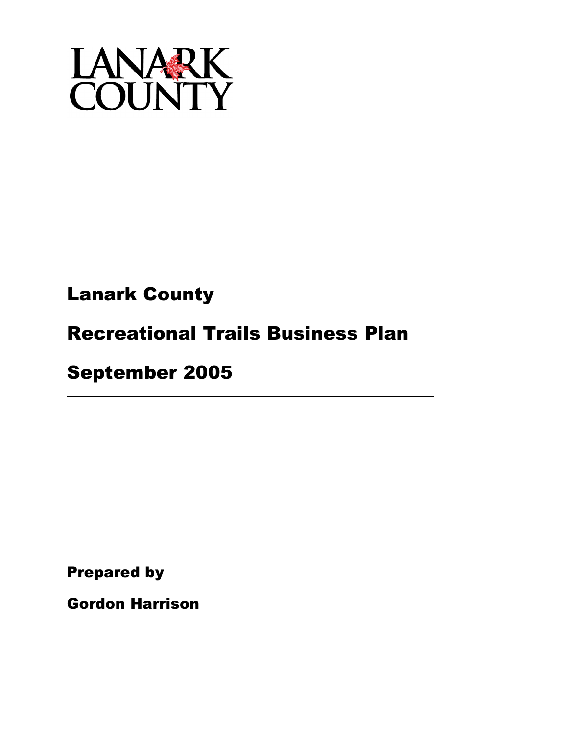LANARK COUNTY

# Lanark County

# Recreational Trails Business Plan

# September 2005

---

**Prepared by**

**Gordon Harrison**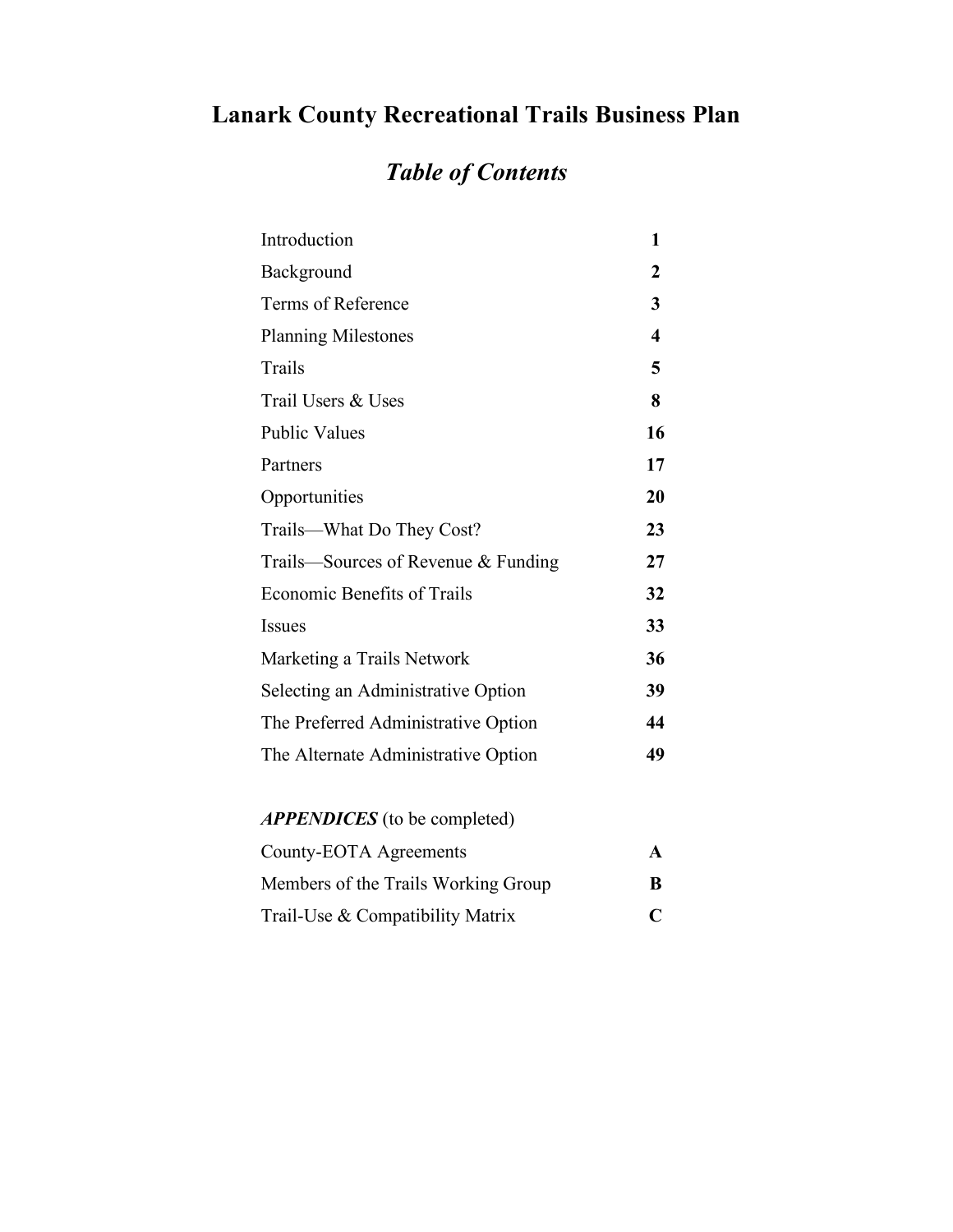# Lanark County Recreational Trails Business Plan

## *Table of Contents*

| | |
|---|---|
| Introduction | **1** |
| Background | **2** |
| Terms of Reference | **3** |
| Planning Milestones | **4** |
| Trails | **5** |
| Trail Users & Uses | **8** |
| Public Values | **16** |
| Partners | **17** |
| Opportunities | **20** |
| Trails—What Do They Cost? | **23** |
| Trails—Sources of Revenue & Funding | **27** |
| Economic Benefits of Trails | **32** |
| Issues | **33** |
| Marketing a Trails Network | **36** |
| Selecting an Administrative Option | **39** |
| The Preferred Administrative Option | **44** |
| The Alternate Administrative Option | **49** |

***APPENDICES*** (to be completed)

| | |
|---|---|
| County-EOTA Agreements | **A** |
| Members of the Trails Working Group | **B** |
| Trail-Use & Compatibility Matrix | **C** |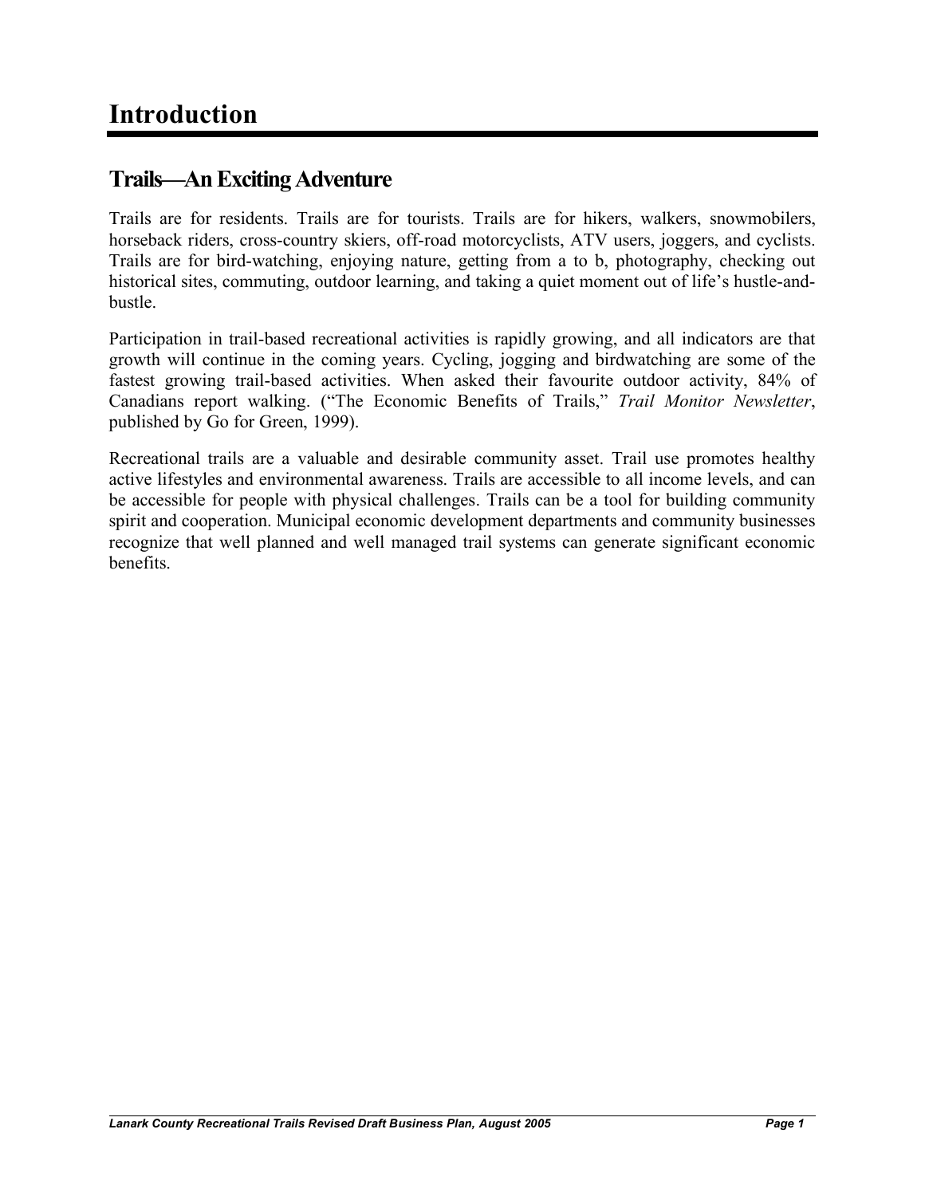# Introduction

## Trails—An Exciting Adventure

Trails are for residents. Trails are for tourists. Trails are for hikers, walkers, snowmobilers, horseback riders, cross-country skiers, off-road motorcyclists, ATV users, joggers, and cyclists. Trails are for bird-watching, enjoying nature, getting from a to b, photography, checking out historical sites, commuting, outdoor learning, and taking a quiet moment out of life's hustle-and-bustle.

Participation in trail-based recreational activities is rapidly growing, and all indicators are that growth will continue in the coming years. Cycling, jogging and birdwatching are some of the fastest growing trail-based activities. When asked their favourite outdoor activity, 84% of Canadians report walking. ("The Economic Benefits of Trails," *Trail Monitor Newsletter*, published by Go for Green, 1999).

Recreational trails are a valuable and desirable community asset. Trail use promotes healthy active lifestyles and environmental awareness. Trails are accessible to all income levels, and can be accessible for people with physical challenges. Trails can be a tool for building community spirit and cooperation. Municipal economic development departments and community businesses recognize that well planned and well managed trail systems can generate significant economic benefits.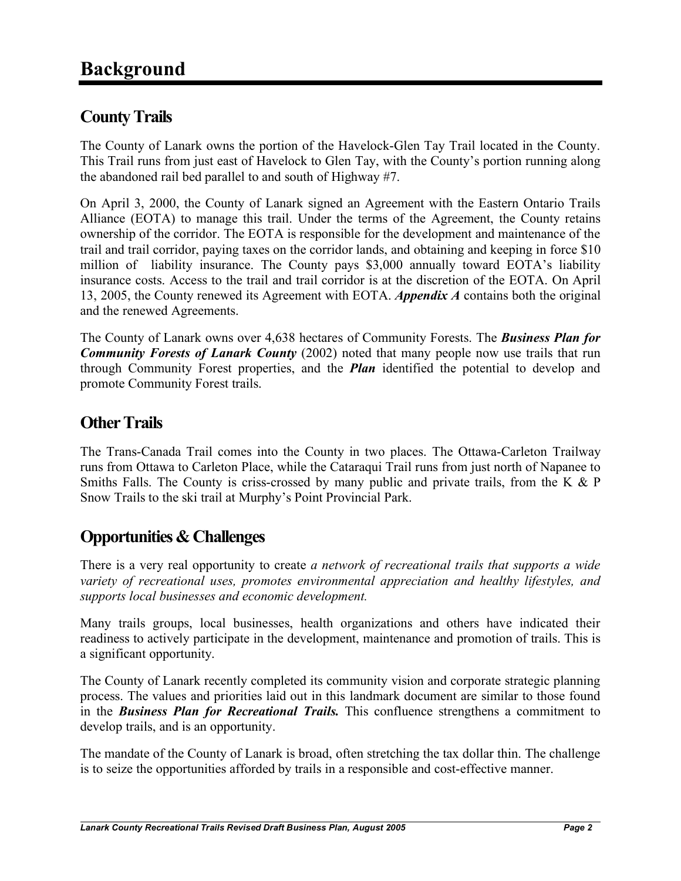# Background

## County Trails

The County of Lanark owns the portion of the Havelock-Glen Tay Trail located in the County. This Trail runs from just east of Havelock to Glen Tay, with the County's portion running along the abandoned rail bed parallel to and south of Highway #7.

On April 3, 2000, the County of Lanark signed an Agreement with the Eastern Ontario Trails Alliance (EOTA) to manage this trail. Under the terms of the Agreement, the County retains ownership of the corridor. The EOTA is responsible for the development and maintenance of the trail and trail corridor, paying taxes on the corridor lands, and obtaining and keeping in force $10 million of liability insurance. The County pays $3,000 annually toward EOTA's liability insurance costs. Access to the trail and trail corridor is at the discretion of the EOTA. On April 13, 2005, the County renewed its Agreement with EOTA. ***Appendix A*** contains both the original and the renewed Agreements.

The County of Lanark owns over 4,638 hectares of Community Forests. The ***Business Plan for Community Forests of Lanark County*** (2002) noted that many people now use trails that run through Community Forest properties, and the ***Plan*** identified the potential to develop and promote Community Forest trails.

## Other Trails

The Trans-Canada Trail comes into the County in two places. The Ottawa-Carleton Trailway runs from Ottawa to Carleton Place, while the Cataraqui Trail runs from just north of Napanee to Smiths Falls. The County is criss-crossed by many public and private trails, from the K & P Snow Trails to the ski trail at Murphy's Point Provincial Park.

## Opportunities & Challenges

There is a very real opportunity to create *a network of recreational trails that supports a wide variety of recreational uses, promotes environmental appreciation and healthy lifestyles, and supports local businesses and economic development.*

Many trails groups, local businesses, health organizations and others have indicated their readiness to actively participate in the development, maintenance and promotion of trails. This is a significant opportunity.

The County of Lanark recently completed its community vision and corporate strategic planning process. The values and priorities laid out in this landmark document are similar to those found in the ***Business Plan for Recreational Trails.*** This confluence strengthens a commitment to develop trails, and is an opportunity.

The mandate of the County of Lanark is broad, often stretching the tax dollar thin. The challenge is to seize the opportunities afforded by trails in a responsible and cost-effective manner.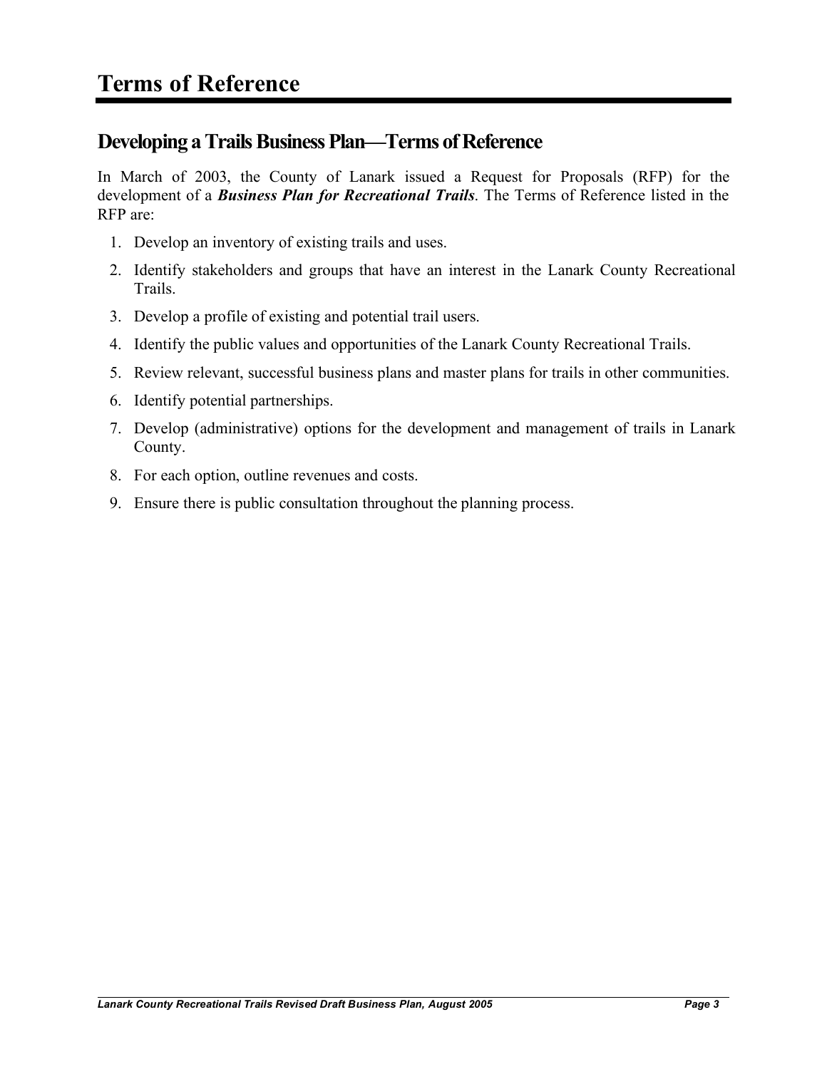# Terms of Reference

## Developing a Trails Business Plan—Terms of Reference

In March of 2003, the County of Lanark issued a Request for Proposals (RFP) for the development of a ***Business Plan for Recreational Trails***. The Terms of Reference listed in the RFP are:

1. Develop an inventory of existing trails and uses.
2. Identify stakeholders and groups that have an interest in the Lanark County Recreational Trails.
3. Develop a profile of existing and potential trail users.
4. Identify the public values and opportunities of the Lanark County Recreational Trails.
5. Review relevant, successful business plans and master plans for trails in other communities.
6. Identify potential partnerships.
7. Develop (administrative) options for the development and management of trails in Lanark County.
8. For each option, outline revenues and costs.
9. Ensure there is public consultation throughout the planning process.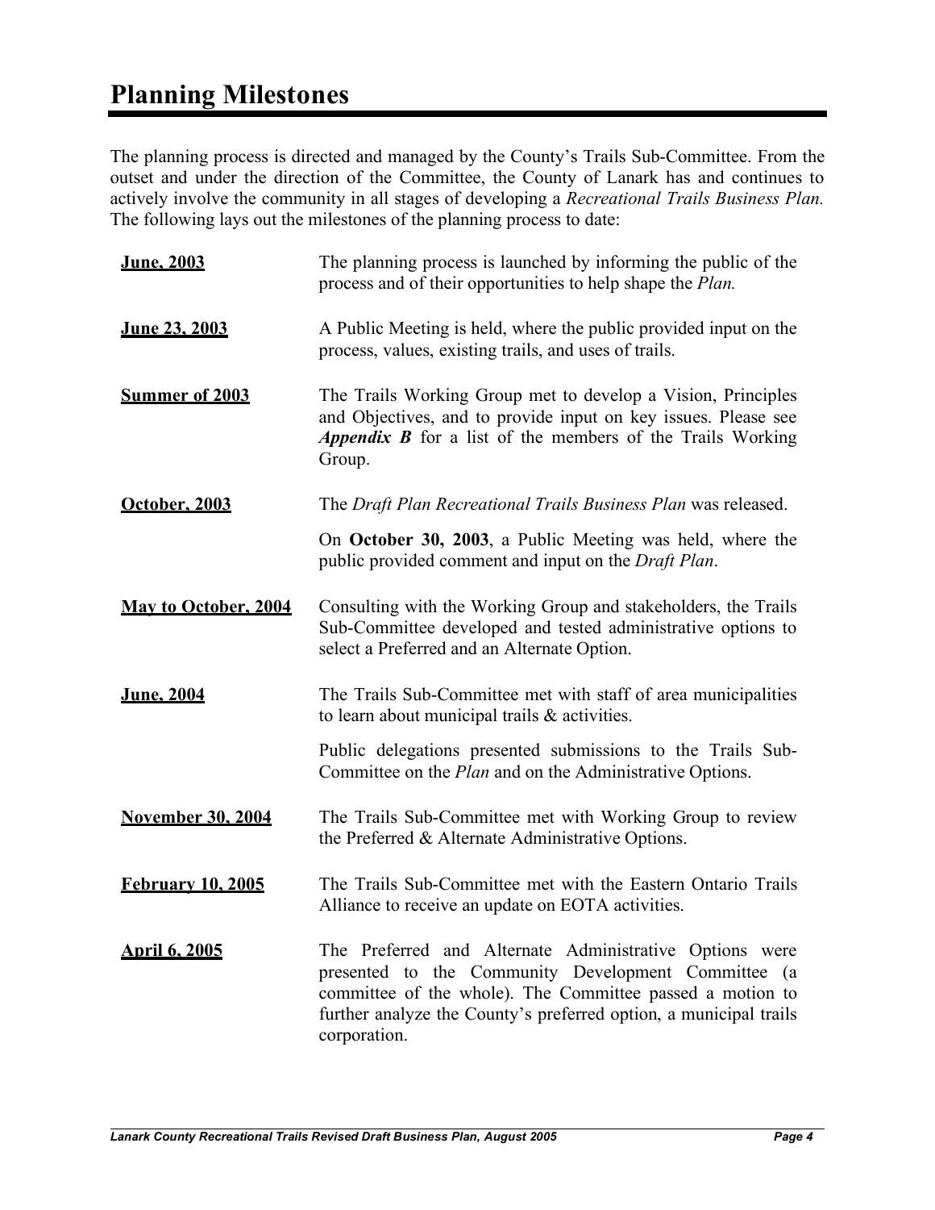# Planning Milestones

The planning process is directed and managed by the County's Trails Sub-Committee. From the outset and under the direction of the Committee, the County of Lanark has and continues to actively involve the community in all stages of developing a *Recreational Trails Business Plan.* The following lays out the milestones of the planning process to date:

**June, 2003** — The planning process is launched by informing the public of the process and of their opportunities to help shape the *Plan.*

**June 23, 2003** — A Public Meeting is held, where the public provided input on the process, values, existing trails, and uses of trails.

**Summer of 2003** — The Trails Working Group met to develop a Vision, Principles and Objectives, and to provide input on key issues. Please see ***Appendix B*** for a list of the members of the Trails Working Group.

**October, 2003** — The *Draft Plan Recreational Trails Business Plan* was released.

On **October 30, 2003**, a Public Meeting was held, where the public provided comment and input on the *Draft Plan*.

**May to October, 2004** — Consulting with the Working Group and stakeholders, the Trails Sub-Committee developed and tested administrative options to select a Preferred and an Alternate Option.

**June, 2004** — The Trails Sub-Committee met with staff of area municipalities to learn about municipal trails & activities.

Public delegations presented submissions to the Trails Sub-Committee on the *Plan* and on the Administrative Options.

**November 30, 2004** — The Trails Sub-Committee met with Working Group to review the Preferred & Alternate Administrative Options.

**February 10, 2005** — The Trails Sub-Committee met with the Eastern Ontario Trails Alliance to receive an update on EOTA activities.

**April 6, 2005** — The Preferred and Alternate Administrative Options were presented to the Community Development Committee (a committee of the whole). The Committee passed a motion to further analyze the County's preferred option, a municipal trails corporation.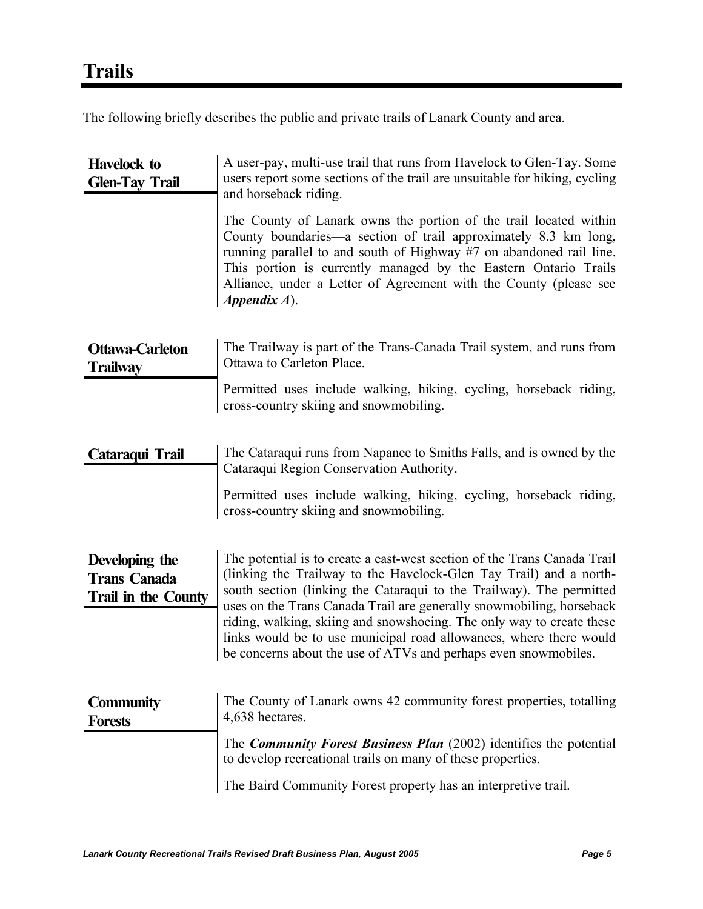# Trails

The following briefly describes the public and private trails of Lanark County and area.

### Havelock to Glen-Tay Trail

A user-pay, multi-use trail that runs from Havelock to Glen-Tay. Some users report some sections of the trail are unsuitable for hiking, cycling and horseback riding.

The County of Lanark owns the portion of the trail located within County boundaries—a section of trail approximately 8.3 km long, running parallel to and south of Highway #7 on abandoned rail line. This portion is currently managed by the Eastern Ontario Trails Alliance, under a Letter of Agreement with the County (please see ***Appendix A***).

### Ottawa-Carleton Trailway

The Trailway is part of the Trans-Canada Trail system, and runs from Ottawa to Carleton Place.

Permitted uses include walking, hiking, cycling, horseback riding, cross-country skiing and snowmobiling.

### Cataraqui Trail

The Cataraqui runs from Napanee to Smiths Falls, and is owned by the Cataraqui Region Conservation Authority.

Permitted uses include walking, hiking, cycling, horseback riding, cross-country skiing and snowmobiling.

### Developing the Trans Canada Trail in the County

The potential is to create a east-west section of the Trans Canada Trail (linking the Trailway to the Havelock-Glen Tay Trail) and a north-south section (linking the Cataraqui to the Trailway). The permitted uses on the Trans Canada Trail are generally snowmobiling, horseback riding, walking, skiing and snowshoeing. The only way to create these links would be to use municipal road allowances, where there would be concerns about the use of ATVs and perhaps even snowmobiles.

### Community Forests

The County of Lanark owns 42 community forest properties, totalling 4,638 hectares.

The ***Community Forest Business Plan*** (2002) identifies the potential to develop recreational trails on many of these properties.

The Baird Community Forest property has an interpretive trail.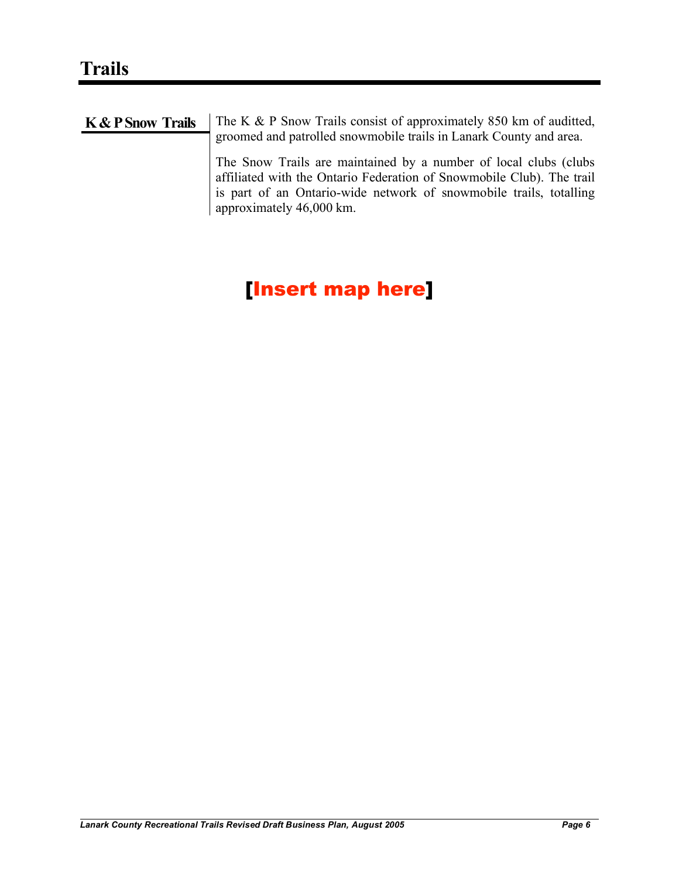# Trails

## K & P Snow Trails

The K & P Snow Trails consist of approximately 850 km of audditted, groomed and patrolled snowmobile trails in Lanark County and area.

The Snow Trails are maintained by a number of local clubs (clubs affiliated with the Ontario Federation of Snowmobile Club). The trail is part of an Ontario-wide network of snowmobile trails, totalling approximately 46,000 km.

**[Insert map here]**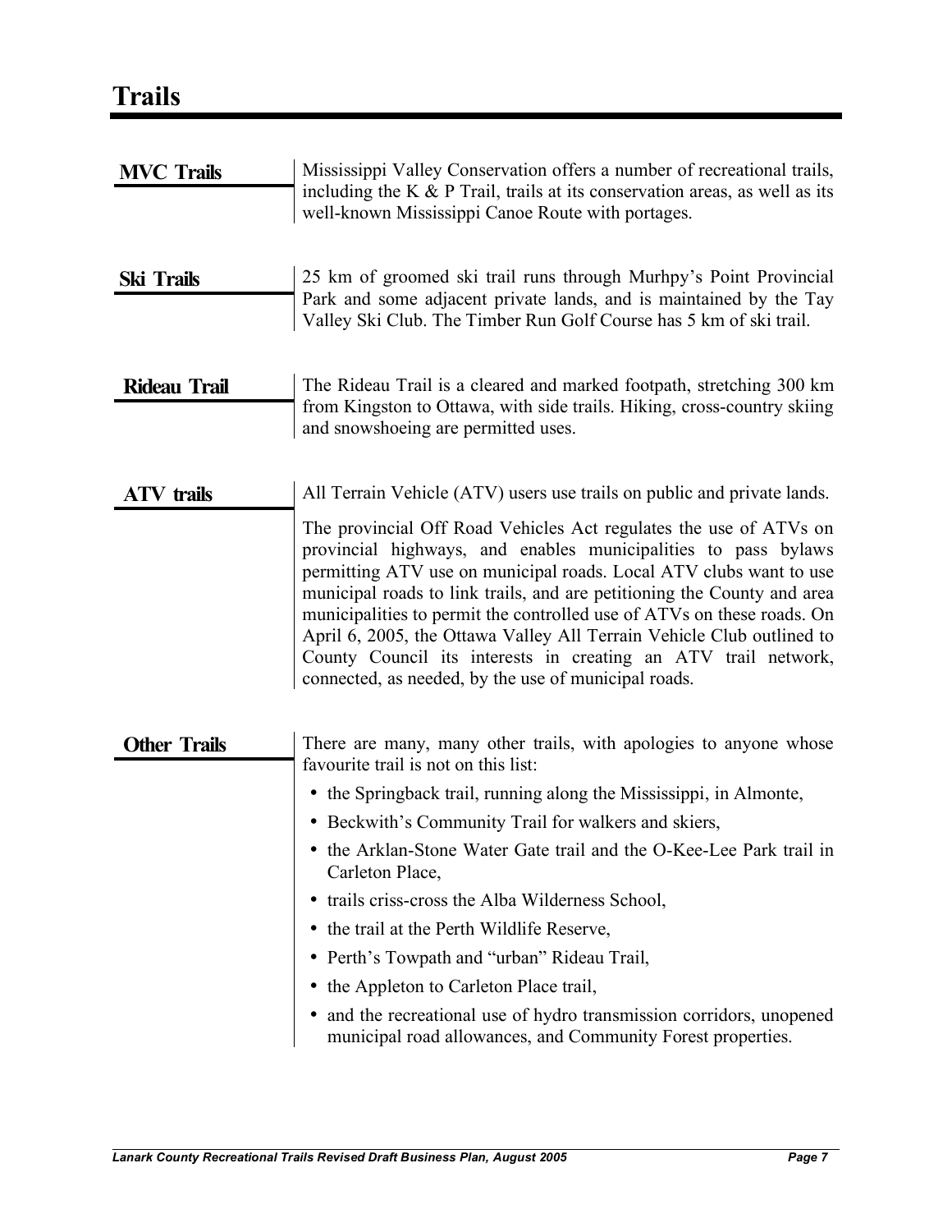# Trails

### MVC Trails

Mississippi Valley Conservation offers a number of recreational trails, including the K & P Trail, trails at its conservation areas, as well as its well-known Mississippi Canoe Route with portages.

### Ski Trails

25 km of groomed ski trail runs through Murhpy's Point Provincial Park and some adjacent private lands, and is maintained by the Tay Valley Ski Club. The Timber Run Golf Course has 5 km of ski trail.

### Rideau Trail

The Rideau Trail is a cleared and marked footpath, stretching 300 km from Kingston to Ottawa, with side trails. Hiking, cross-country skiing and snowshoeing are permitted uses.

### ATV trails

All Terrain Vehicle (ATV) users use trails on public and private lands.

The provincial Off Road Vehicles Act regulates the use of ATVs on provincial highways, and enables municipalities to pass bylaws permitting ATV use on municipal roads. Local ATV clubs want to use municipal roads to link trails, and are petitioning the County and area municipalities to permit the controlled use of ATVs on these roads. On April 6, 2005, the Ottawa Valley All Terrain Vehicle Club outlined to County Council its interests in creating an ATV trail network, connected, as needed, by the use of municipal roads.

### Other Trails

There are many, many other trails, with apologies to anyone whose favourite trail is not on this list:

- the Springback trail, running along the Mississippi, in Almonte,
- Beckwith's Community Trail for walkers and skiers,
- the Arklan-Stone Water Gate trail and the O-Kee-Lee Park trail in Carleton Place,
- trails criss-cross the Alba Wilderness School,
- the trail at the Perth Wildlife Reserve,
- Perth's Towpath and "urban" Rideau Trail,
- the Appleton to Carleton Place trail,
- and the recreational use of hydro transmission corridors, unopened municipal road allowances, and Community Forest properties.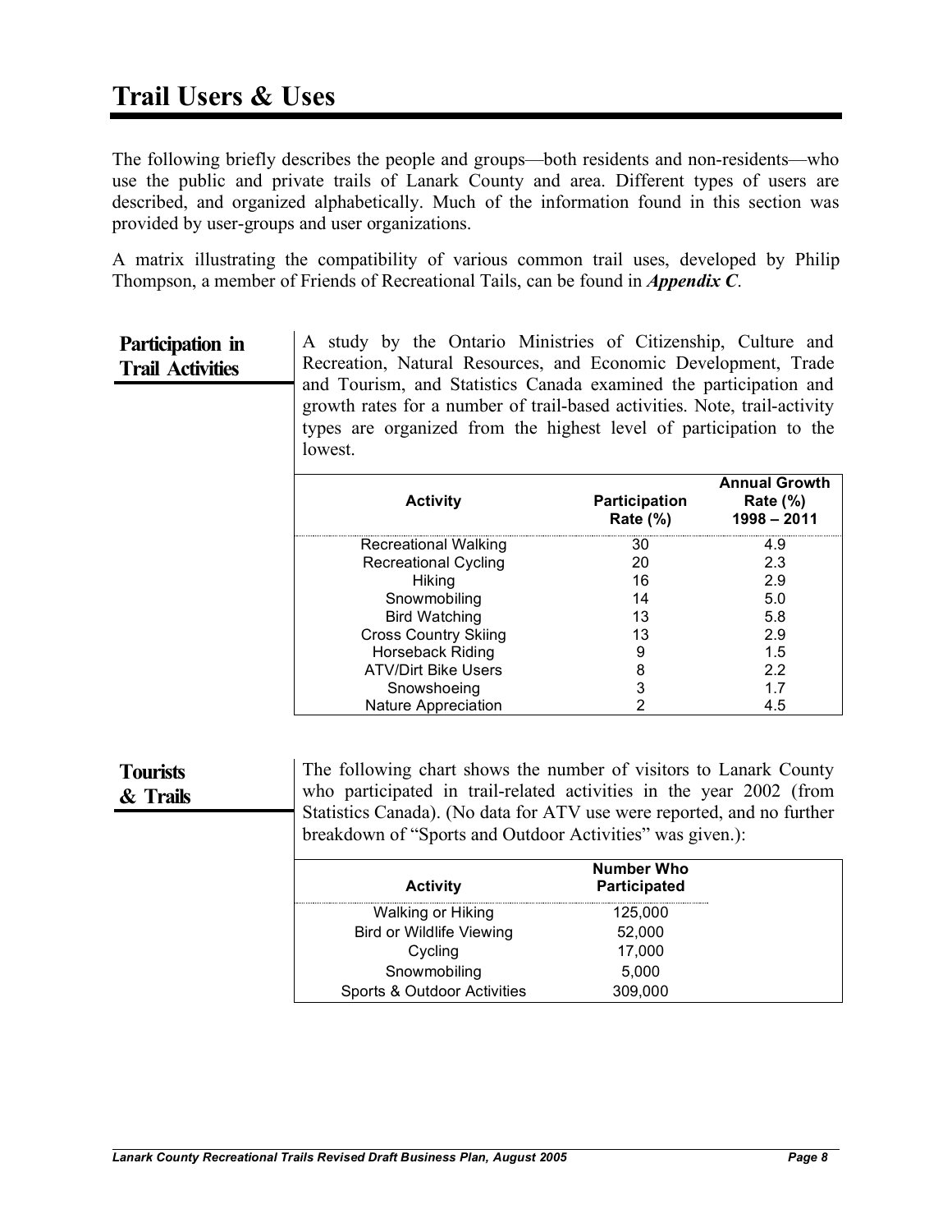# Trail Users & Uses

The following briefly describes the people and groups—both residents and non-residents—who use the public and private trails of Lanark County and area. Different types of users are described, and organized alphabetically. Much of the information found in this section was provided by user-groups and user organizations.

A matrix illustrating the compatibility of various common trail uses, developed by Philip Thompson, a member of Friends of Recreational Tails, can be found in ***Appendix C***.

## Participation in Trail Activities

A study by the Ontario Ministries of Citizenship, Culture and Recreation, Natural Resources, and Economic Development, Trade and Tourism, and Statistics Canada examined the participation and growth rates for a number of trail-based activities. Note, trail-activity types are organized from the highest level of participation to the lowest.

| Activity | Participation Rate (%) | Annual Growth Rate (%) 1998 – 2011 |
|---|---|---|
| Recreational Walking | 30 | 4.9 |
| Recreational Cycling | 20 | 2.3 |
| Hiking | 16 | 2.9 |
| Snowmobiling | 14 | 5.0 |
| Bird Watching | 13 | 5.8 |
| Cross Country Skiing | 13 | 2.9 |
| Horseback Riding | 9 | 1.5 |
| ATV/Dirt Bike Users | 8 | 2.2 |
| Snowshoeing | 3 | 1.7 |
| Nature Appreciation | 2 | 4.5 |

## Tourists & Trails

The following chart shows the number of visitors to Lanark County who participated in trail-related activities in the year 2002 (from Statistics Canada). (No data for ATV use were reported, and no further breakdown of "Sports and Outdoor Activities" was given.):

| Activity | Number Who Participated |
|---|---|
| Walking or Hiking | 125,000 |
| Bird or Wildlife Viewing | 52,000 |
| Cycling | 17,000 |
| Snowmobiling | 5,000 |
| Sports & Outdoor Activities | 309,000 |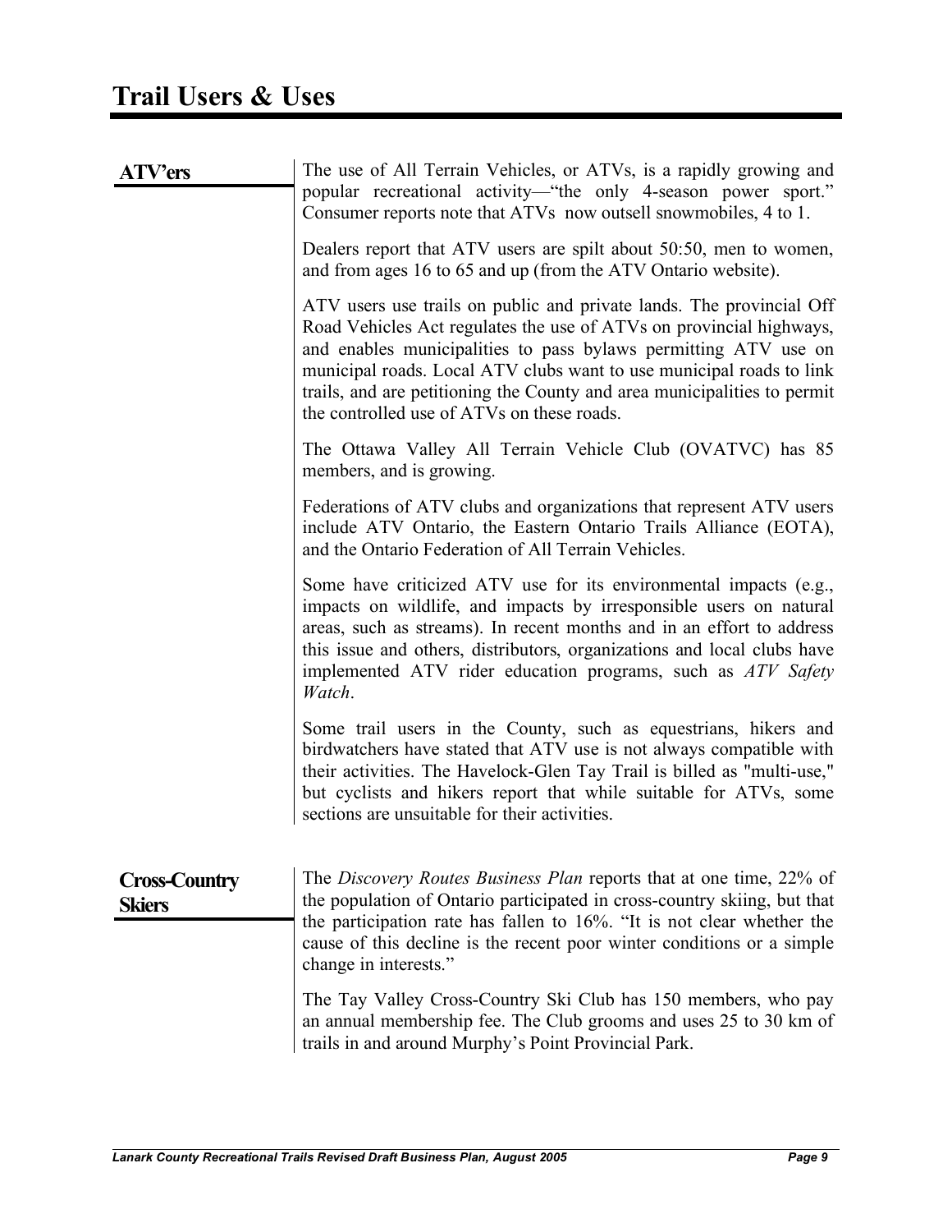# Trail Users & Uses

## ATV'ers

The use of All Terrain Vehicles, or ATVs, is a rapidly growing and popular recreational activity—"the only 4-season power sport." Consumer reports note that ATVs now outsell snowmobiles, 4 to 1.

Dealers report that ATV users are spilt about 50:50, men to women, and from ages 16 to 65 and up (from the ATV Ontario website).

ATV users use trails on public and private lands. The provincial Off Road Vehicles Act regulates the use of ATVs on provincial highways, and enables municipalities to pass bylaws permitting ATV use on municipal roads. Local ATV clubs want to use municipal roads to link trails, and are petitioning the County and area municipalities to permit the controlled use of ATVs on these roads.

The Ottawa Valley All Terrain Vehicle Club (OVATVC) has 85 members, and is growing.

Federations of ATV clubs and organizations that represent ATV users include ATV Ontario, the Eastern Ontario Trails Alliance (EOTA), and the Ontario Federation of All Terrain Vehicles.

Some have criticized ATV use for its environmental impacts (e.g., impacts on wildlife, and impacts by irresponsible users on natural areas, such as streams). In recent months and in an effort to address this issue and others, distributors, organizations and local clubs have implemented ATV rider education programs, such as *ATV Safety Watch*.

Some trail users in the County, such as equestrians, hikers and birdwatchers have stated that ATV use is not always compatible with their activities. The Havelock-Glen Tay Trail is billed as "multi-use," but cyclists and hikers report that while suitable for ATVs, some sections are unsuitable for their activities.

## Cross-Country Skiers

The *Discovery Routes Business Plan* reports that at one time, 22% of the population of Ontario participated in cross-country skiing, but that the participation rate has fallen to 16%. "It is not clear whether the cause of this decline is the recent poor winter conditions or a simple change in interests."

The Tay Valley Cross-Country Ski Club has 150 members, who pay an annual membership fee. The Club grooms and uses 25 to 30 km of trails in and around Murphy's Point Provincial Park.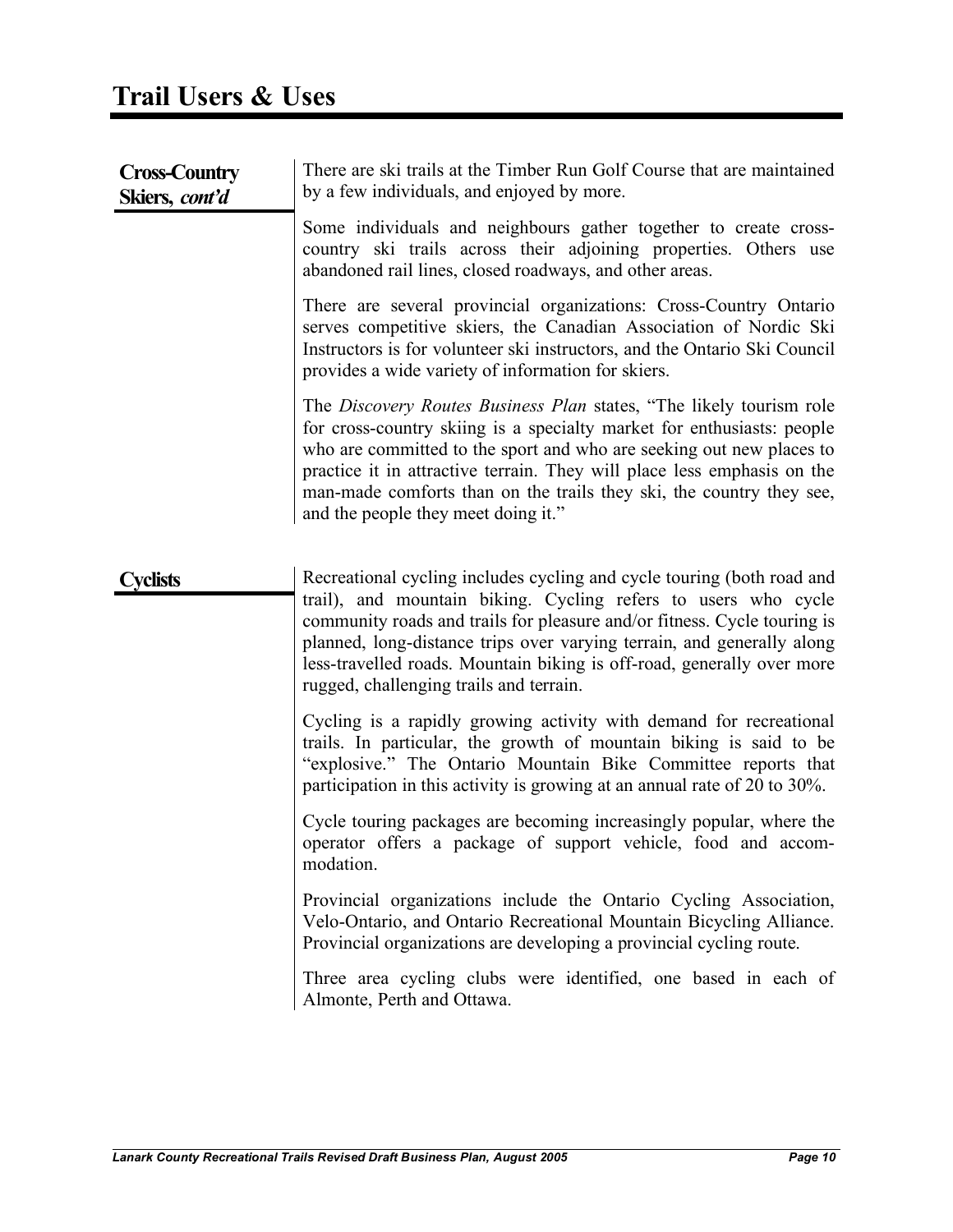# Trail Users & Uses

### Cross-Country Skiers, *cont'd*

There are ski trails at the Timber Run Golf Course that are maintained by a few individuals, and enjoyed by more.

Some individuals and neighbours gather together to create cross-country ski trails across their adjoining properties. Others use abandoned rail lines, closed roadways, and other areas.

There are several provincial organizations: Cross-Country Ontario serves competitive skiers, the Canadian Association of Nordic Ski Instructors is for volunteer ski instructors, and the Ontario Ski Council provides a wide variety of information for skiers.

The *Discovery Routes Business Plan* states, "The likely tourism role for cross-country skiing is a specialty market for enthusiasts: people who are committed to the sport and who are seeking out new places to practice it in attractive terrain. They will place less emphasis on the man-made comforts than on the trails they ski, the country they see, and the people they meet doing it."

### Cyclists

Recreational cycling includes cycling and cycle touring (both road and trail), and mountain biking. Cycling refers to users who cycle community roads and trails for pleasure and/or fitness. Cycle touring is planned, long-distance trips over varying terrain, and generally along less-travelled roads. Mountain biking is off-road, generally over more rugged, challenging trails and terrain.

Cycling is a rapidly growing activity with demand for recreational trails. In particular, the growth of mountain biking is said to be "explosive." The Ontario Mountain Bike Committee reports that participation in this activity is growing at an annual rate of 20 to 30%.

Cycle touring packages are becoming increasingly popular, where the operator offers a package of support vehicle, food and accommodation.

Provincial organizations include the Ontario Cycling Association, Velo-Ontario, and Ontario Recreational Mountain Bicycling Alliance. Provincial organizations are developing a provincial cycling route.

Three area cycling clubs were identified, one based in each of Almonte, Perth and Ottawa.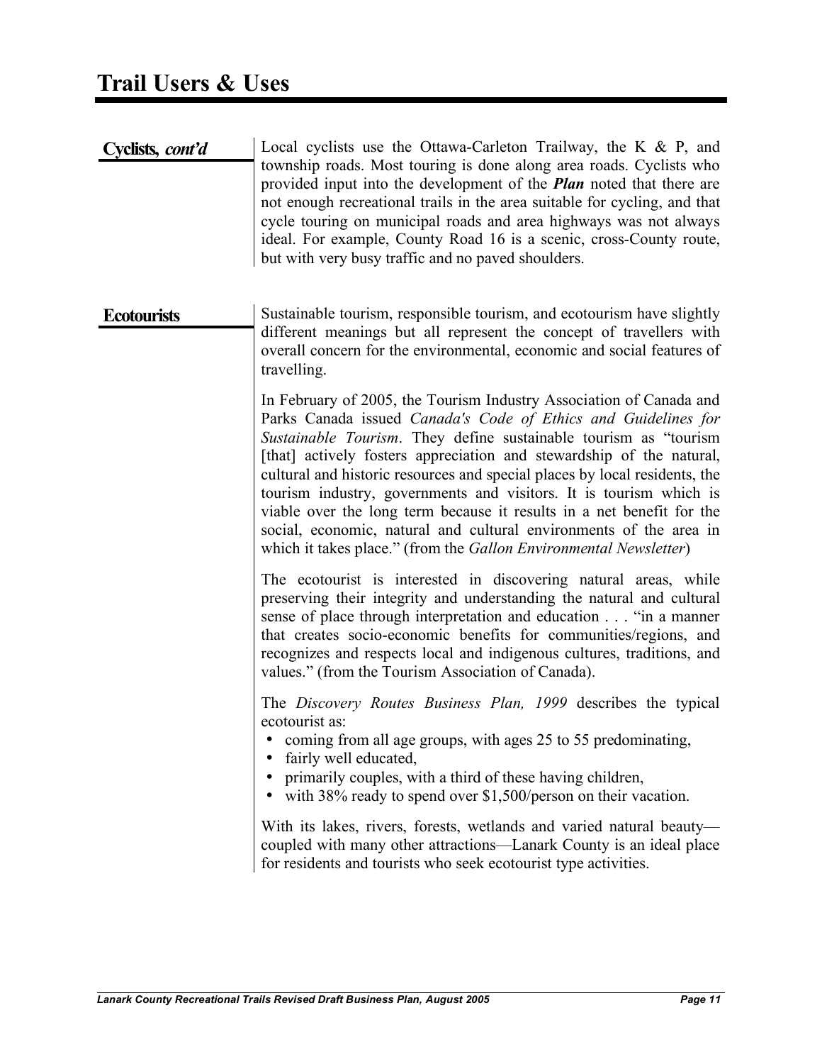# Trail Users & Uses

### Cyclists, *cont'd*

Local cyclists use the Ottawa-Carleton Trailway, the K & P, and township roads. Most touring is done along area roads. Cyclists who provided input into the development of the ***Plan*** noted that there are not enough recreational trails in the area suitable for cycling, and that cycle touring on municipal roads and area highways was not always ideal. For example, County Road 16 is a scenic, cross-County route, but with very busy traffic and no paved shoulders.

### Ecotourists

Sustainable tourism, responsible tourism, and ecotourism have slightly different meanings but all represent the concept of travellers with overall concern for the environmental, economic and social features of travelling.

In February of 2005, the Tourism Industry Association of Canada and Parks Canada issued *Canada's Code of Ethics and Guidelines for Sustainable Tourism*. They define sustainable tourism as "tourism [that] actively fosters appreciation and stewardship of the natural, cultural and historic resources and special places by local residents, the tourism industry, governments and visitors. It is tourism which is viable over the long term because it results in a net benefit for the social, economic, natural and cultural environments of the area in which it takes place." (from the *Gallon Environmental Newsletter*)

The ecotourist is interested in discovering natural areas, while preserving their integrity and understanding the natural and cultural sense of place through interpretation and education . . . "in a manner that creates socio-economic benefits for communities/regions, and recognizes and respects local and indigenous cultures, traditions, and values." (from the Tourism Association of Canada).

The *Discovery Routes Business Plan, 1999* describes the typical ecotourist as:

- coming from all age groups, with ages 25 to 55 predominating,
- fairly well educated,
- primarily couples, with a third of these having children,
- with 38% ready to spend over $1,500/person on their vacation.

With its lakes, rivers, forests, wetlands and varied natural beauty—coupled with many other attractions—Lanark County is an ideal place for residents and tourists who seek ecotourist type activities.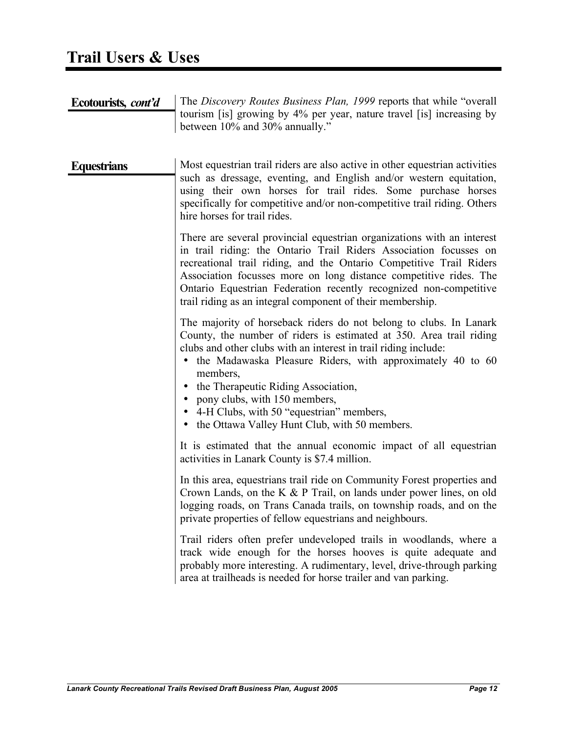# Trail Users & Uses

**Ecotourists, *cont'd***

The *Discovery Routes Business Plan, 1999* reports that while "overall tourism [is] growing by 4% per year, nature travel [is] increasing by between 10% and 30% annually."

**Equestrians**

Most equestrian trail riders are also active in other equestrian activities such as dressage, eventing, and English and/or western equitation, using their own horses for trail rides. Some purchase horses specifically for competitive and/or non-competitive trail riding. Others hire horses for trail rides.

There are several provincial equestrian organizations with an interest in trail riding: the Ontario Trail Riders Association focusses on recreational trail riding, and the Ontario Competitive Trail Riders Association focusses more on long distance competitive rides. The Ontario Equestrian Federation recently recognized non-competitive trail riding as an integral component of their membership.

The majority of horseback riders do not belong to clubs. In Lanark County, the number of riders is estimated at 350. Area trail riding clubs and other clubs with an interest in trail riding include:

- the Madawaska Pleasure Riders, with approximately 40 to 60 members,
- the Therapeutic Riding Association,
- pony clubs, with 150 members,
- 4-H Clubs, with 50 "equestrian" members,
- the Ottawa Valley Hunt Club, with 50 members.

It is estimated that the annual economic impact of all equestrian activities in Lanark County is $7.4 million.

In this area, equestrians trail ride on Community Forest properties and Crown Lands, on the K & P Trail, on lands under power lines, on old logging roads, on Trans Canada trails, on township roads, and on the private properties of fellow equestrians and neighbours.

Trail riders often prefer undeveloped trails in woodlands, where a track wide enough for the horses hooves is quite adequate and probably more interesting. A rudimentary, level, drive-through parking area at trailheads is needed for horse trailer and van parking.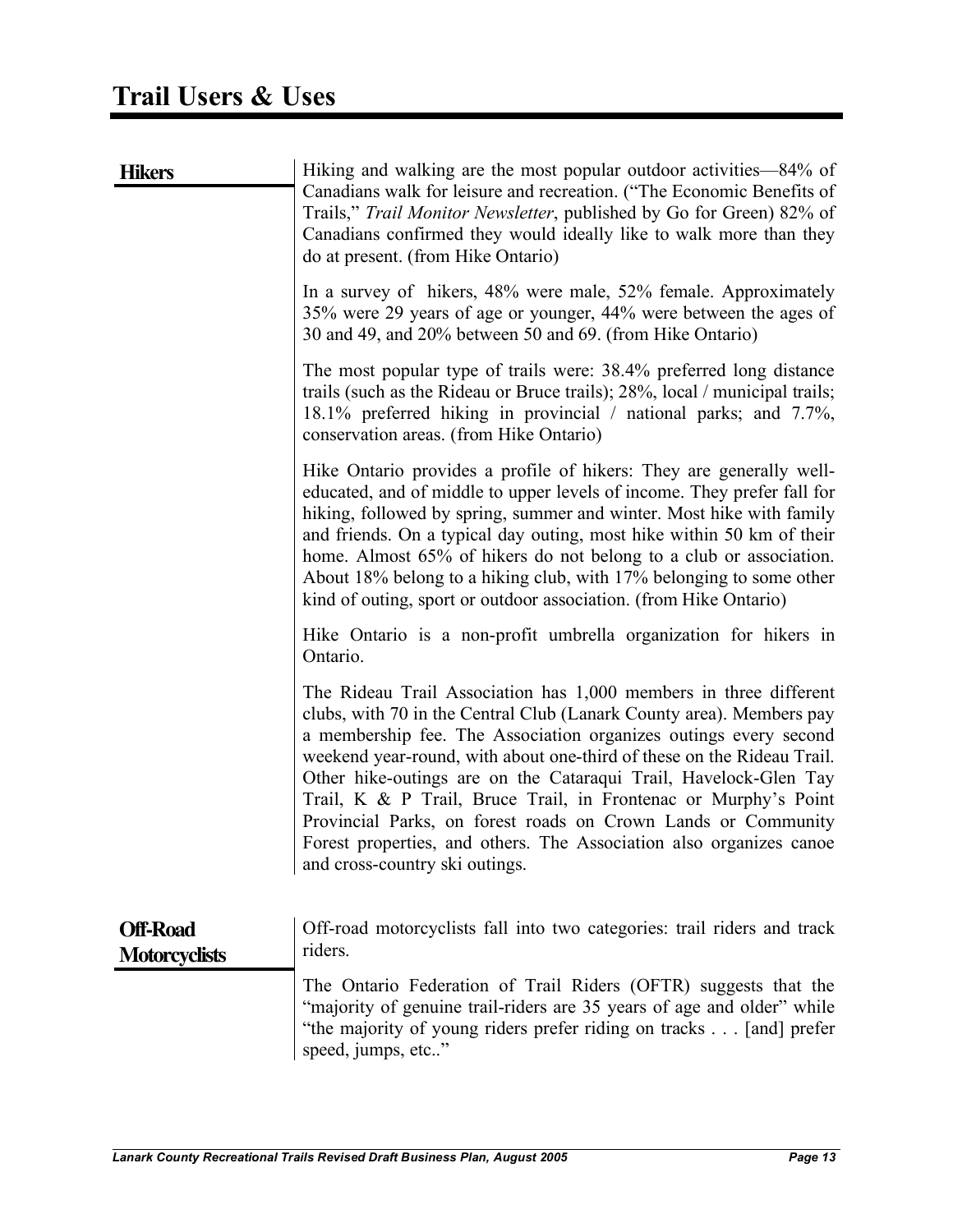# Trail Users & Uses

## Hikers

Hiking and walking are the most popular outdoor activities—84% of Canadians walk for leisure and recreation. ("The Economic Benefits of Trails," *Trail Monitor Newsletter*, published by Go for Green) 82% of Canadians confirmed they would ideally like to walk more than they do at present. (from Hike Ontario)

In a survey of hikers, 48% were male, 52% female. Approximately 35% were 29 years of age or younger, 44% were between the ages of 30 and 49, and 20% between 50 and 69. (from Hike Ontario)

The most popular type of trails were: 38.4% preferred long distance trails (such as the Rideau or Bruce trails); 28%, local / municipal trails; 18.1% preferred hiking in provincial / national parks; and 7.7%, conservation areas. (from Hike Ontario)

Hike Ontario provides a profile of hikers: They are generally well-educated, and of middle to upper levels of income. They prefer fall for hiking, followed by spring, summer and winter. Most hike with family and friends. On a typical day outing, most hike within 50 km of their home. Almost 65% of hikers do not belong to a club or association. About 18% belong to a hiking club, with 17% belonging to some other kind of outing, sport or outdoor association. (from Hike Ontario)

Hike Ontario is a non-profit umbrella organization for hikers in Ontario.

The Rideau Trail Association has 1,000 members in three different clubs, with 70 in the Central Club (Lanark County area). Members pay a membership fee. The Association organizes outings every second weekend year-round, with about one-third of these on the Rideau Trail. Other hike-outings are on the Cataraqui Trail, Havelock-Glen Tay Trail, K & P Trail, Bruce Trail, in Frontenac or Murphy's Point Provincial Parks, on forest roads on Crown Lands or Community Forest properties, and others. The Association also organizes canoe and cross-country ski outings.

## Off-Road Motorcyclists

Off-road motorcyclists fall into two categories: trail riders and track riders.

The Ontario Federation of Trail Riders (OFTR) suggests that the "majority of genuine trail-riders are 35 years of age and older" while "the majority of young riders prefer riding on tracks . . . [and] prefer speed, jumps, etc.."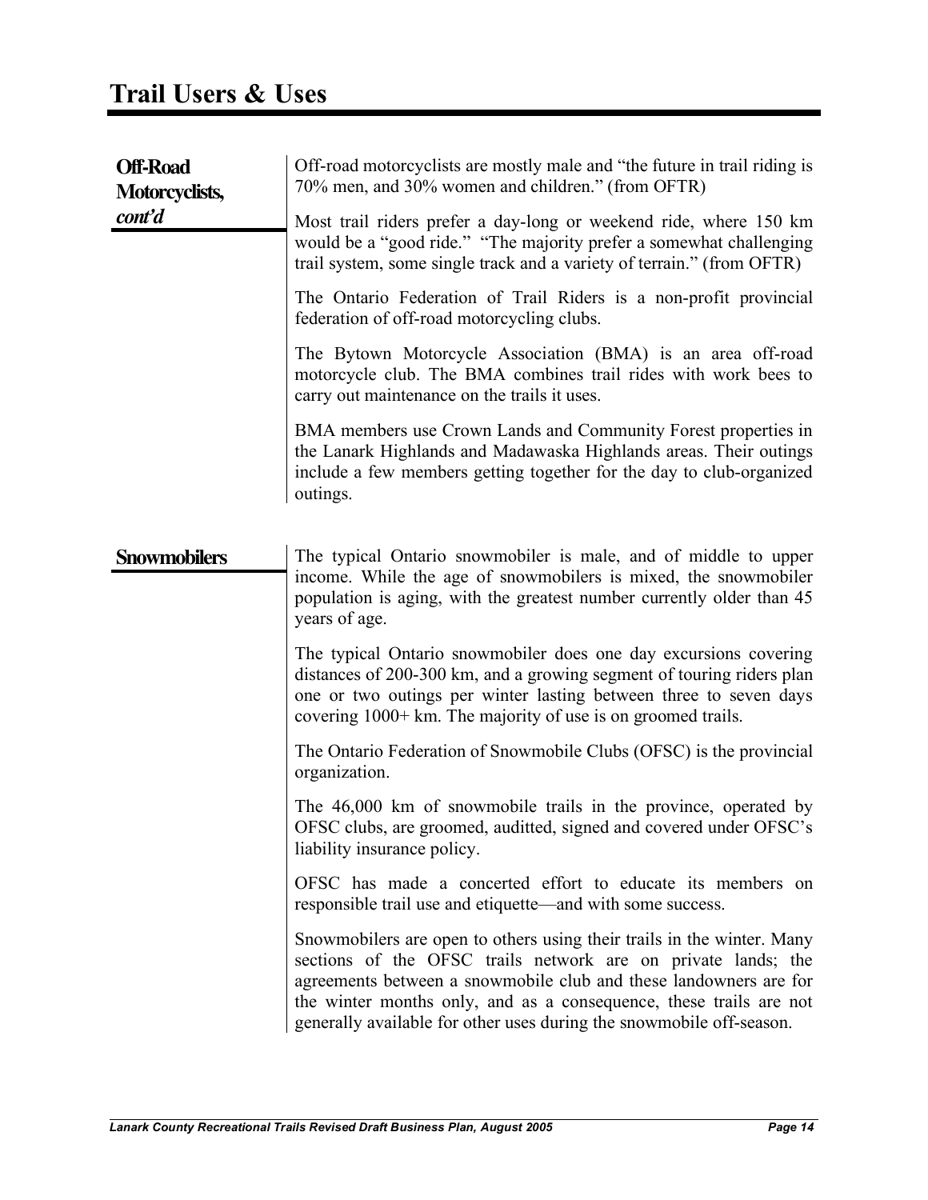# Trail Users & Uses

### Off-Road Motorcyclists, *cont'd*

Off-road motorcyclists are mostly male and "the future in trail riding is 70% men, and 30% women and children." (from OFTR)

Most trail riders prefer a day-long or weekend ride, where 150 km would be a "good ride." "The majority prefer a somewhat challenging trail system, some single track and a variety of terrain." (from OFTR)

The Ontario Federation of Trail Riders is a non-profit provincial federation of off-road motorcycling clubs.

The Bytown Motorcycle Association (BMA) is an area off-road motorcycle club. The BMA combines trail rides with work bees to carry out maintenance on the trails it uses.

BMA members use Crown Lands and Community Forest properties in the Lanark Highlands and Madawaska Highlands areas. Their outings include a few members getting together for the day to club-organized outings.

### Snowmobilers

The typical Ontario snowmobiler is male, and of middle to upper income. While the age of snowmobilers is mixed, the snowmobiler population is aging, with the greatest number currently older than 45 years of age.

The typical Ontario snowmobiler does one day excursions covering distances of 200-300 km, and a growing segment of touring riders plan one or two outings per winter lasting between three to seven days covering 1000+ km. The majority of use is on groomed trails.

The Ontario Federation of Snowmobile Clubs (OFSC) is the provincial organization.

The 46,000 km of snowmobile trails in the province, operated by OFSC clubs, are groomed, auditted, signed and covered under OFSC's liability insurance policy.

OFSC has made a concerted effort to educate its members on responsible trail use and etiquette—and with some success.

Snowmobilers are open to others using their trails in the winter. Many sections of the OFSC trails network are on private lands; the agreements between a snowmobile club and these landowners are for the winter months only, and as a consequence, these trails are not generally available for other uses during the snowmobile off-season.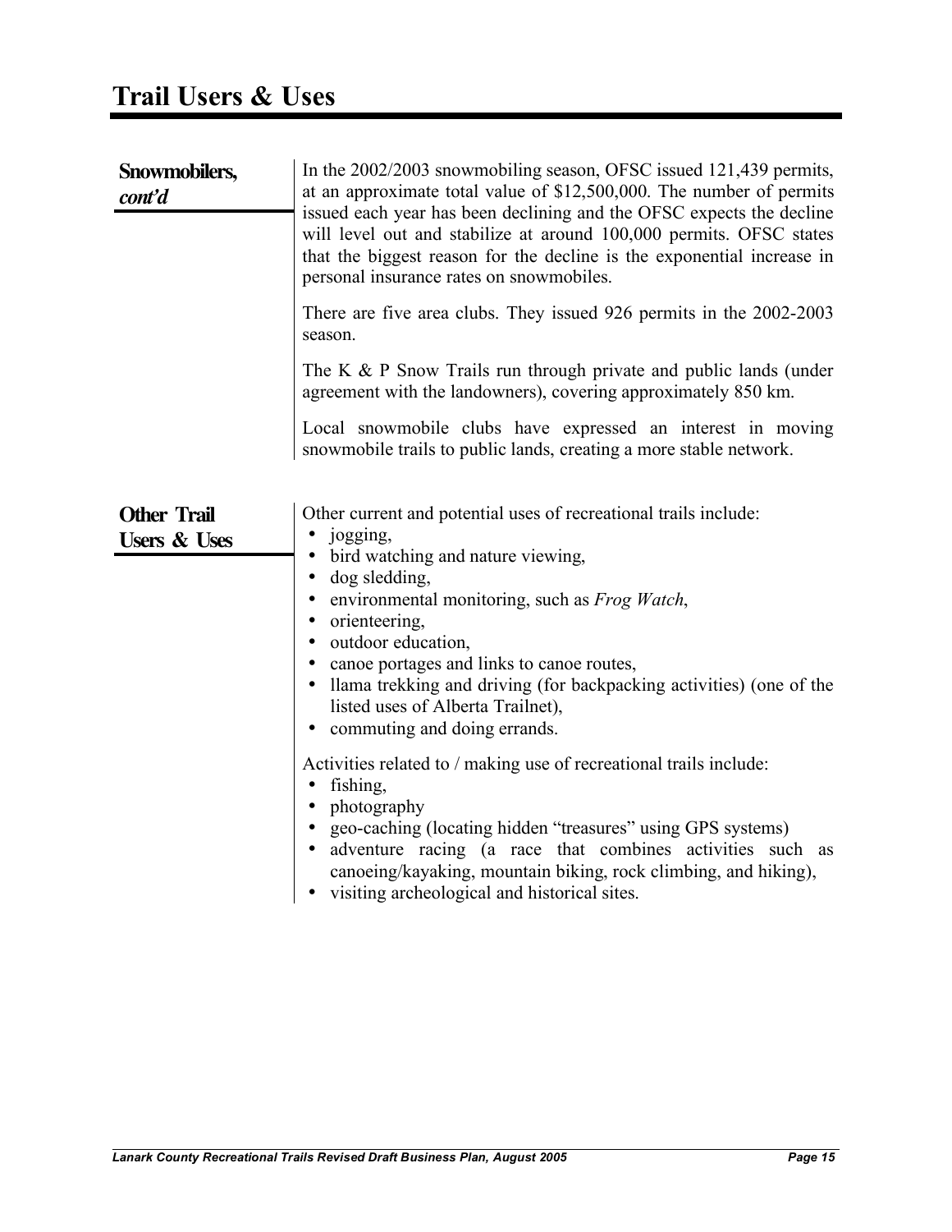# Trail Users & Uses

## Snowmobilers, *cont'd*

In the 2002/2003 snowmobiling season, OFSC issued 121,439 permits, at an approximate total value of $12,500,000. The number of permits issued each year has been declining and the OFSC expects the decline will level out and stabilize at around 100,000 permits. OFSC states that the biggest reason for the decline is the exponential increase in personal insurance rates on snowmobiles.

There are five area clubs. They issued 926 permits in the 2002-2003 season.

The K & P Snow Trails run through private and public lands (under agreement with the landowners), covering approximately 850 km.

Local snowmobile clubs have expressed an interest in moving snowmobile trails to public lands, creating a more stable network.

## Other Trail Users & Uses

Other current and potential uses of recreational trails include:

- jogging,
- bird watching and nature viewing,
- dog sledding,
- environmental monitoring, such as *Frog Watch*,
- orienteering,
- outdoor education,
- canoe portages and links to canoe routes,
- llama trekking and driving (for backpacking activities) (one of the listed uses of Alberta Trailnet),
- commuting and doing errands.

Activities related to / making use of recreational trails include:

- fishing,
- photography
- geo-caching (locating hidden "treasures" using GPS systems)
- adventure racing (a race that combines activities such as canoeing/kayaking, mountain biking, rock climbing, and hiking),
- visiting archeological and historical sites.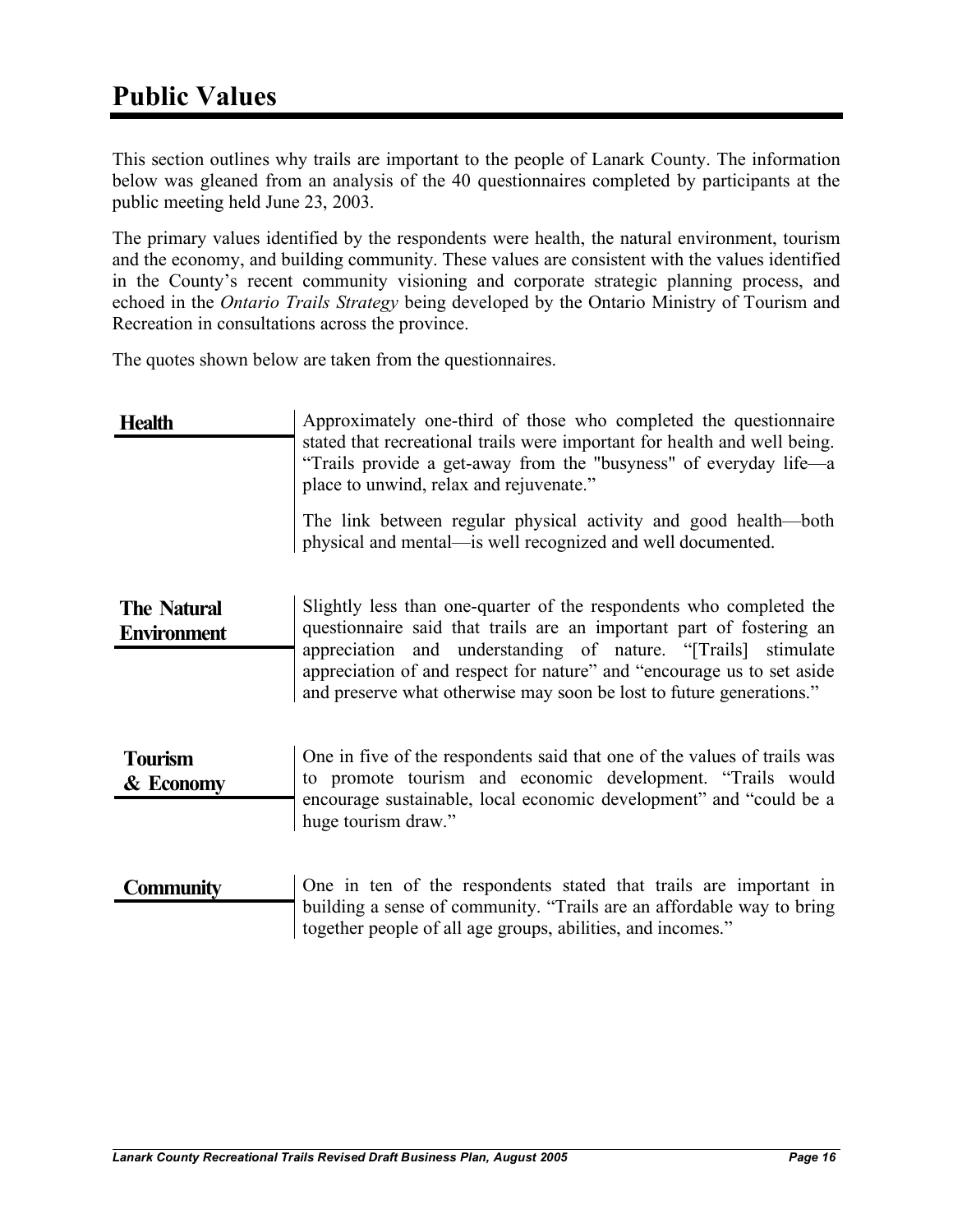# Public Values

This section outlines why trails are important to the people of Lanark County. The information below was gleaned from an analysis of the 40 questionnaires completed by participants at the public meeting held June 23, 2003.

The primary values identified by the respondents were health, the natural environment, tourism and the economy, and building community. These values are consistent with the values identified in the County's recent community visioning and corporate strategic planning process, and echoed in the *Ontario Trails Strategy* being developed by the Ontario Ministry of Tourism and Recreation in consultations across the province.

The quotes shown below are taken from the questionnaires.

## Health

Approximately one-third of those who completed the questionnaire stated that recreational trails were important for health and well being. "Trails provide a get-away from the "busyness" of everyday life—a place to unwind, relax and rejuvenate."

The link between regular physical activity and good health—both physical and mental—is well recognized and well documented.

## The Natural Environment

Slightly less than one-quarter of the respondents who completed the questionnaire said that trails are an important part of fostering an appreciation and understanding of nature. "[Trails] stimulate appreciation of and respect for nature" and "encourage us to set aside and preserve what otherwise may soon be lost to future generations."

## Tourism & Economy

One in five of the respondents said that one of the values of trails was to promote tourism and economic development. "Trails would encourage sustainable, local economic development" and "could be a huge tourism draw."

## Community

One in ten of the respondents stated that trails are important in building a sense of community. "Trails are an affordable way to bring together people of all age groups, abilities, and incomes."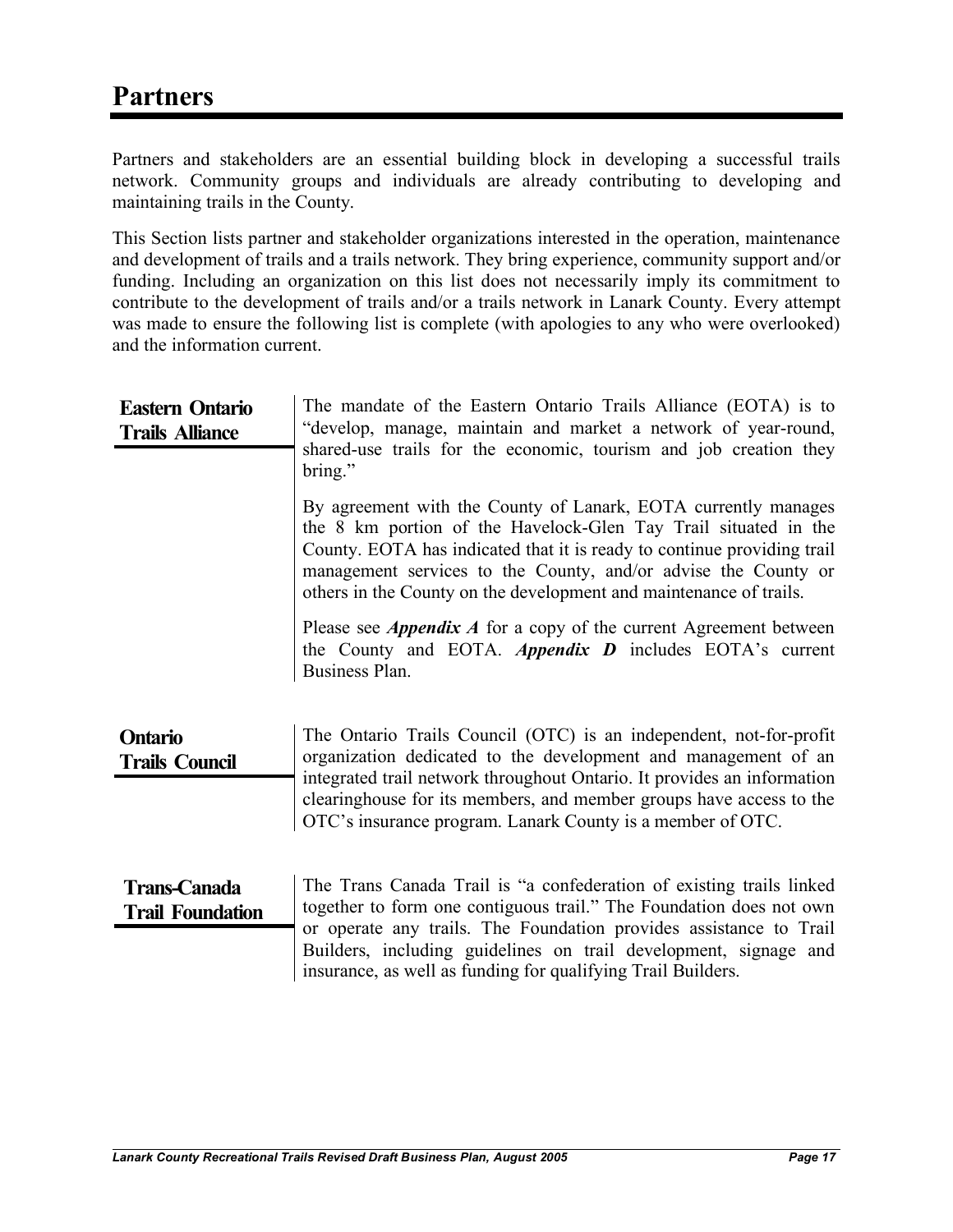# Partners

Partners and stakeholders are an essential building block in developing a successful trails network. Community groups and individuals are already contributing to developing and maintaining trails in the County.

This Section lists partner and stakeholder organizations interested in the operation, maintenance and development of trails and a trails network. They bring experience, community support and/or funding. Including an organization on this list does not necessarily imply its commitment to contribute to the development of trails and/or a trails network in Lanark County. Every attempt was made to ensure the following list is complete (with apologies to any who were overlooked) and the information current.

### Eastern Ontario Trails Alliance

The mandate of the Eastern Ontario Trails Alliance (EOTA) is to "develop, manage, maintain and market a network of year-round, shared-use trails for the economic, tourism and job creation they bring."

By agreement with the County of Lanark, EOTA currently manages the 8 km portion of the Havelock-Glen Tay Trail situated in the County. EOTA has indicated that it is ready to continue providing trail management services to the County, and/or advise the County or others in the County on the development and maintenance of trails.

Please see ***Appendix A*** for a copy of the current Agreement between the County and EOTA. ***Appendix D*** includes EOTA's current Business Plan.

### Ontario Trails Council

The Ontario Trails Council (OTC) is an independent, not-for-profit organization dedicated to the development and management of an integrated trail network throughout Ontario. It provides an information clearinghouse for its members, and member groups have access to the OTC's insurance program. Lanark County is a member of OTC.

### Trans-Canada Trail Foundation

The Trans Canada Trail is "a confederation of existing trails linked together to form one contiguous trail." The Foundation does not own or operate any trails. The Foundation provides assistance to Trail Builders, including guidelines on trail development, signage and insurance, as well as funding for qualifying Trail Builders.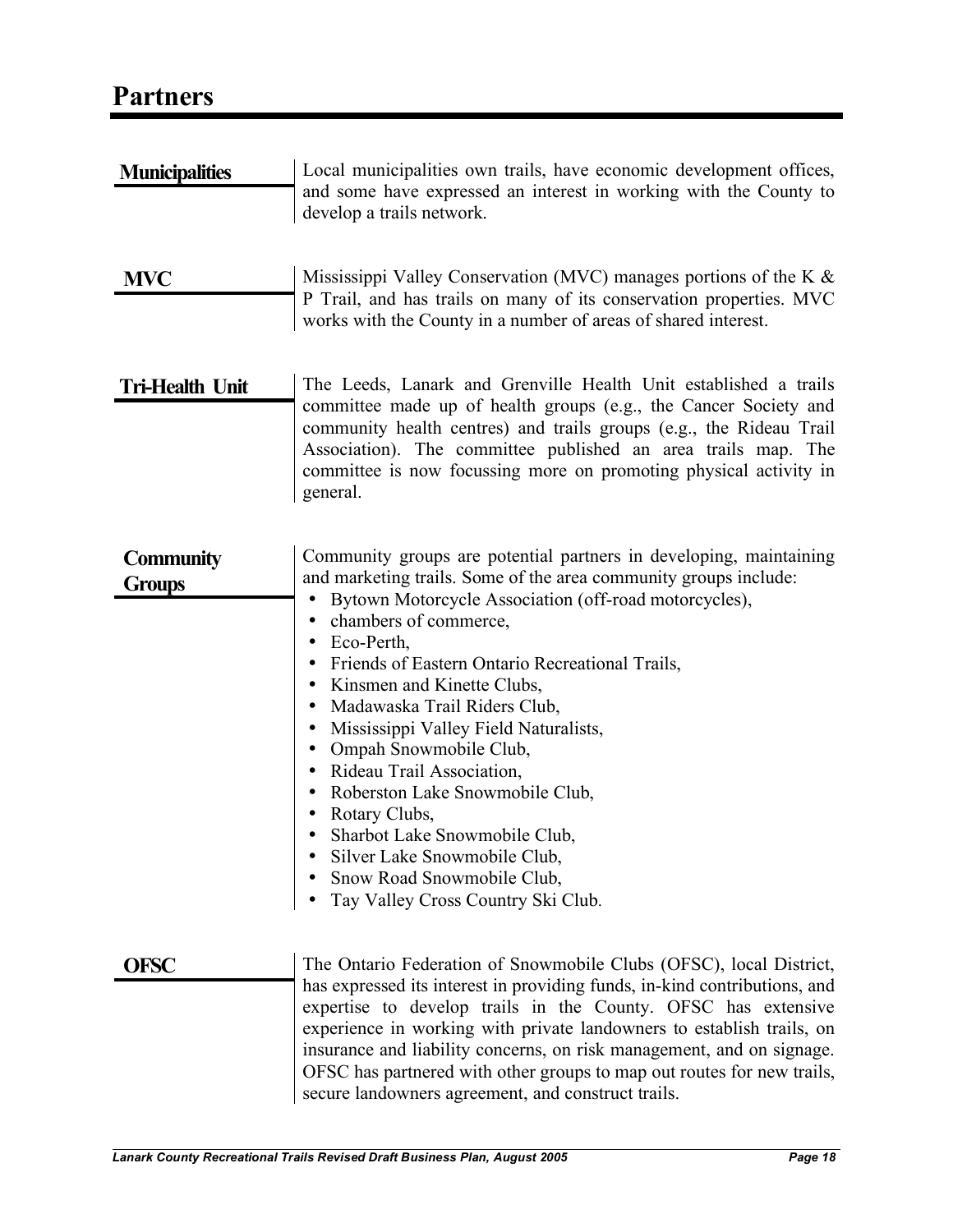# Partners

**Municipalities**

Local municipalities own trails, have economic development offices, and some have expressed an interest in working with the County to develop a trails network.

**MVC**

Mississippi Valley Conservation (MVC) manages portions of the K & P Trail, and has trails on many of its conservation properties. MVC works with the County in a number of areas of shared interest.

**Tri-Health Unit**

The Leeds, Lanark and Grenville Health Unit established a trails committee made up of health groups (e.g., the Cancer Society and community health centres) and trails groups (e.g., the Rideau Trail Association). The committee published an area trails map. The committee is now focussing more on promoting physical activity in general.

**Community Groups**

Community groups are potential partners in developing, maintaining and marketing trails. Some of the area community groups include:

- Bytown Motorcycle Association (off-road motorcycles),
- chambers of commerce,
- Eco-Perth,
- Friends of Eastern Ontario Recreational Trails,
- Kinsmen and Kinette Clubs,
- Madawaska Trail Riders Club,
- Mississippi Valley Field Naturalists,
- Ompah Snowmobile Club,
- Rideau Trail Association,
- Roberston Lake Snowmobile Club,
- Rotary Clubs,
- Sharbot Lake Snowmobile Club,
- Silver Lake Snowmobile Club,
- Snow Road Snowmobile Club,
- Tay Valley Cross Country Ski Club.

**OFSC**

The Ontario Federation of Snowmobile Clubs (OFSC), local District, has expressed its interest in providing funds, in-kind contributions, and expertise to develop trails in the County. OFSC has extensive experience in working with private landowners to establish trails, on insurance and liability concerns, on risk management, and on signage. OFSC has partnered with other groups to map out routes for new trails, secure landowners agreement, and construct trails.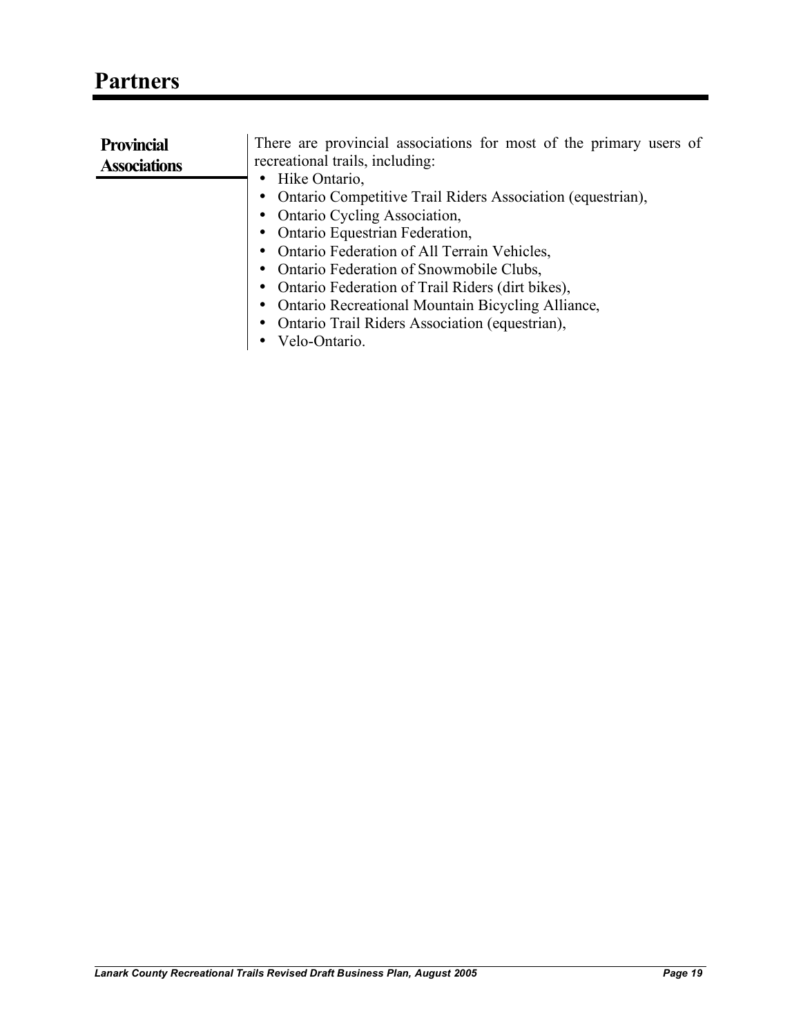# Partners

## Provincial Associations

There are provincial associations for most of the primary users of recreational trails, including:

- Hike Ontario,
- Ontario Competitive Trail Riders Association (equestrian),
- Ontario Cycling Association,
- Ontario Equestrian Federation,
- Ontario Federation of All Terrain Vehicles,
- Ontario Federation of Snowmobile Clubs,
- Ontario Federation of Trail Riders (dirt bikes),
- Ontario Recreational Mountain Bicycling Alliance,
- Ontario Trail Riders Association (equestrian),
- Velo-Ontario.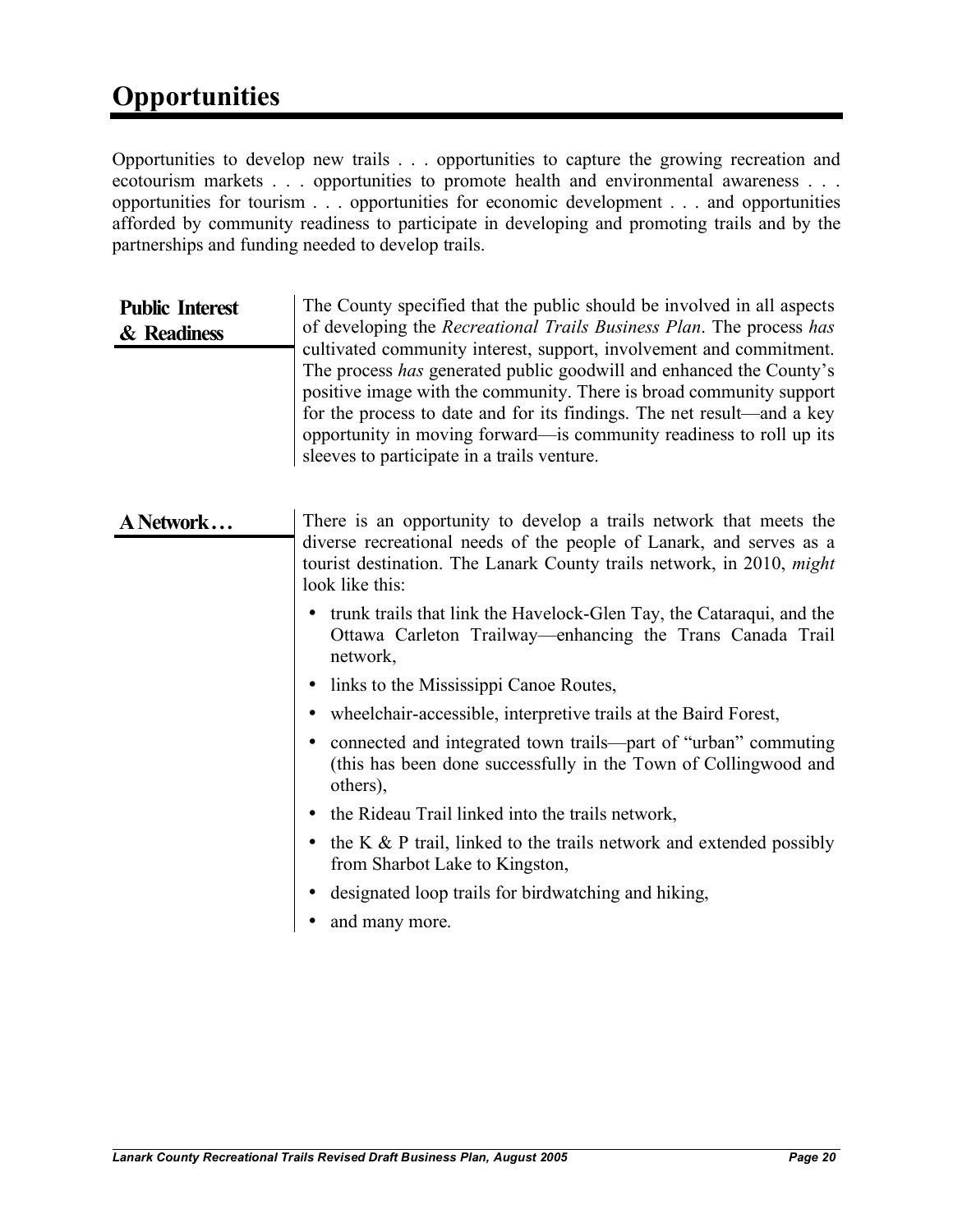# Opportunities

Opportunities to develop new trails . . . opportunities to capture the growing recreation and ecotourism markets . . . opportunities to promote health and environmental awareness . . . opportunities for tourism . . . opportunities for economic development . . . and opportunities afforded by community readiness to participate in developing and promoting trails and by the partnerships and funding needed to develop trails.

### Public Interest & Readiness

The County specified that the public should be involved in all aspects of developing the *Recreational Trails Business Plan*. The process *has* cultivated community interest, support, involvement and commitment. The process *has* generated public goodwill and enhanced the County's positive image with the community. There is broad community support for the process to date and for its findings. The net result—and a key opportunity in moving forward—is community readiness to roll up its sleeves to participate in a trails venture.

### A Network…

There is an opportunity to develop a trails network that meets the diverse recreational needs of the people of Lanark, and serves as a tourist destination. The Lanark County trails network, in 2010, *might* look like this:

- trunk trails that link the Havelock-Glen Tay, the Cataraqui, and the Ottawa Carleton Trailway—enhancing the Trans Canada Trail network,
- links to the Mississippi Canoe Routes,
- wheelchair-accessible, interpretive trails at the Baird Forest,
- connected and integrated town trails—part of "urban" commuting (this has been done successfully in the Town of Collingwood and others),
- the Rideau Trail linked into the trails network,
- the K & P trail, linked to the trails network and extended possibly from Sharbot Lake to Kingston,
- designated loop trails for birdwatching and hiking,
- and many more.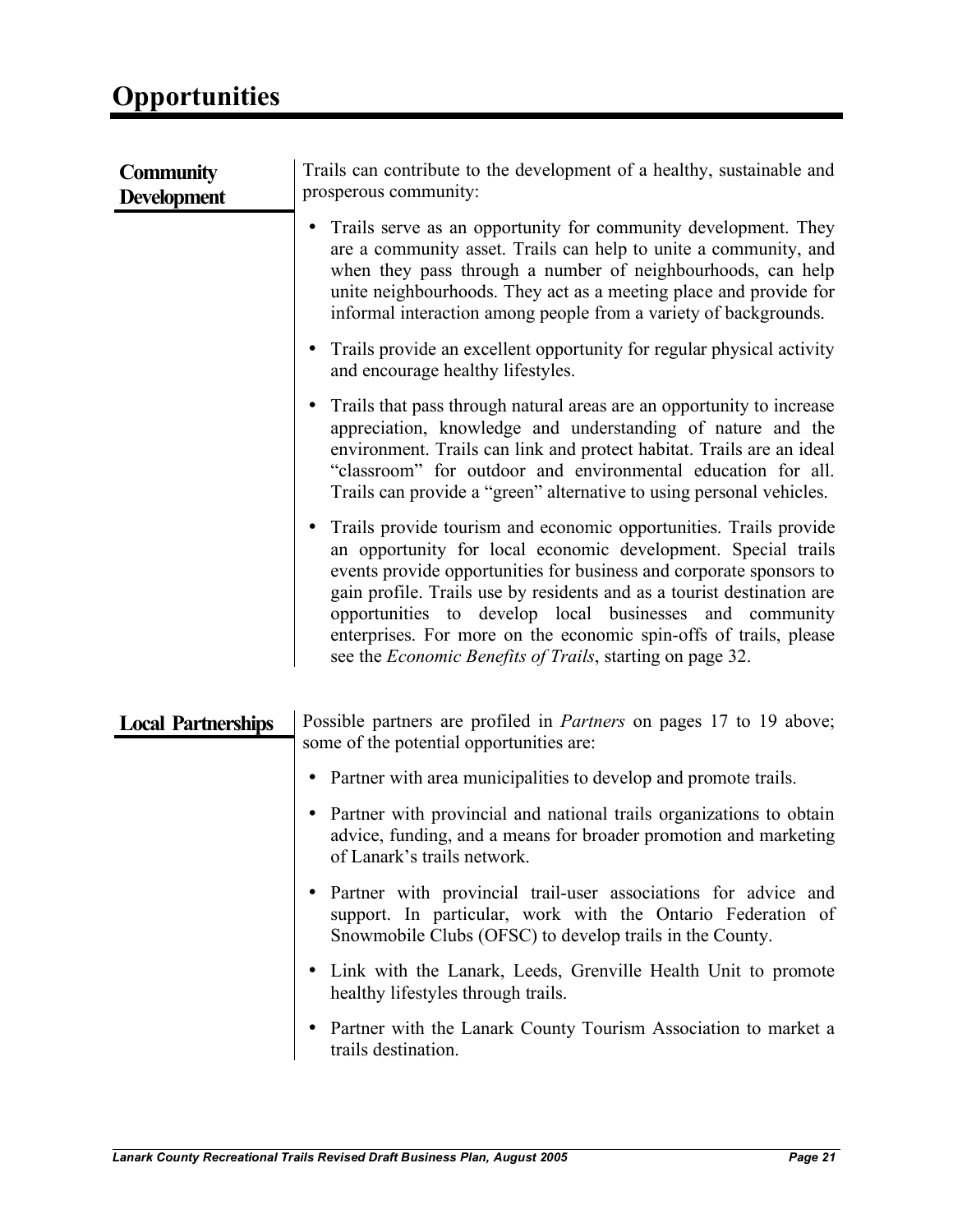# Opportunities

## Community Development

Trails can contribute to the development of a healthy, sustainable and prosperous community:

- Trails serve as an opportunity for community development. They are a community asset. Trails can help to unite a community, and when they pass through a number of neighbourhoods, can help unite neighbourhoods. They act as a meeting place and provide for informal interaction among people from a variety of backgrounds.
- Trails provide an excellent opportunity for regular physical activity and encourage healthy lifestyles.
- Trails that pass through natural areas are an opportunity to increase appreciation, knowledge and understanding of nature and the environment. Trails can link and protect habitat. Trails are an ideal "classroom" for outdoor and environmental education for all. Trails can provide a "green" alternative to using personal vehicles.
- Trails provide tourism and economic opportunities. Trails provide an opportunity for local economic development. Special trails events provide opportunities for business and corporate sponsors to gain profile. Trails use by residents and as a tourist destination are opportunities to develop local businesses and community enterprises. For more on the economic spin-offs of trails, please see the *Economic Benefits of Trails*, starting on page 32.

## Local Partnerships

Possible partners are profiled in *Partners* on pages 17 to 19 above; some of the potential opportunities are:

- Partner with area municipalities to develop and promote trails.
- Partner with provincial and national trails organizations to obtain advice, funding, and a means for broader promotion and marketing of Lanark's trails network.
- Partner with provincial trail-user associations for advice and support. In particular, work with the Ontario Federation of Snowmobile Clubs (OFSC) to develop trails in the County.
- Link with the Lanark, Leeds, Grenville Health Unit to promote healthy lifestyles through trails.
- Partner with the Lanark County Tourism Association to market a trails destination.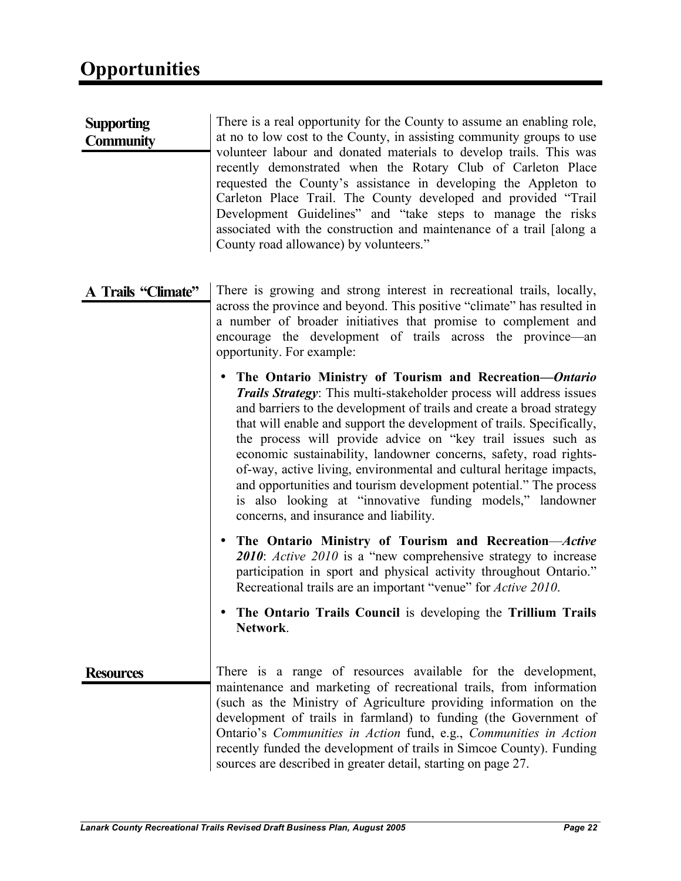# Opportunities

**Supporting Community**

There is a real opportunity for the County to assume an enabling role, at no to low cost to the County, in assisting community groups to use volunteer labour and donated materials to develop trails. This was recently demonstrated when the Rotary Club of Carleton Place requested the County's assistance in developing the Appleton to Carleton Place Trail. The County developed and provided "Trail Development Guidelines" and "take steps to manage the risks associated with the construction and maintenance of a trail [along a County road allowance) by volunteers."

**A Trails "Climate"**

There is growing and strong interest in recreational trails, locally, across the province and beyond. This positive "climate" has resulted in a number of broader initiatives that promise to complement and encourage the development of trails across the province—an opportunity. For example:

- **The Ontario Ministry of Tourism and Recreation—*Ontario Trails Strategy***: This multi-stakeholder process will address issues and barriers to the development of trails and create a broad strategy that will enable and support the development of trails. Specifically, the process will provide advice on "key trail issues such as economic sustainability, landowner concerns, safety, road rights-of-way, active living, environmental and cultural heritage impacts, and opportunities and tourism development potential." The process is also looking at "innovative funding models," landowner concerns, and insurance and liability.
- **The Ontario Ministry of Tourism and Recreation**—***Active 2010***: *Active 2010* is a "new comprehensive strategy to increase participation in sport and physical activity throughout Ontario." Recreational trails are an important "venue" for *Active 2010*.
- **The Ontario Trails Council** is developing the **Trillium Trails Network**.

**Resources**

There is a range of resources available for the development, maintenance and marketing of recreational trails, from information (such as the Ministry of Agriculture providing information on the development of trails in farmland) to funding (the Government of Ontario's *Communities in Action* fund, e.g., *Communities in Action* recently funded the development of trails in Simcoe County). Funding sources are described in greater detail, starting on page 27.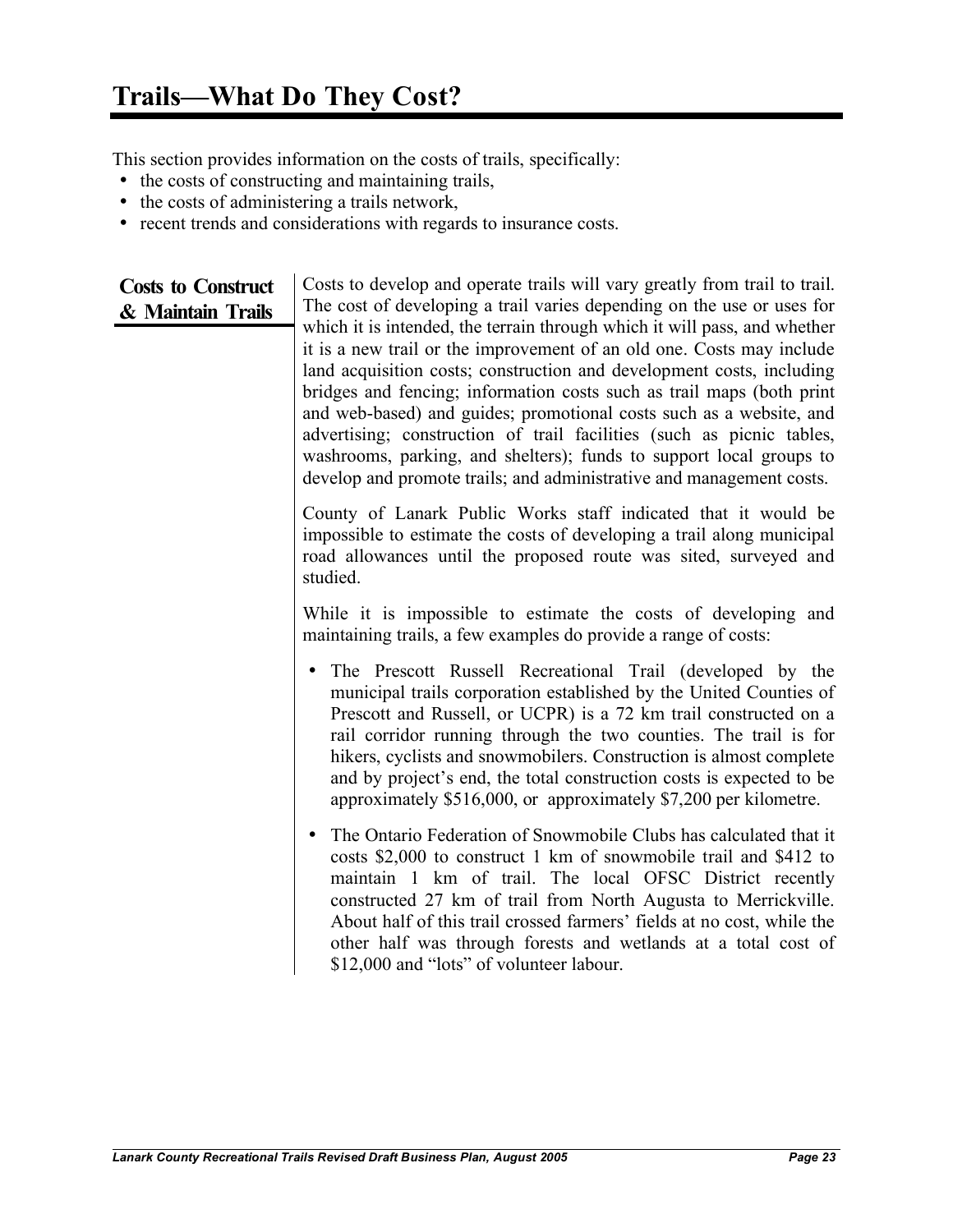# Trails—What Do They Cost?

This section provides information on the costs of trails, specifically:

- the costs of constructing and maintaining trails,
- the costs of administering a trails network,
- recent trends and considerations with regards to insurance costs.

## Costs to Construct & Maintain Trails

Costs to develop and operate trails will vary greatly from trail to trail. The cost of developing a trail varies depending on the use or uses for which it is intended, the terrain through which it will pass, and whether it is a new trail or the improvement of an old one. Costs may include land acquisition costs; construction and development costs, including bridges and fencing; information costs such as trail maps (both print and web-based) and guides; promotional costs such as a website, and advertising; construction of trail facilities (such as picnic tables, washrooms, parking, and shelters); funds to support local groups to develop and promote trails; and administrative and management costs.

County of Lanark Public Works staff indicated that it would be impossible to estimate the costs of developing a trail along municipal road allowances until the proposed route was sited, surveyed and studied.

While it is impossible to estimate the costs of developing and maintaining trails, a few examples do provide a range of costs:

- The Prescott Russell Recreational Trail (developed by the municipal trails corporation established by the United Counties of Prescott and Russell, or UCPR) is a 72 km trail constructed on a rail corridor running through the two counties. The trail is for hikers, cyclists and snowmobilers. Construction is almost complete and by project's end, the total construction costs is expected to be approximately $516,000, or approximately $7,200 per kilometre.
- The Ontario Federation of Snowmobile Clubs has calculated that it costs $2,000 to construct 1 km of snowmobile trail and $412 to maintain 1 km of trail. The local OFSC District recently constructed 27 km of trail from North Augusta to Merrickville. About half of this trail crossed farmers' fields at no cost, while the other half was through forests and wetlands at a total cost of $12,000 and "lots" of volunteer labour.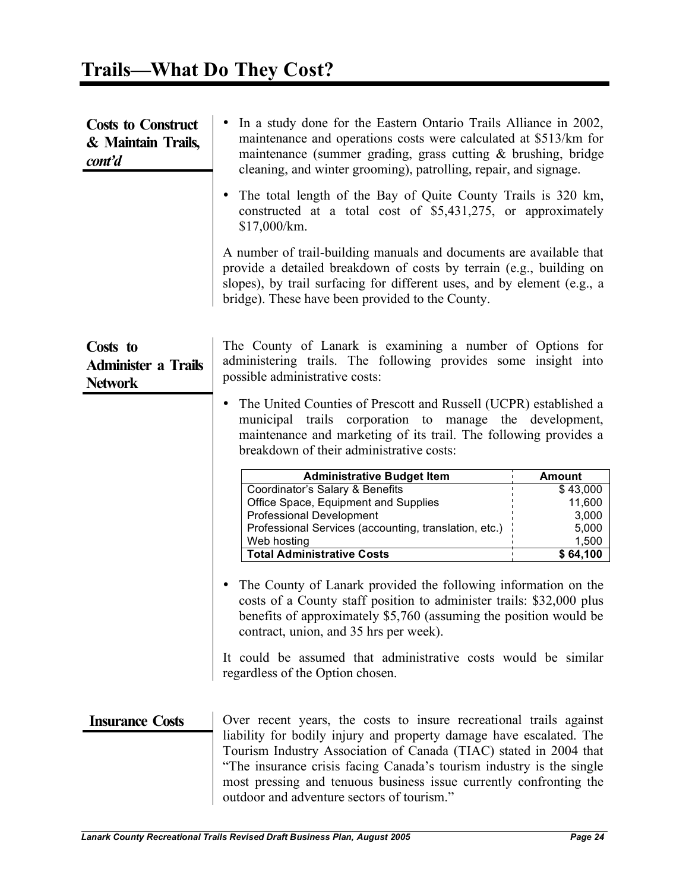# Trails—What Do They Cost?

### Costs to Construct & Maintain Trails, *cont'd*

- In a study done for the Eastern Ontario Trails Alliance in 2002, maintenance and operations costs were calculated at $513/km for maintenance (summer grading, grass cutting & brushing, bridge cleaning, and winter grooming), patrolling, repair, and signage.
- The total length of the Bay of Quite County Trails is 320 km, constructed at a total cost of $5,431,275, or approximately $17,000/km.

A number of trail-building manuals and documents are available that provide a detailed breakdown of costs by terrain (e.g., building on slopes), by trail surfacing for different uses, and by element (e.g., a bridge). These have been provided to the County.

### Costs to Administer a Trails Network

The County of Lanark is examining a number of Options for administering trails. The following provides some insight into possible administrative costs:

- The United Counties of Prescott and Russell (UCPR) established a municipal trails corporation to manage the development, maintenance and marketing of its trail. The following provides a breakdown of their administrative costs:

| Administrative Budget Item | Amount |
|---|---|
| Coordinator's Salary & Benefits | $ 43,000 |
| Office Space, Equipment and Supplies | 11,600 |
| Professional Development | 3,000 |
| Professional Services (accounting, translation, etc.) | 5,000 |
| Web hosting | 1,500 |
| **Total Administrative Costs** | **$ 64,100** |

- The County of Lanark provided the following information on the costs of a County staff position to administer trails: $32,000 plus benefits of approximately $5,760 (assuming the position would be contract, union, and 35 hrs per week).

It could be assumed that administrative costs would be similar regardless of the Option chosen.

### Insurance Costs

Over recent years, the costs to insure recreational trails against liability for bodily injury and property damage have escalated. The Tourism Industry Association of Canada (TIAC) stated in 2004 that "The insurance crisis facing Canada's tourism industry is the single most pressing and tenuous business issue currently confronting the outdoor and adventure sectors of tourism."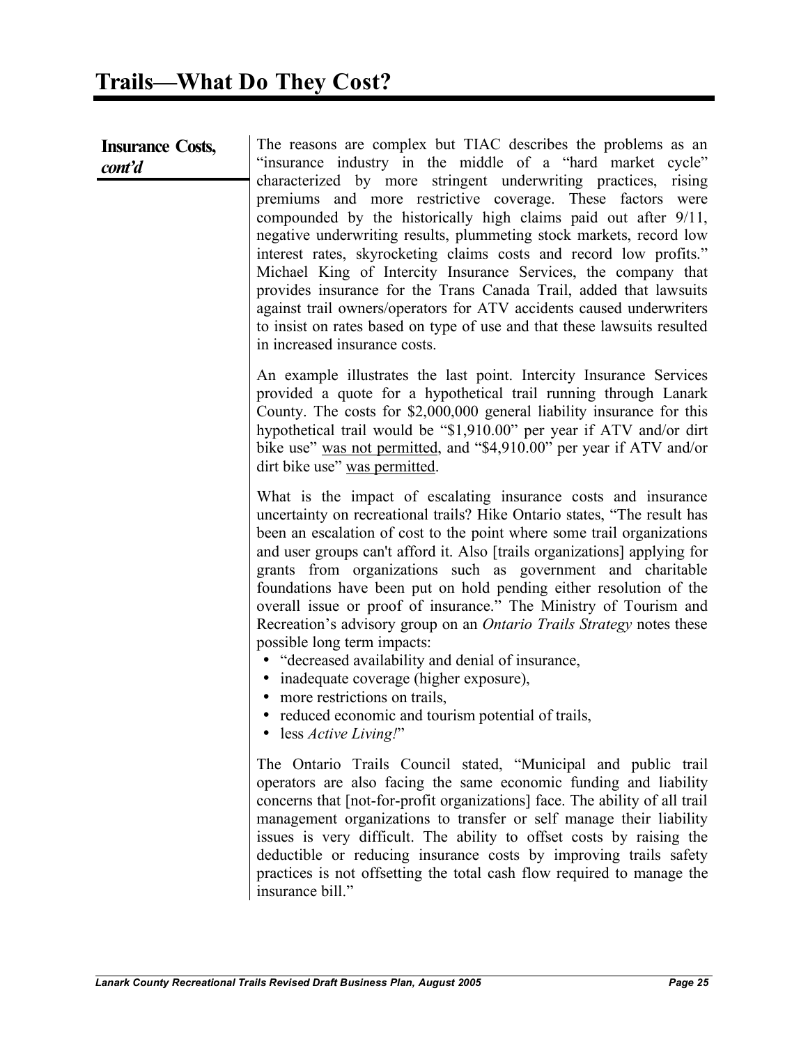# Trails—What Do They Cost?

**Insurance Costs, *cont'd***

The reasons are complex but TIAC describes the problems as an "insurance industry in the middle of a "hard market cycle" characterized by more stringent underwriting practices, rising premiums and more restrictive coverage. These factors were compounded by the historically high claims paid out after 9/11, negative underwriting results, plummeting stock markets, record low interest rates, skyrocketing claims costs and record low profits." Michael King of Intercity Insurance Services, the company that provides insurance for the Trans Canada Trail, added that lawsuits against trail owners/operators for ATV accidents caused underwriters to insist on rates based on type of use and that these lawsuits resulted in increased insurance costs.

An example illustrates the last point. Intercity Insurance Services provided a quote for a hypothetical trail running through Lanark County. The costs for $2,000,000 general liability insurance for this hypothetical trail would be "$1,910.00" per year if ATV and/or dirt bike use" <u>was not permitted</u>, and "$4,910.00" per year if ATV and/or dirt bike use" <u>was permitted</u>.

What is the impact of escalating insurance costs and insurance uncertainty on recreational trails? Hike Ontario states, "The result has been an escalation of cost to the point where some trail organizations and user groups can't afford it. Also [trails organizations] applying for grants from organizations such as government and charitable foundations have been put on hold pending either resolution of the overall issue or proof of insurance." The Ministry of Tourism and Recreation's advisory group on an *Ontario Trails Strategy* notes these possible long term impacts:

- "decreased availability and denial of insurance,
- inadequate coverage (higher exposure),
- more restrictions on trails,
- reduced economic and tourism potential of trails,
- less *Active Living!*"

The Ontario Trails Council stated, "Municipal and public trail operators are also facing the same economic funding and liability concerns that [not-for-profit organizations] face. The ability of all trail management organizations to transfer or self manage their liability issues is very difficult. The ability to offset costs by raising the deductible or reducing insurance costs by improving trails safety practices is not offsetting the total cash flow required to manage the insurance bill."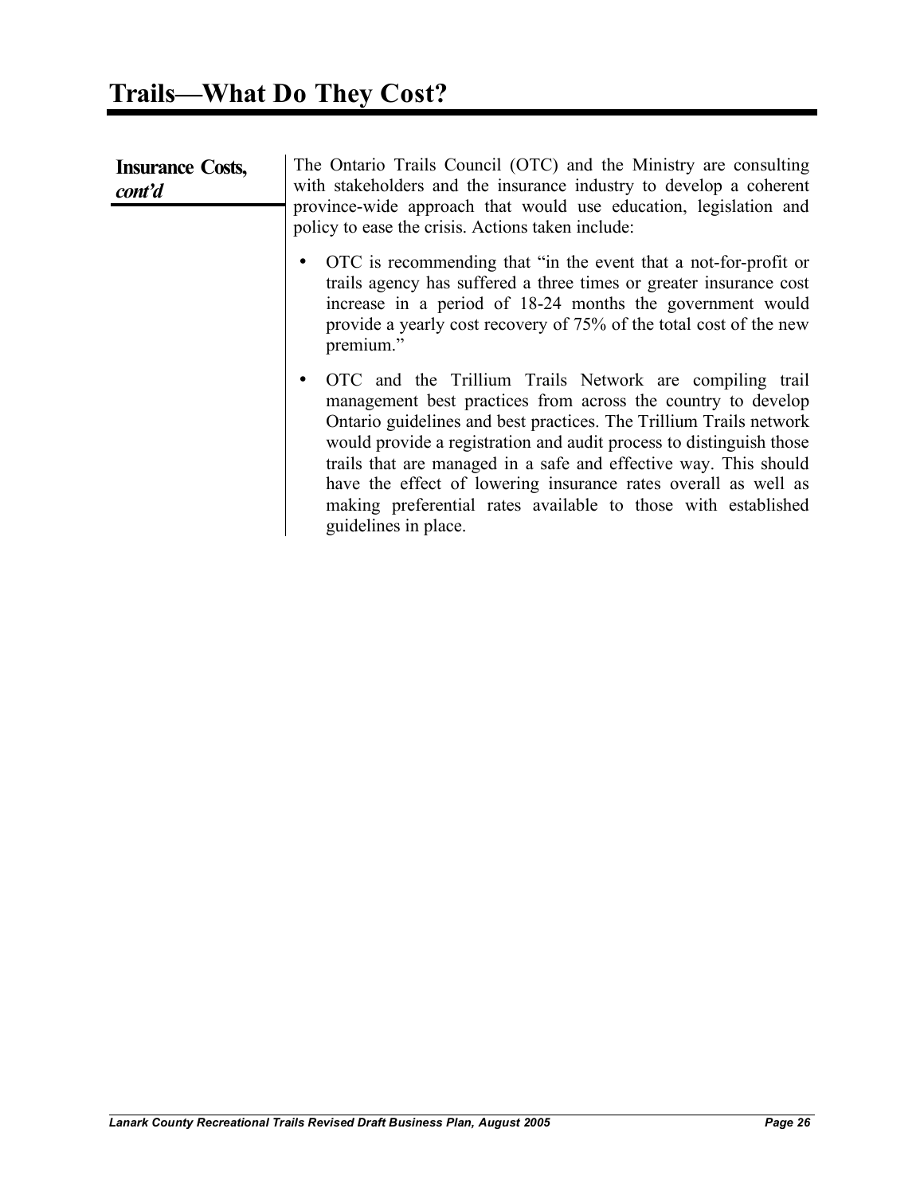# Trails—What Do They Cost?

**Insurance Costs, *cont'd***

The Ontario Trails Council (OTC) and the Ministry are consulting with stakeholders and the insurance industry to develop a coherent province-wide approach that would use education, legislation and policy to ease the crisis. Actions taken include:

- OTC is recommending that "in the event that a not-for-profit or trails agency has suffered a three times or greater insurance cost increase in a period of 18-24 months the government would provide a yearly cost recovery of 75% of the total cost of the new premium."
- OTC and the Trillium Trails Network are compiling trail management best practices from across the country to develop Ontario guidelines and best practices. The Trillium Trails network would provide a registration and audit process to distinguish those trails that are managed in a safe and effective way. This should have the effect of lowering insurance rates overall as well as making preferential rates available to those with established guidelines in place.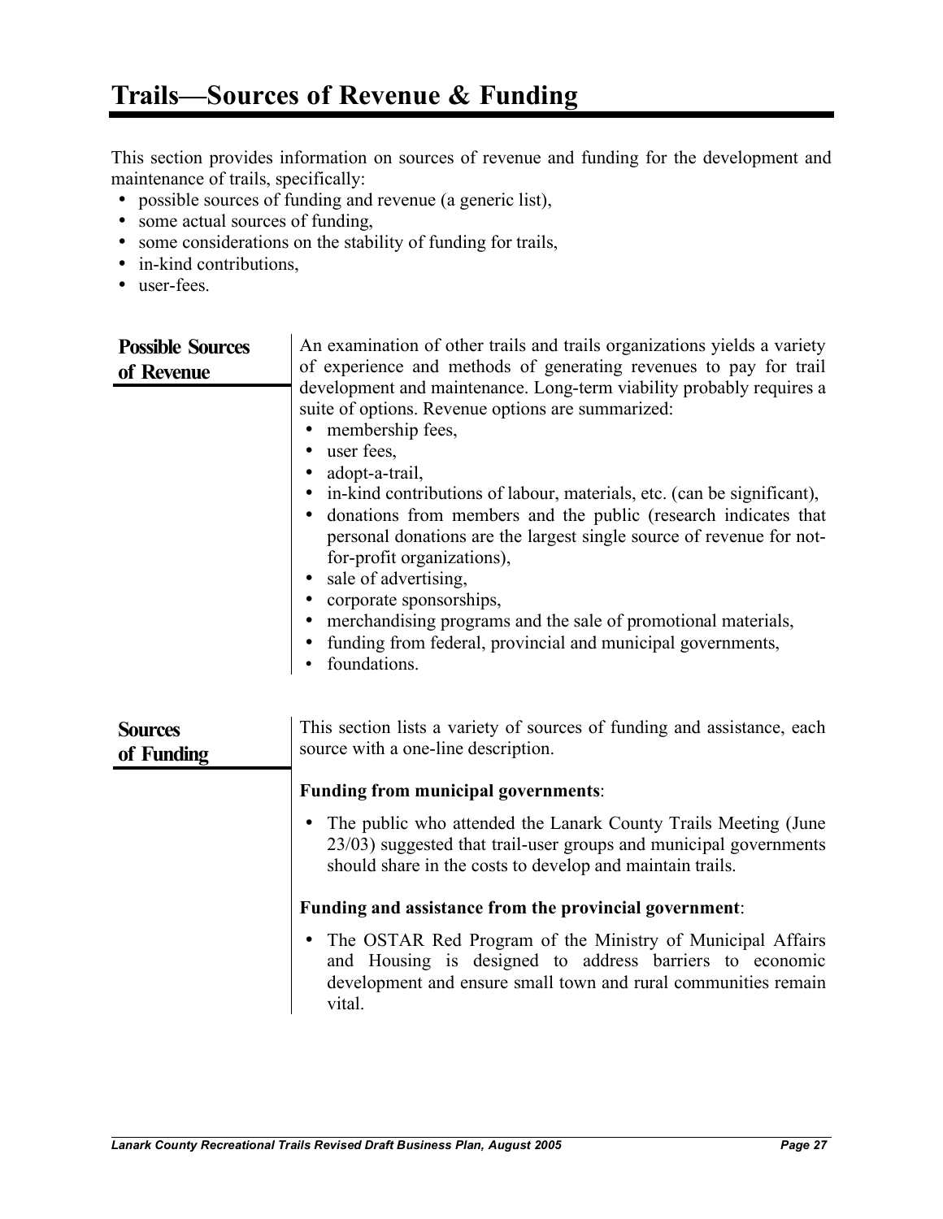# Trails—Sources of Revenue & Funding

This section provides information on sources of revenue and funding for the development and maintenance of trails, specifically:

- possible sources of funding and revenue (a generic list),
- some actual sources of funding,
- some considerations on the stability of funding for trails,
- in-kind contributions,
- user-fees.

## Possible Sources of Revenue

An examination of other trails and trails organizations yields a variety of experience and methods of generating revenues to pay for trail development and maintenance. Long-term viability probably requires a suite of options. Revenue options are summarized:

- membership fees,
- user fees,
- adopt-a-trail,
- in-kind contributions of labour, materials, etc. (can be significant),
- donations from members and the public (research indicates that personal donations are the largest single source of revenue for not-for-profit organizations),
- sale of advertising,
- corporate sponsorships,
- merchandising programs and the sale of promotional materials,
- funding from federal, provincial and municipal governments,
- foundations.

## Sources of Funding

This section lists a variety of sources of funding and assistance, each source with a one-line description.

**Funding from municipal governments**:

- The public who attended the Lanark County Trails Meeting (June 23/03) suggested that trail-user groups and municipal governments should share in the costs to develop and maintain trails.

**Funding and assistance from the provincial government**:

- The OSTAR Red Program of the Ministry of Municipal Affairs and Housing is designed to address barriers to economic development and ensure small town and rural communities remain vital.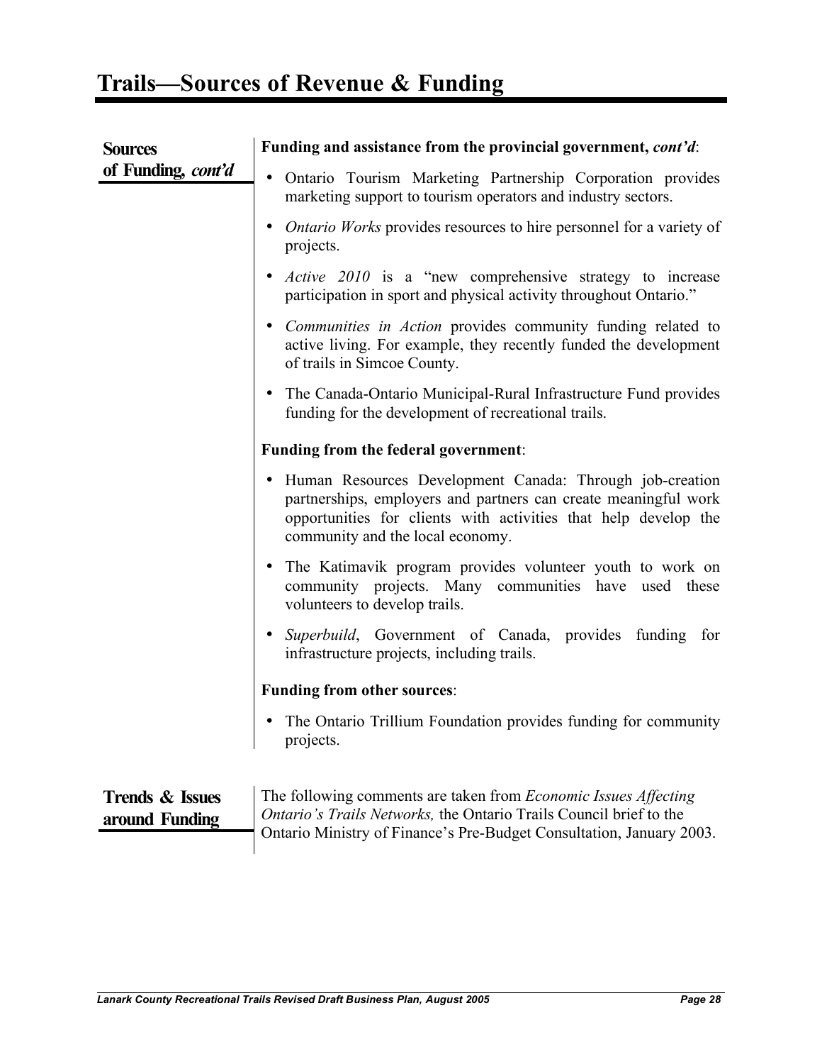# Trails—Sources of Revenue & Funding

## Sources of Funding, *cont'd*

**Funding and assistance from the provincial government, *cont'd*:**

- Ontario Tourism Marketing Partnership Corporation provides marketing support to tourism operators and industry sectors.
- *Ontario Works* provides resources to hire personnel for a variety of projects.
- *Active 2010* is a "new comprehensive strategy to increase participation in sport and physical activity throughout Ontario."
- *Communities in Action* provides community funding related to active living. For example, they recently funded the development of trails in Simcoe County.
- The Canada-Ontario Municipal-Rural Infrastructure Fund provides funding for the development of recreational trails.

**Funding from the federal government:**

- Human Resources Development Canada: Through job-creation partnerships, employers and partners can create meaningful work opportunities for clients with activities that help develop the community and the local economy.
- The Katimavik program provides volunteer youth to work on community projects. Many communities have used these volunteers to develop trails.
- *Superbuild*, Government of Canada, provides funding for infrastructure projects, including trails.

**Funding from other sources:**

- The Ontario Trillium Foundation provides funding for community projects.

## Trends & Issues around Funding

The following comments are taken from *Economic Issues Affecting Ontario's Trails Networks,* the Ontario Trails Council brief to the Ontario Ministry of Finance's Pre-Budget Consultation, January 2003.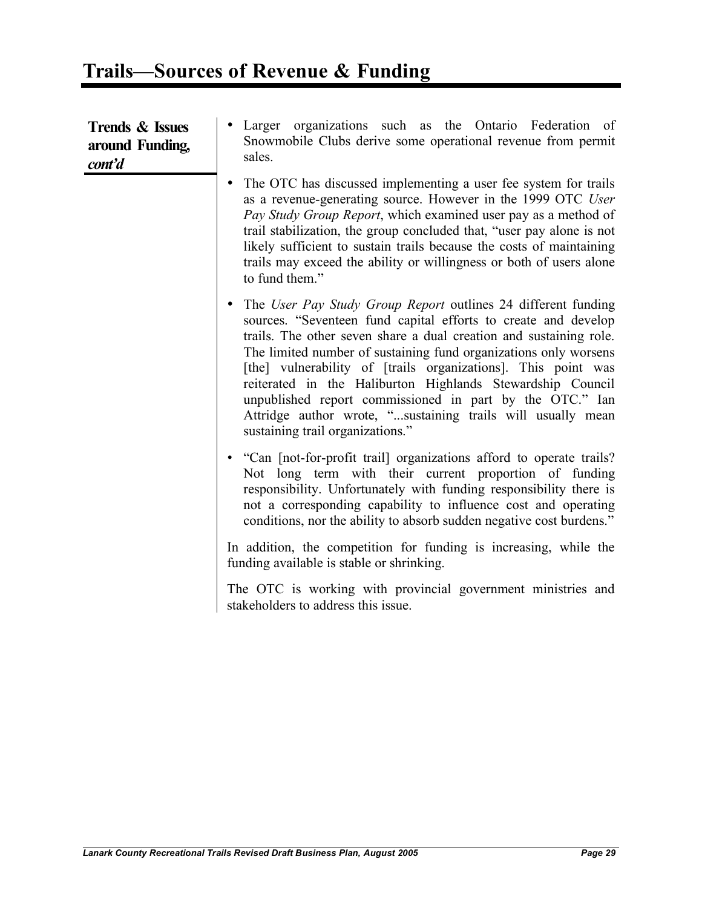# Trails—Sources of Revenue & Funding

**Trends & Issues around Funding, *cont'd***

- Larger organizations such as the Ontario Federation of Snowmobile Clubs derive some operational revenue from permit sales.
- The OTC has discussed implementing a user fee system for trails as a revenue-generating source. However in the 1999 OTC *User Pay Study Group Report*, which examined user pay as a method of trail stabilization, the group concluded that, "user pay alone is not likely sufficient to sustain trails because the costs of maintaining trails may exceed the ability or willingness or both of users alone to fund them."
- The *User Pay Study Group Report* outlines 24 different funding sources. "Seventeen fund capital efforts to create and develop trails. The other seven share a dual creation and sustaining role. The limited number of sustaining fund organizations only worsens [the] vulnerability of [trails organizations]. This point was reiterated in the Haliburton Highlands Stewardship Council unpublished report commissioned in part by the OTC." Ian Attridge author wrote, "...sustaining trails will usually mean sustaining trail organizations."
- "Can [not-for-profit trail] organizations afford to operate trails? Not long term with their current proportion of funding responsibility. Unfortunately with funding responsibility there is not a corresponding capability to influence cost and operating conditions, nor the ability to absorb sudden negative cost burdens."

In addition, the competition for funding is increasing, while the funding available is stable or shrinking.

The OTC is working with provincial government ministries and stakeholders to address this issue.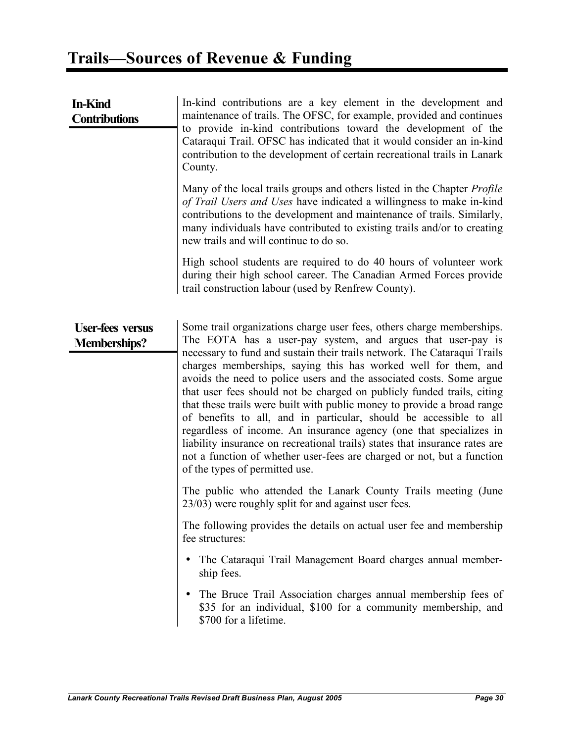# Trails—Sources of Revenue & Funding

### In-Kind Contributions

In-kind contributions are a key element in the development and maintenance of trails. The OFSC, for example, provided and continues to provide in-kind contributions toward the development of the Cataraqui Trail. OFSC has indicated that it would consider an in-kind contribution to the development of certain recreational trails in Lanark County.

Many of the local trails groups and others listed in the Chapter *Profile of Trail Users and Uses* have indicated a willingness to make in-kind contributions to the development and maintenance of trails. Similarly, many individuals have contributed to existing trails and/or to creating new trails and will continue to do so.

High school students are required to do 40 hours of volunteer work during their high school career. The Canadian Armed Forces provide trail construction labour (used by Renfrew County).

### User-fees versus Memberships?

Some trail organizations charge user fees, others charge memberships. The EOTA has a user-pay system, and argues that user-pay is necessary to fund and sustain their trails network. The Cataraqui Trails charges memberships, saying this has worked well for them, and avoids the need to police users and the associated costs. Some argue that user fees should not be charged on publicly funded trails, citing that these trails were built with public money to provide a broad range of benefits to all, and in particular, should be accessible to all regardless of income. An insurance agency (one that specializes in liability insurance on recreational trails) states that insurance rates are not a function of whether user-fees are charged or not, but a function of the types of permitted use.

The public who attended the Lanark County Trails meeting (June 23/03) were roughly split for and against user fees.

The following provides the details on actual user fee and membership fee structures:

- The Cataraqui Trail Management Board charges annual membership fees.
- The Bruce Trail Association charges annual membership fees of $35 for an individual, $100 for a community membership, and $700 for a lifetime.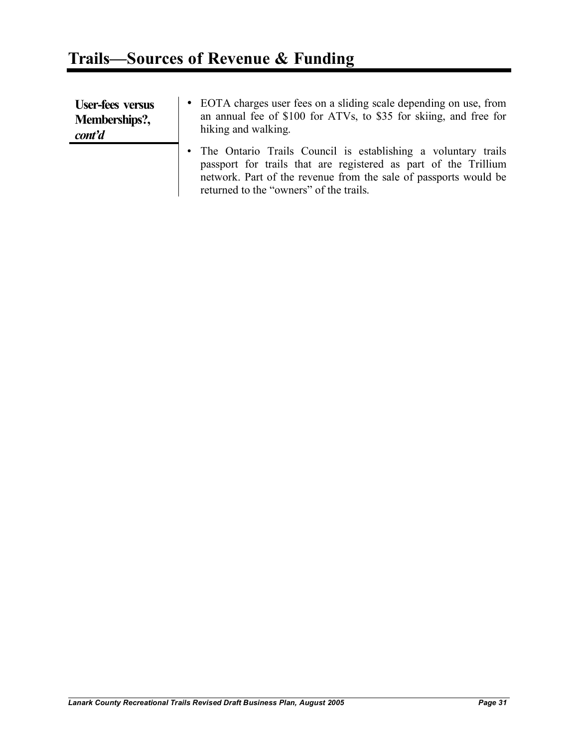# Trails—Sources of Revenue & Funding

**User-fees versus Memberships?, *cont'd***

- EOTA charges user fees on a sliding scale depending on use, from an annual fee of $100 for ATVs, to $35 for skiing, and free for hiking and walking.
- The Ontario Trails Council is establishing a voluntary trails passport for trails that are registered as part of the Trillium network. Part of the revenue from the sale of passports would be returned to the "owners" of the trails.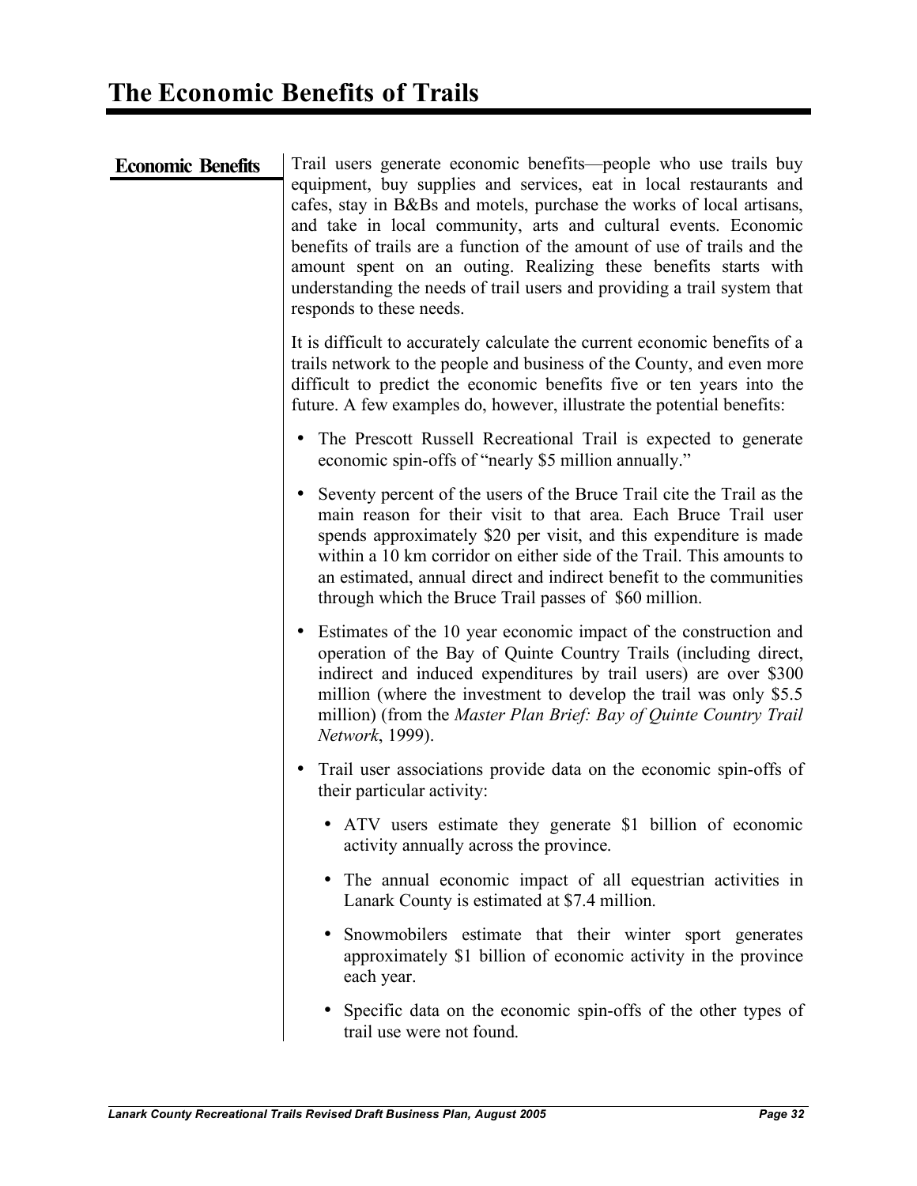# The Economic Benefits of Trails

## Economic Benefits

Trail users generate economic benefits—people who use trails buy equipment, buy supplies and services, eat in local restaurants and cafes, stay in B&Bs and motels, purchase the works of local artisans, and take in local community, arts and cultural events. Economic benefits of trails are a function of the amount of use of trails and the amount spent on an outing. Realizing these benefits starts with understanding the needs of trail users and providing a trail system that responds to these needs.

It is difficult to accurately calculate the current economic benefits of a trails network to the people and business of the County, and even more difficult to predict the economic benefits five or ten years into the future. A few examples do, however, illustrate the potential benefits:

- The Prescott Russell Recreational Trail is expected to generate economic spin-offs of "nearly $5 million annually."
- Seventy percent of the users of the Bruce Trail cite the Trail as the main reason for their visit to that area. Each Bruce Trail user spends approximately $20 per visit, and this expenditure is made within a 10 km corridor on either side of the Trail. This amounts to an estimated, annual direct and indirect benefit to the communities through which the Bruce Trail passes of $60 million.
- Estimates of the 10 year economic impact of the construction and operation of the Bay of Quinte Country Trails (including direct, indirect and induced expenditures by trail users) are over $300 million (where the investment to develop the trail was only $5.5 million) (from the *Master Plan Brief: Bay of Quinte Country Trail Network*, 1999).
- Trail user associations provide data on the economic spin-offs of their particular activity:
  - ATV users estimate they generate $1 billion of economic activity annually across the province.
  - The annual economic impact of all equestrian activities in Lanark County is estimated at $7.4 million.
  - Snowmobilers estimate that their winter sport generates approximately $1 billion of economic activity in the province each year.
  - Specific data on the economic spin-offs of the other types of trail use were not found.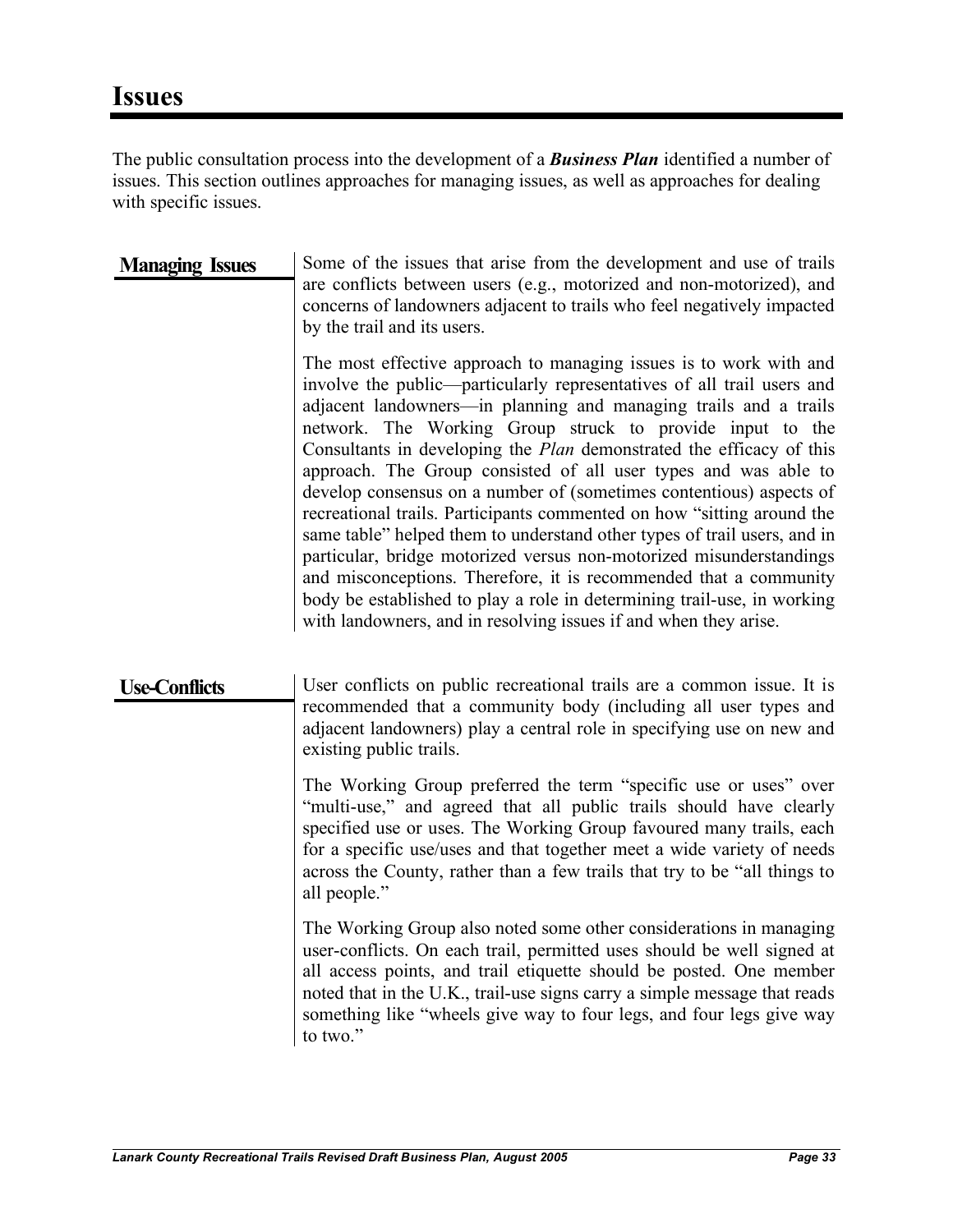# Issues

The public consultation process into the development of a ***Business Plan*** identified a number of issues. This section outlines approaches for managing issues, as well as approaches for dealing with specific issues.

## Managing Issues

Some of the issues that arise from the development and use of trails are conflicts between users (e.g., motorized and non-motorized), and concerns of landowners adjacent to trails who feel negatively impacted by the trail and its users.

The most effective approach to managing issues is to work with and involve the public—particularly representatives of all trail users and adjacent landowners—in planning and managing trails and a trails network. The Working Group struck to provide input to the Consultants in developing the *Plan* demonstrated the efficacy of this approach. The Group consisted of all user types and was able to develop consensus on a number of (sometimes contentious) aspects of recreational trails. Participants commented on how "sitting around the same table" helped them to understand other types of trail users, and in particular, bridge motorized versus non-motorized misunderstandings and misconceptions. Therefore, it is recommended that a community body be established to play a role in determining trail-use, in working with landowners, and in resolving issues if and when they arise.

## Use-Conflicts

User conflicts on public recreational trails are a common issue. It is recommended that a community body (including all user types and adjacent landowners) play a central role in specifying use on new and existing public trails.

The Working Group preferred the term "specific use or uses" over "multi-use," and agreed that all public trails should have clearly specified use or uses. The Working Group favoured many trails, each for a specific use/uses and that together meet a wide variety of needs across the County, rather than a few trails that try to be "all things to all people."

The Working Group also noted some other considerations in managing user-conflicts. On each trail, permitted uses should be well signed at all access points, and trail etiquette should be posted. One member noted that in the U.K., trail-use signs carry a simple message that reads something like "wheels give way to four legs, and four legs give way to two."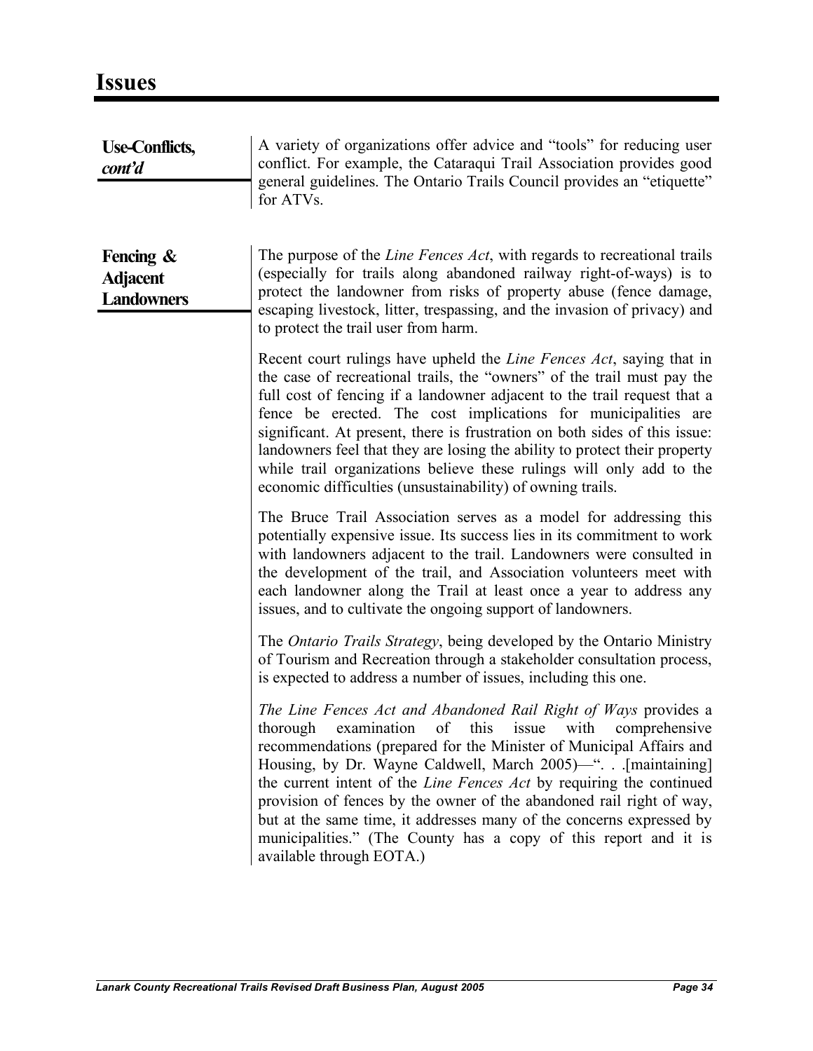# Issues

**Use-Conflicts, *cont'd***

A variety of organizations offer advice and "tools" for reducing user conflict. For example, the Cataraqui Trail Association provides good general guidelines. The Ontario Trails Council provides an "etiquette" for ATVs.

**Fencing & Adjacent Landowners**

The purpose of the *Line Fences Act*, with regards to recreational trails (especially for trails along abandoned railway right-of-ways) is to protect the landowner from risks of property abuse (fence damage, escaping livestock, litter, trespassing, and the invasion of privacy) and to protect the trail user from harm.

Recent court rulings have upheld the *Line Fences Act*, saying that in the case of recreational trails, the "owners" of the trail must pay the full cost of fencing if a landowner adjacent to the trail request that a fence be erected. The cost implications for municipalities are significant. At present, there is frustration on both sides of this issue: landowners feel that they are losing the ability to protect their property while trail organizations believe these rulings will only add to the economic difficulties (unsustainability) of owning trails.

The Bruce Trail Association serves as a model for addressing this potentially expensive issue. Its success lies in its commitment to work with landowners adjacent to the trail. Landowners were consulted in the development of the trail, and Association volunteers meet with each landowner along the Trail at least once a year to address any issues, and to cultivate the ongoing support of landowners.

The *Ontario Trails Strategy*, being developed by the Ontario Ministry of Tourism and Recreation through a stakeholder consultation process, is expected to address a number of issues, including this one.

*The Line Fences Act and Abandoned Rail Right of Ways* provides a thorough examination of this issue with comprehensive recommendations (prepared for the Minister of Municipal Affairs and Housing, by Dr. Wayne Caldwell, March 2005)—". . .[maintaining] the current intent of the *Line Fences Act* by requiring the continued provision of fences by the owner of the abandoned rail right of way, but at the same time, it addresses many of the concerns expressed by municipalities." (The County has a copy of this report and it is available through EOTA.)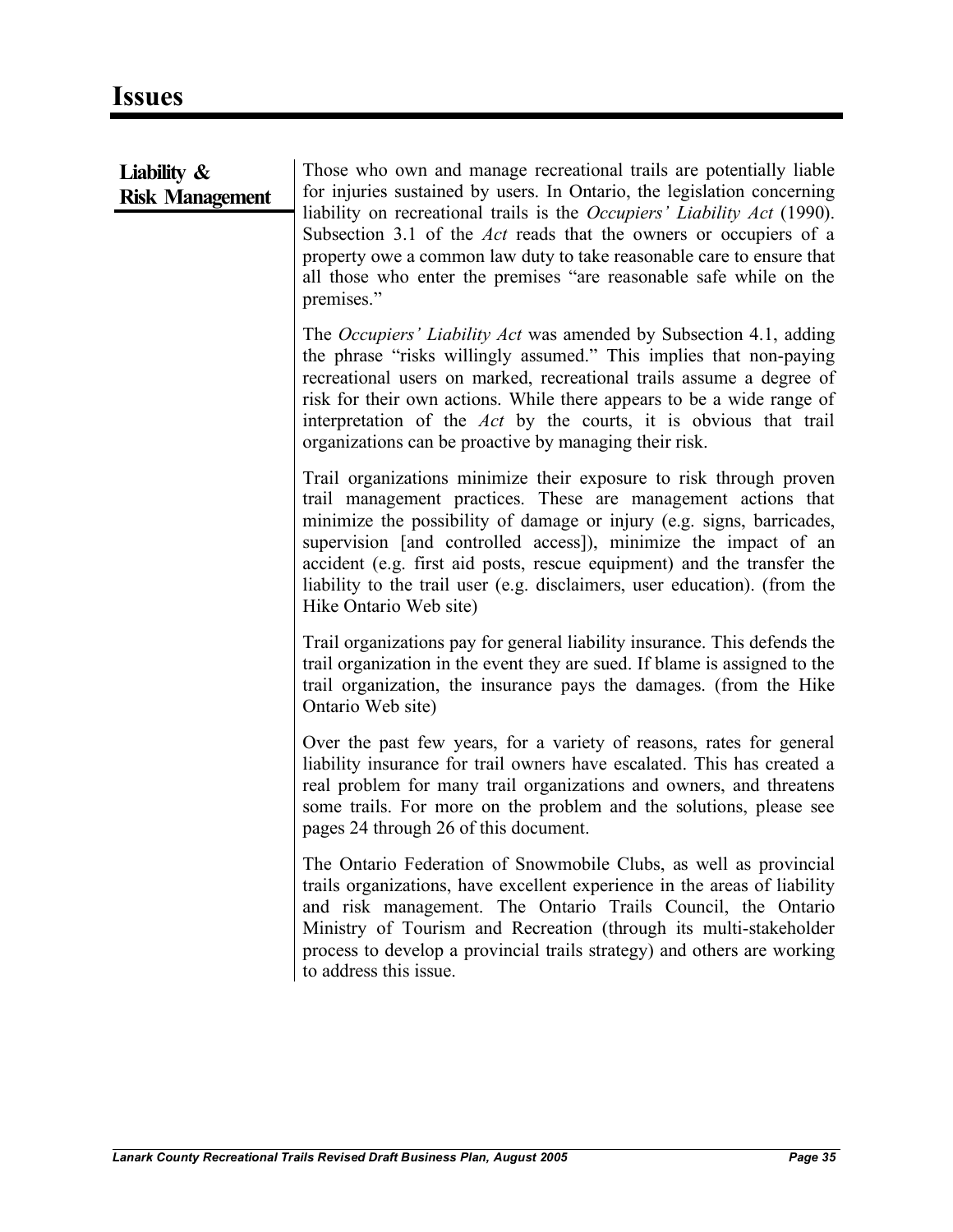# Issues

## Liability & Risk Management

Those who own and manage recreational trails are potentially liable for injuries sustained by users. In Ontario, the legislation concerning liability on recreational trails is the *Occupiers' Liability Act* (1990). Subsection 3.1 of the *Act* reads that the owners or occupiers of a property owe a common law duty to take reasonable care to ensure that all those who enter the premises "are reasonable safe while on the premises."

The *Occupiers' Liability Act* was amended by Subsection 4.1, adding the phrase "risks willingly assumed." This implies that non-paying recreational users on marked, recreational trails assume a degree of risk for their own actions. While there appears to be a wide range of interpretation of the *Act* by the courts, it is obvious that trail organizations can be proactive by managing their risk.

Trail organizations minimize their exposure to risk through proven trail management practices. These are management actions that minimize the possibility of damage or injury (e.g. signs, barricades, supervision [and controlled access]), minimize the impact of an accident (e.g. first aid posts, rescue equipment) and the transfer the liability to the trail user (e.g. disclaimers, user education). (from the Hike Ontario Web site)

Trail organizations pay for general liability insurance. This defends the trail organization in the event they are sued. If blame is assigned to the trail organization, the insurance pays the damages. (from the Hike Ontario Web site)

Over the past few years, for a variety of reasons, rates for general liability insurance for trail owners have escalated. This has created a real problem for many trail organizations and owners, and threatens some trails. For more on the problem and the solutions, please see pages 24 through 26 of this document.

The Ontario Federation of Snowmobile Clubs, as well as provincial trails organizations, have excellent experience in the areas of liability and risk management. The Ontario Trails Council, the Ontario Ministry of Tourism and Recreation (through its multi-stakeholder process to develop a provincial trails strategy) and others are working to address this issue.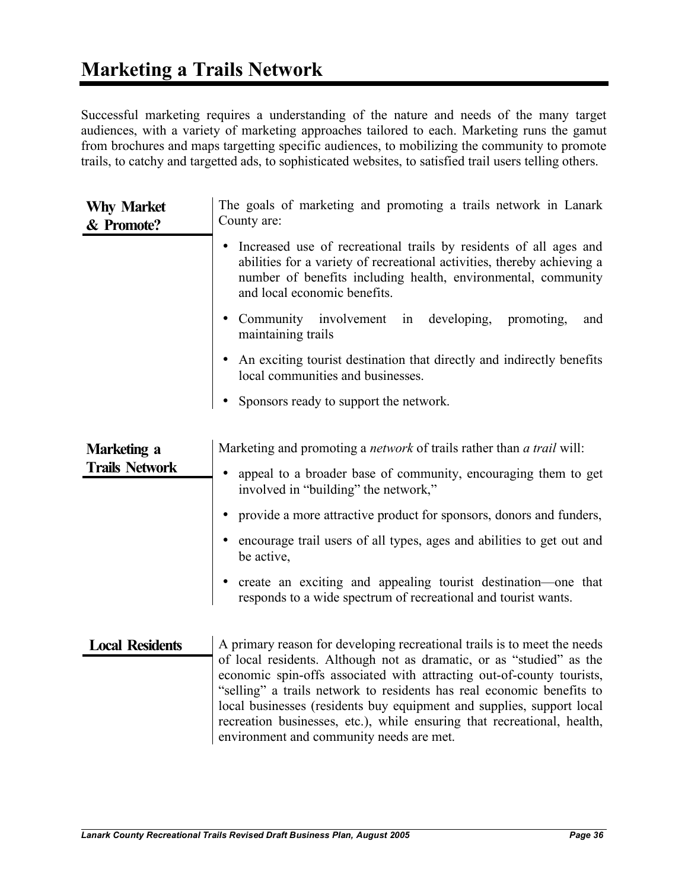# Marketing a Trails Network

Successful marketing requires a understanding of the nature and needs of the many target audiences, with a variety of marketing approaches tailored to each. Marketing runs the gamut from brochures and maps targetting specific audiences, to mobilizing the community to promote trails, to catchy and targetted ads, to sophisticated websites, to satisfied trail users telling others.

## Why Market & Promote?

The goals of marketing and promoting a trails network in Lanark County are:

- Increased use of recreational trails by residents of all ages and abilities for a variety of recreational activities, thereby achieving a number of benefits including health, environmental, community and local economic benefits.
- Community involvement in developing, promoting, and maintaining trails
- An exciting tourist destination that directly and indirectly benefits local communities and businesses.
- Sponsors ready to support the network.

## Marketing a Trails Network

Marketing and promoting a *network* of trails rather than *a trail* will:

- appeal to a broader base of community, encouraging them to get involved in "building" the network,"
- provide a more attractive product for sponsors, donors and funders,
- encourage trail users of all types, ages and abilities to get out and be active,
- create an exciting and appealing tourist destination—one that responds to a wide spectrum of recreational and tourist wants.

## Local Residents

A primary reason for developing recreational trails is to meet the needs of local residents. Although not as dramatic, or as "studied" as the economic spin-offs associated with attracting out-of-county tourists, "selling" a trails network to residents has real economic benefits to local businesses (residents buy equipment and supplies, support local recreation businesses, etc.), while ensuring that recreational, health, environment and community needs are met.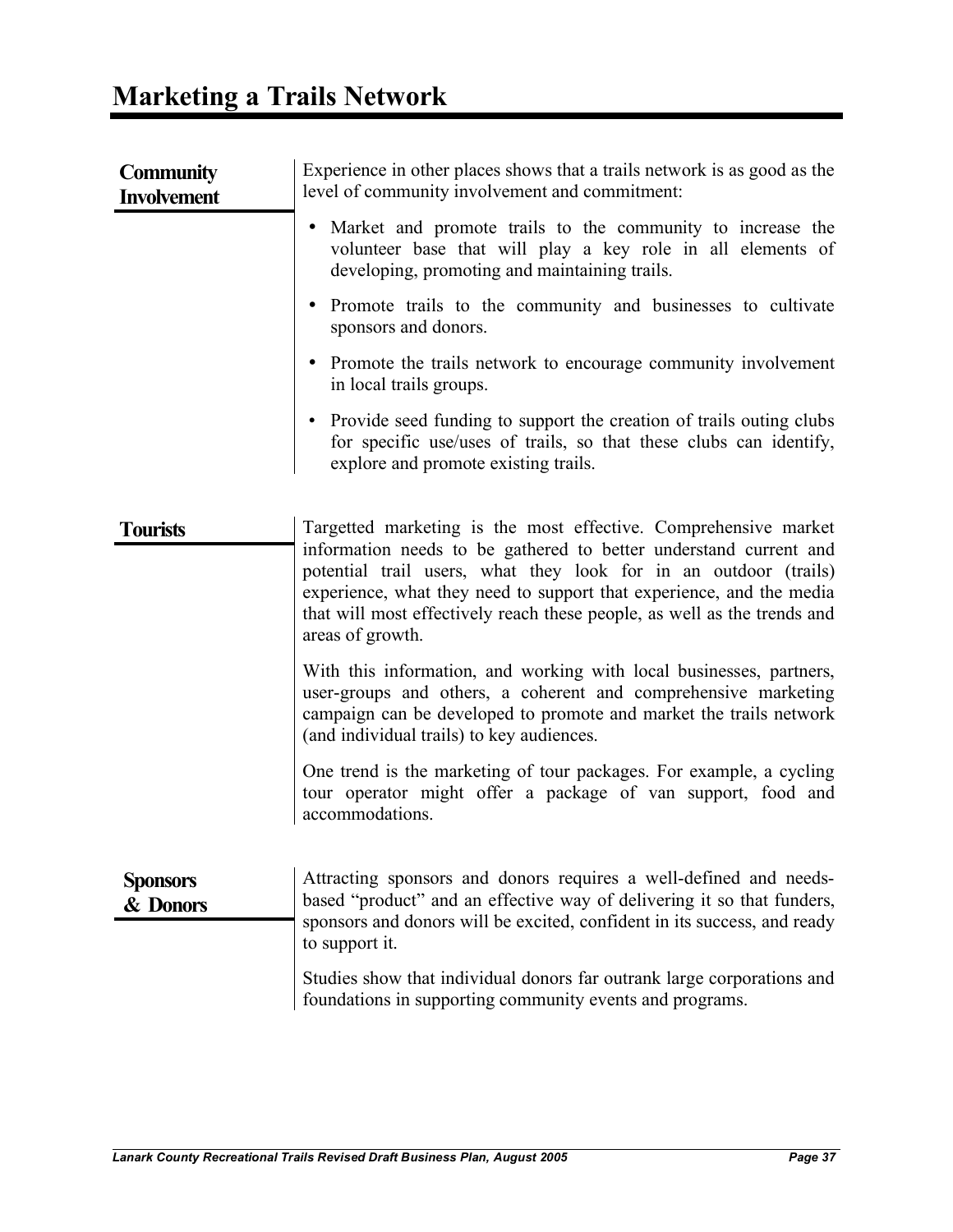# Marketing a Trails Network

## Community Involvement

Experience in other places shows that a trails network is as good as the level of community involvement and commitment:

- Market and promote trails to the community to increase the volunteer base that will play a key role in all elements of developing, promoting and maintaining trails.
- Promote trails to the community and businesses to cultivate sponsors and donors.
- Promote the trails network to encourage community involvement in local trails groups.
- Provide seed funding to support the creation of trails outing clubs for specific use/uses of trails, so that these clubs can identify, explore and promote existing trails.

## Tourists

Targetted marketing is the most effective. Comprehensive market information needs to be gathered to better understand current and potential trail users, what they look for in an outdoor (trails) experience, what they need to support that experience, and the media that will most effectively reach these people, as well as the trends and areas of growth.

With this information, and working with local businesses, partners, user-groups and others, a coherent and comprehensive marketing campaign can be developed to promote and market the trails network (and individual trails) to key audiences.

One trend is the marketing of tour packages. For example, a cycling tour operator might offer a package of van support, food and accommodations.

## Sponsors & Donors

Attracting sponsors and donors requires a well-defined and needs-based "product" and an effective way of delivering it so that funders, sponsors and donors will be excited, confident in its success, and ready to support it.

Studies show that individual donors far outrank large corporations and foundations in supporting community events and programs.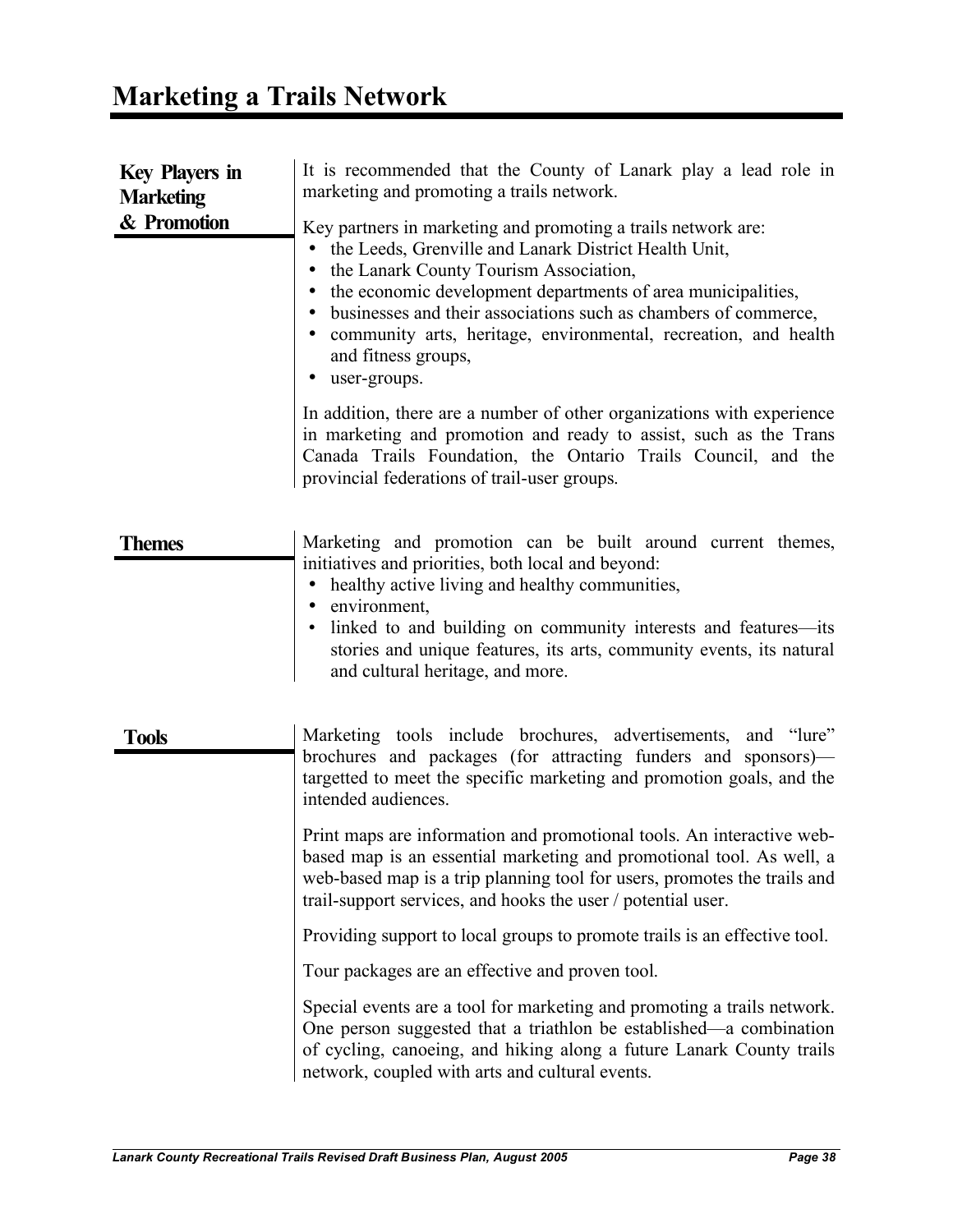# Marketing a Trails Network

## Key Players in Marketing & Promotion

It is recommended that the County of Lanark play a lead role in marketing and promoting a trails network.

Key partners in marketing and promoting a trails network are:

- the Leeds, Grenville and Lanark District Health Unit,
- the Lanark County Tourism Association,
- the economic development departments of area municipalities,
- businesses and their associations such as chambers of commerce,
- community arts, heritage, environmental, recreation, and health and fitness groups,
- user-groups.

In addition, there are a number of other organizations with experience in marketing and promotion and ready to assist, such as the Trans Canada Trails Foundation, the Ontario Trails Council, and the provincial federations of trail-user groups.

## Themes

Marketing and promotion can be built around current themes, initiatives and priorities, both local and beyond:

- healthy active living and healthy communities,
- environment,
- linked to and building on community interests and features—its stories and unique features, its arts, community events, its natural and cultural heritage, and more.

## Tools

Marketing tools include brochures, advertisements, and "lure" brochures and packages (for attracting funders and sponsors)—targetted to meet the specific marketing and promotion goals, and the intended audiences.

Print maps are information and promotional tools. An interactive web-based map is an essential marketing and promotional tool. As well, a web-based map is a trip planning tool for users, promotes the trails and trail-support services, and hooks the user / potential user.

Providing support to local groups to promote trails is an effective tool.

Tour packages are an effective and proven tool.

Special events are a tool for marketing and promoting a trails network. One person suggested that a triathlon be established—a combination of cycling, canoeing, and hiking along a future Lanark County trails network, coupled with arts and cultural events.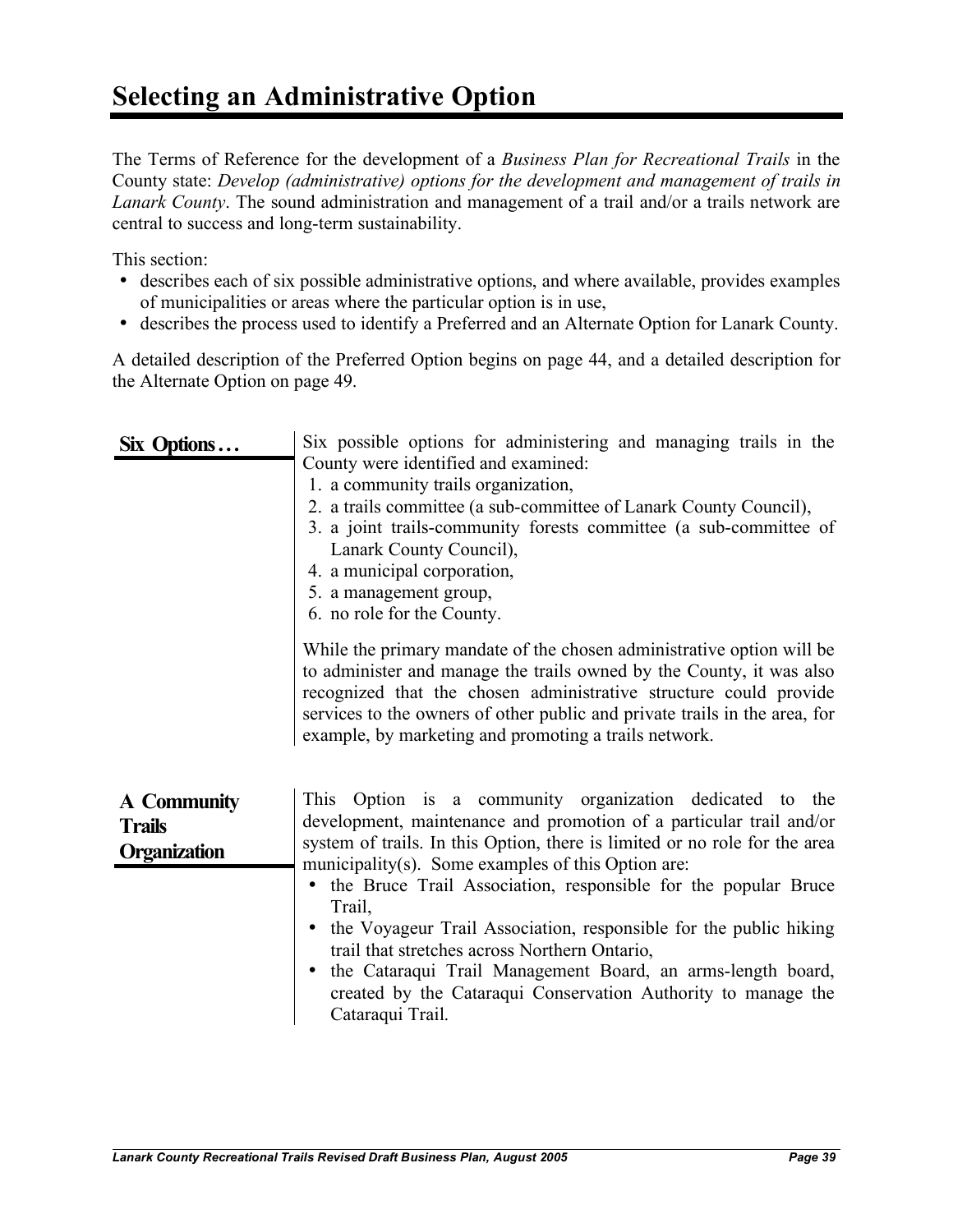# Selecting an Administrative Option

The Terms of Reference for the development of a *Business Plan for Recreational Trails* in the County state: *Develop (administrative) options for the development and management of trails in Lanark County*. The sound administration and management of a trail and/or a trails network are central to success and long-term sustainability.

This section:

- describes each of six possible administrative options, and where available, provides examples of municipalities or areas where the particular option is in use,
- describes the process used to identify a Preferred and an Alternate Option for Lanark County.

A detailed description of the Preferred Option begins on page 44, and a detailed description for the Alternate Option on page 49.

## Six Options…

Six possible options for administering and managing trails in the County were identified and examined:

1. a community trails organization,
2. a trails committee (a sub-committee of Lanark County Council),
3. a joint trails-community forests committee (a sub-committee of Lanark County Council),
4. a municipal corporation,
5. a management group,
6. no role for the County.

While the primary mandate of the chosen administrative option will be to administer and manage the trails owned by the County, it was also recognized that the chosen administrative structure could provide services to the owners of other public and private trails in the area, for example, by marketing and promoting a trails network.

## A Community Trails Organization

This Option is a community organization dedicated to the development, maintenance and promotion of a particular trail and/or system of trails. In this Option, there is limited or no role for the area municipality(s). Some examples of this Option are:

- the Bruce Trail Association, responsible for the popular Bruce Trail,
- the Voyageur Trail Association, responsible for the public hiking trail that stretches across Northern Ontario,
- the Cataraqui Trail Management Board, an arms-length board, created by the Cataraqui Conservation Authority to manage the Cataraqui Trail.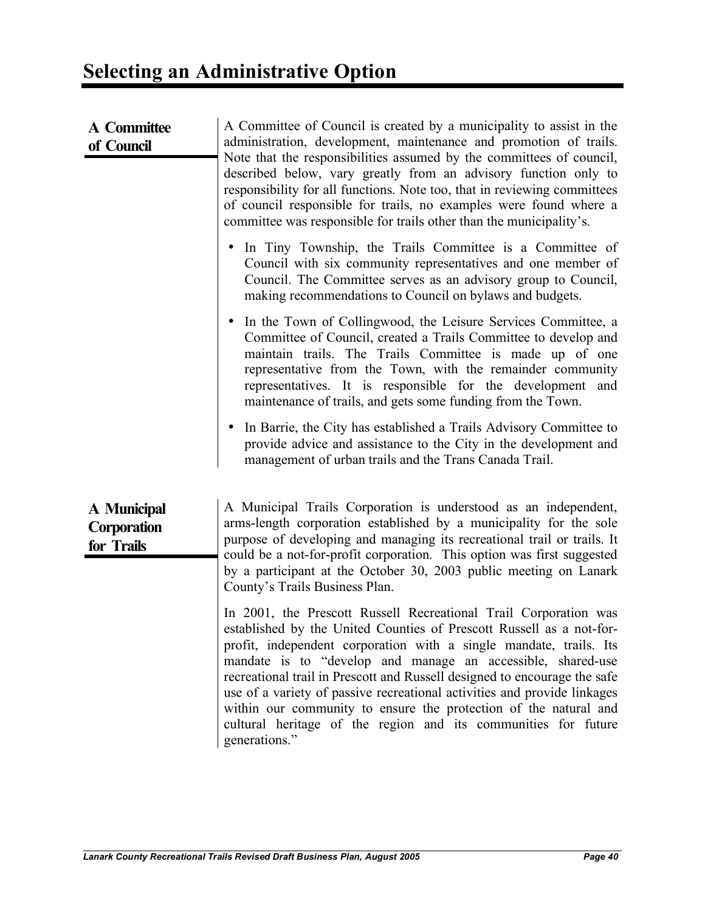# Selecting an Administrative Option

### A Committee of Council

A Committee of Council is created by a municipality to assist in the administration, development, maintenance and promotion of trails. Note that the responsibilities assumed by the committees of council, described below, vary greatly from an advisory function only to responsibility for all functions. Note too, that in reviewing committees of council responsible for trails, no examples were found where a committee was responsible for trails other than the municipality's.

- In Tiny Township, the Trails Committee is a Committee of Council with six community representatives and one member of Council. The Committee serves as an advisory group to Council, making recommendations to Council on bylaws and budgets.
- In the Town of Collingwood, the Leisure Services Committee, a Committee of Council, created a Trails Committee to develop and maintain trails. The Trails Committee is made up of one representative from the Town, with the remainder community representatives. It is responsible for the development and maintenance of trails, and gets some funding from the Town.
- In Barrie, the City has established a Trails Advisory Committee to provide advice and assistance to the City in the development and management of urban trails and the Trans Canada Trail.

### A Municipal Corporation for Trails

A Municipal Trails Corporation is understood as an independent, arms-length corporation established by a municipality for the sole purpose of developing and managing its recreational trail or trails. It could be a not-for-profit corporation. This option was first suggested by a participant at the October 30, 2003 public meeting on Lanark County's Trails Business Plan.

In 2001, the Prescott Russell Recreational Trail Corporation was established by the United Counties of Prescott Russell as a not-for-profit, independent corporation with a single mandate, trails. Its mandate is to "develop and manage an accessible, shared-use recreational trail in Prescott and Russell designed to encourage the safe use of a variety of passive recreational activities and provide linkages within our community to ensure the protection of the natural and cultural heritage of the region and its communities for future generations."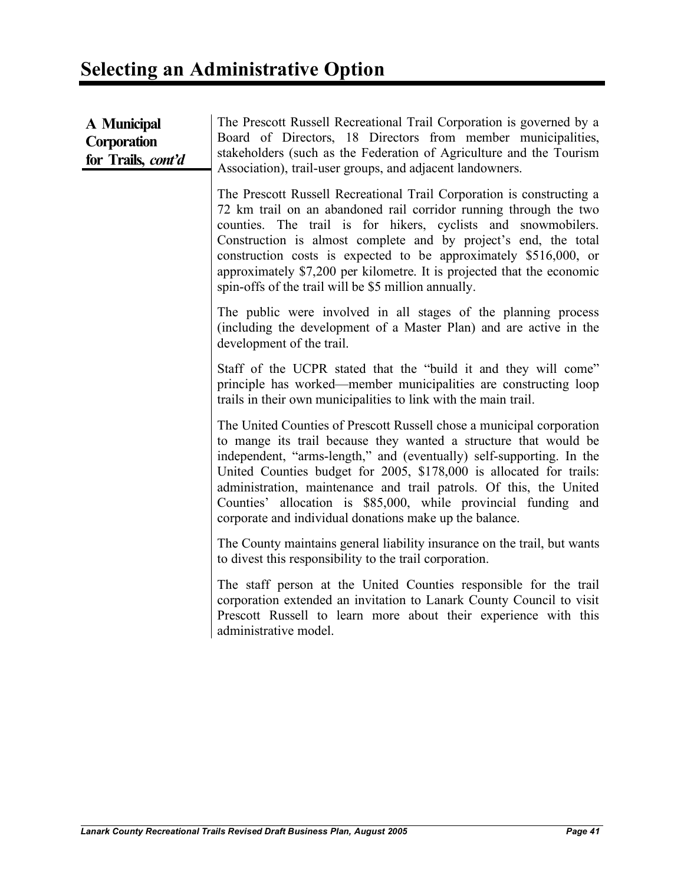# Selecting an Administrative Option

**A Municipal Corporation for Trails, *cont'd***

The Prescott Russell Recreational Trail Corporation is governed by a Board of Directors, 18 Directors from member municipalities, stakeholders (such as the Federation of Agriculture and the Tourism Association), trail-user groups, and adjacent landowners.

The Prescott Russell Recreational Trail Corporation is constructing a 72 km trail on an abandoned rail corridor running through the two counties. The trail is for hikers, cyclists and snowmobilers. Construction is almost complete and by project's end, the total construction costs is expected to be approximately $516,000, or approximately $7,200 per kilometre. It is projected that the economic spin-offs of the trail will be $5 million annually.

The public were involved in all stages of the planning process (including the development of a Master Plan) and are active in the development of the trail.

Staff of the UCPR stated that the "build it and they will come" principle has worked—member municipalities are constructing loop trails in their own municipalities to link with the main trail.

The United Counties of Prescott Russell chose a municipal corporation to mange its trail because they wanted a structure that would be independent, "arms-length," and (eventually) self-supporting. In the United Counties budget for 2005, $178,000 is allocated for trails: administration, maintenance and trail patrols. Of this, the United Counties' allocation is $85,000, while provincial funding and corporate and individual donations make up the balance.

The County maintains general liability insurance on the trail, but wants to divest this responsibility to the trail corporation.

The staff person at the United Counties responsible for the trail corporation extended an invitation to Lanark County Council to visit Prescott Russell to learn more about their experience with this administrative model.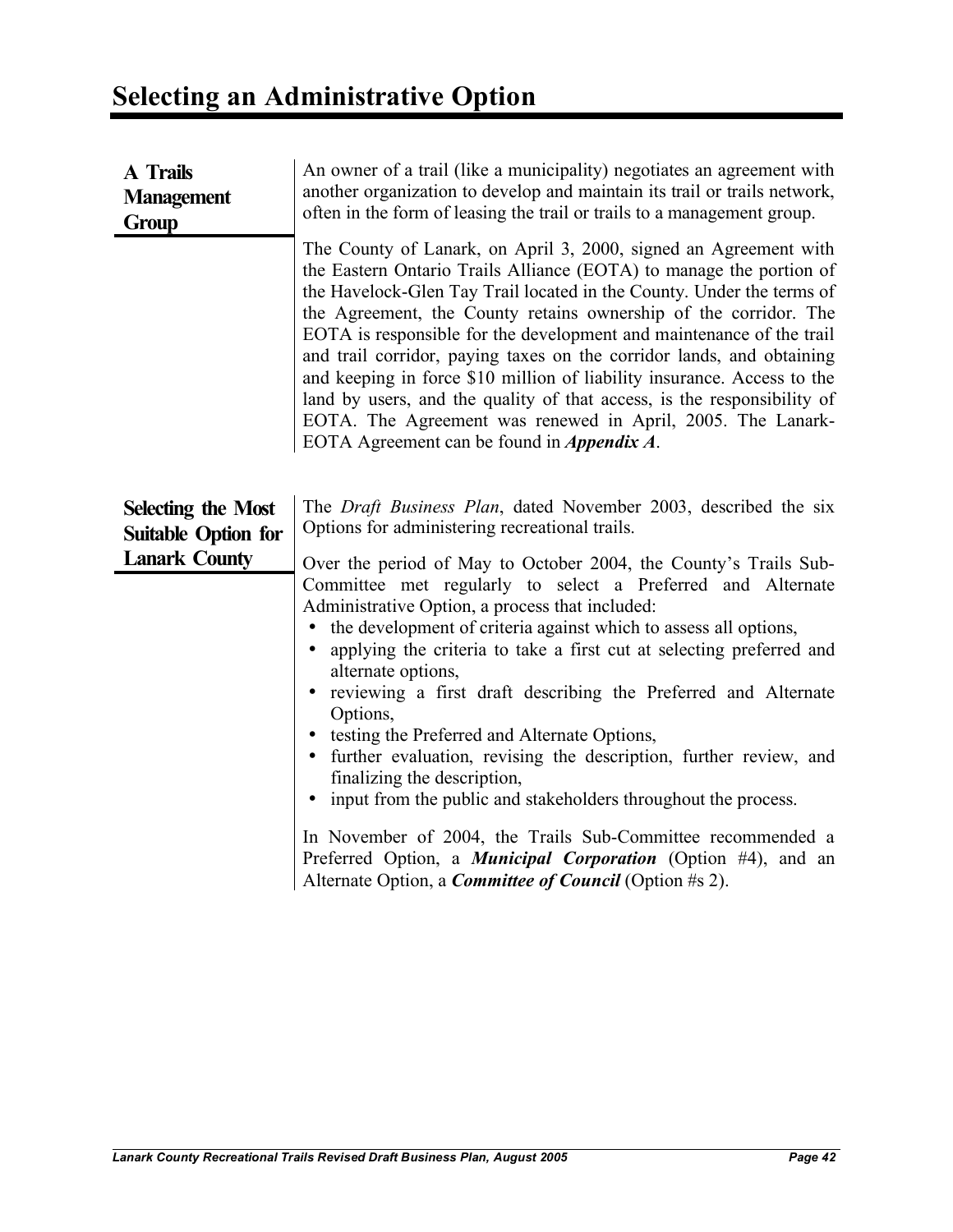# Selecting an Administrative Option

### A Trails Management Group

An owner of a trail (like a municipality) negotiates an agreement with another organization to develop and maintain its trail or trails network, often in the form of leasing the trail or trails to a management group.

The County of Lanark, on April 3, 2000, signed an Agreement with the Eastern Ontario Trails Alliance (EOTA) to manage the portion of the Havelock-Glen Tay Trail located in the County. Under the terms of the Agreement, the County retains ownership of the corridor. The EOTA is responsible for the development and maintenance of the trail and trail corridor, paying taxes on the corridor lands, and obtaining and keeping in force $10 million of liability insurance. Access to the land by users, and the quality of that access, is the responsibility of EOTA. The Agreement was renewed in April, 2005. The Lanark-EOTA Agreement can be found in ***Appendix A***.

### Selecting the Most Suitable Option for Lanark County

The *Draft Business Plan*, dated November 2003, described the six Options for administering recreational trails.

Over the period of May to October 2004, the County's Trails Sub-Committee met regularly to select a Preferred and Alternate Administrative Option, a process that included:

- the development of criteria against which to assess all options,
- applying the criteria to take a first cut at selecting preferred and alternate options,
- reviewing a first draft describing the Preferred and Alternate Options,
- testing the Preferred and Alternate Options,
- further evaluation, revising the description, further review, and finalizing the description,
- input from the public and stakeholders throughout the process.

In November of 2004, the Trails Sub-Committee recommended a Preferred Option, a ***Municipal Corporation*** (Option #4), and an Alternate Option, a ***Committee of Council*** (Option #s 2).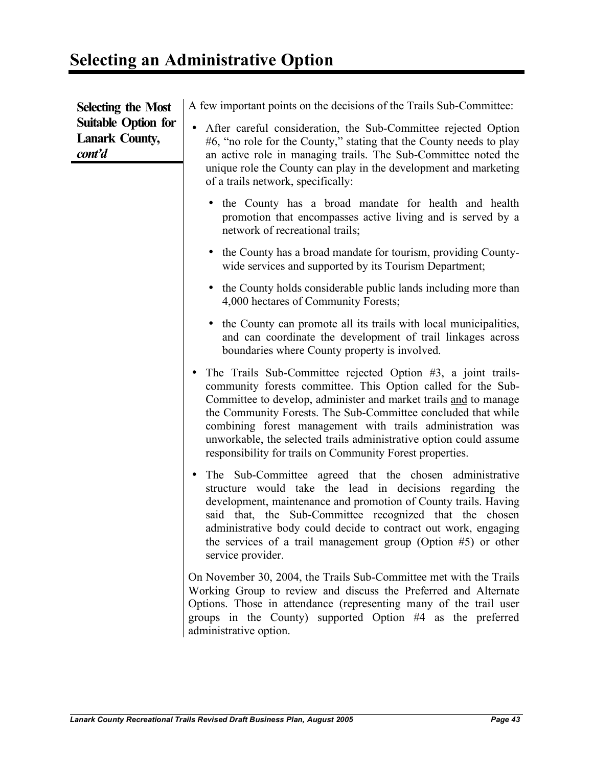# Selecting an Administrative Option

**Selecting the Most Suitable Option for Lanark County, *cont'd***

A few important points on the decisions of the Trails Sub-Committee:

- After careful consideration, the Sub-Committee rejected Option #6, "no role for the County," stating that the County needs to play an active role in managing trails. The Sub-Committee noted the unique role the County can play in the development and marketing of a trails network, specifically:
  - the County has a broad mandate for health and health promotion that encompasses active living and is served by a network of recreational trails;
  - the County has a broad mandate for tourism, providing County-wide services and supported by its Tourism Department;
  - the County holds considerable public lands including more than 4,000 hectares of Community Forests;
  - the County can promote all its trails with local municipalities, and can coordinate the development of trail linkages across boundaries where County property is involved.
- The Trails Sub-Committee rejected Option #3, a joint trails-community forests committee. This Option called for the Sub-Committee to develop, administer and market trails <u>and</u> to manage the Community Forests. The Sub-Committee concluded that while combining forest management with trails administration was unworkable, the selected trails administrative option could assume responsibility for trails on Community Forest properties.
- The Sub-Committee agreed that the chosen administrative structure would take the lead in decisions regarding the development, maintenance and promotion of County trails. Having said that, the Sub-Committee recognized that the chosen administrative body could decide to contract out work, engaging the services of a trail management group (Option #5) or other service provider.

On November 30, 2004, the Trails Sub-Committee met with the Trails Working Group to review and discuss the Preferred and Alternate Options. Those in attendance (representing many of the trail user groups in the County) supported Option #4 as the preferred administrative option.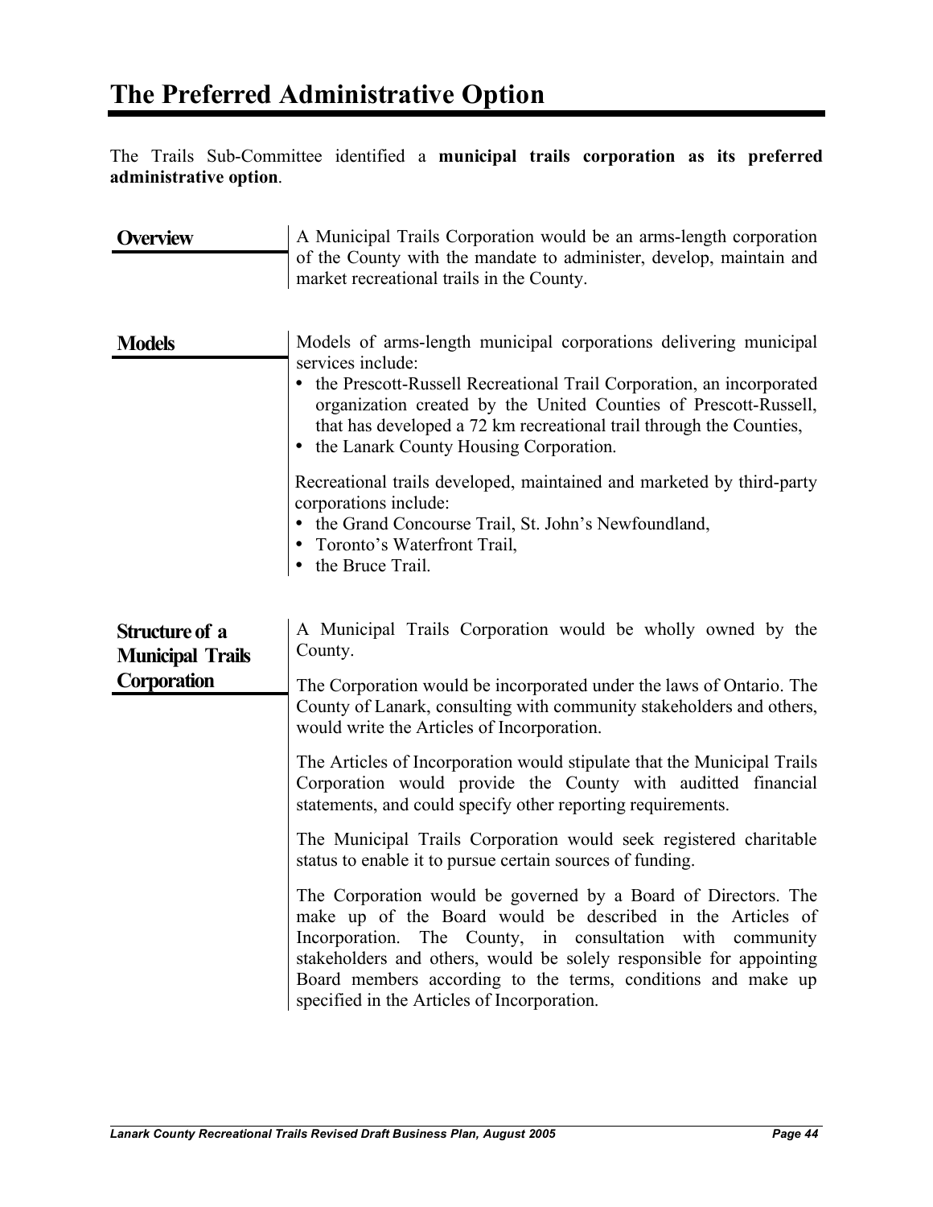# The Preferred Administrative Option

The Trails Sub-Committee identified a **municipal trails corporation as its preferred administrative option**.

### Overview

A Municipal Trails Corporation would be an arms-length corporation of the County with the mandate to administer, develop, maintain and market recreational trails in the County.

### Models

Models of arms-length municipal corporations delivering municipal services include:

- the Prescott-Russell Recreational Trail Corporation, an incorporated organization created by the United Counties of Prescott-Russell, that has developed a 72 km recreational trail through the Counties,
- the Lanark County Housing Corporation.

Recreational trails developed, maintained and marketed by third-party corporations include:

- the Grand Concourse Trail, St. John's Newfoundland,
- Toronto's Waterfront Trail,
- the Bruce Trail.

### Structure of a Municipal Trails Corporation

A Municipal Trails Corporation would be wholly owned by the County.

The Corporation would be incorporated under the laws of Ontario. The County of Lanark, consulting with community stakeholders and others, would write the Articles of Incorporation.

The Articles of Incorporation would stipulate that the Municipal Trails Corporation would provide the County with auditted financial statements, and could specify other reporting requirements.

The Municipal Trails Corporation would seek registered charitable status to enable it to pursue certain sources of funding.

The Corporation would be governed by a Board of Directors. The make up of the Board would be described in the Articles of Incorporation. The County, in consultation with community stakeholders and others, would be solely responsible for appointing Board members according to the terms, conditions and make up specified in the Articles of Incorporation.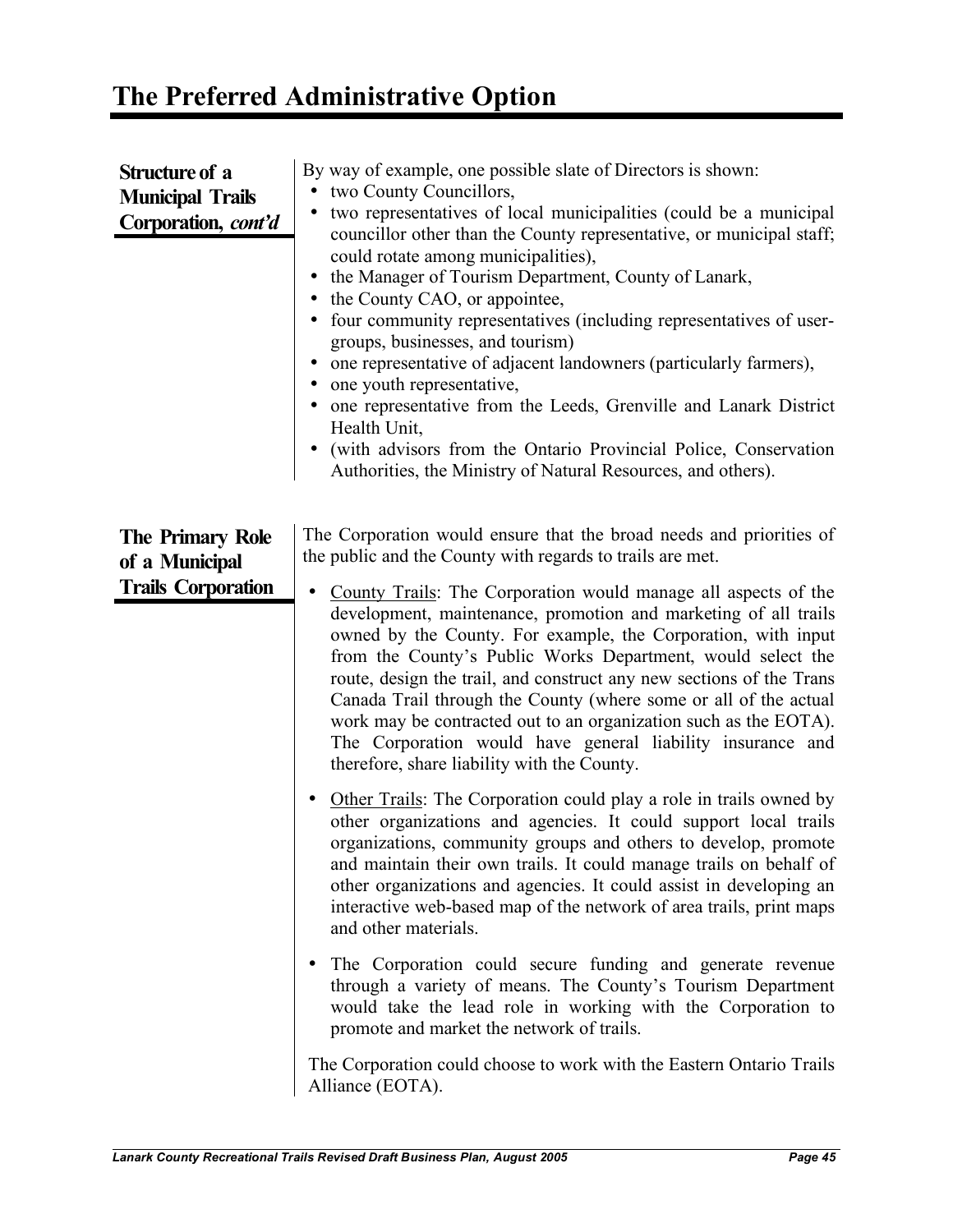# The Preferred Administrative Option

### Structure of a Municipal Trails Corporation, *cont'd*

By way of example, one possible slate of Directors is shown:

- two County Councillors,
- two representatives of local municipalities (could be a municipal councillor other than the County representative, or municipal staff; could rotate among municipalities),
- the Manager of Tourism Department, County of Lanark,
- the County CAO, or appointee,
- four community representatives (including representatives of user-groups, businesses, and tourism)
- one representative of adjacent landowners (particularly farmers),
- one youth representative,
- one representative from the Leeds, Grenville and Lanark District Health Unit,
- (with advisors from the Ontario Provincial Police, Conservation Authorities, the Ministry of Natural Resources, and others).

### The Primary Role of a Municipal Trails Corporation

The Corporation would ensure that the broad needs and priorities of the public and the County with regards to trails are met.

- County Trails: The Corporation would manage all aspects of the development, maintenance, promotion and marketing of all trails owned by the County. For example, the Corporation, with input from the County's Public Works Department, would select the route, design the trail, and construct any new sections of the Trans Canada Trail through the County (where some or all of the actual work may be contracted out to an organization such as the EOTA). The Corporation would have general liability insurance and therefore, share liability with the County.
- Other Trails: The Corporation could play a role in trails owned by other organizations and agencies. It could support local trails organizations, community groups and others to develop, promote and maintain their own trails. It could manage trails on behalf of other organizations and agencies. It could assist in developing an interactive web-based map of the network of area trails, print maps and other materials.
- The Corporation could secure funding and generate revenue through a variety of means. The County's Tourism Department would take the lead role in working with the Corporation to promote and market the network of trails.

The Corporation could choose to work with the Eastern Ontario Trails Alliance (EOTA).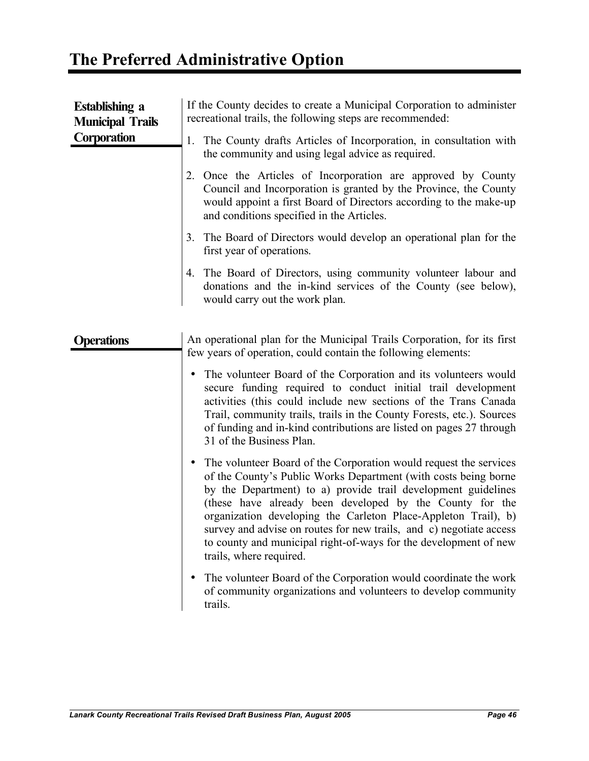# The Preferred Administrative Option

## Establishing a Municipal Trails Corporation

If the County decides to create a Municipal Corporation to administer recreational trails, the following steps are recommended:

1. The County drafts Articles of Incorporation, in consultation with the community and using legal advice as required.
2. Once the Articles of Incorporation are approved by County Council and Incorporation is granted by the Province, the County would appoint a first Board of Directors according to the make-up and conditions specified in the Articles.
3. The Board of Directors would develop an operational plan for the first year of operations.
4. The Board of Directors, using community volunteer labour and donations and the in-kind services of the County (see below), would carry out the work plan.

## Operations

An operational plan for the Municipal Trails Corporation, for its first few years of operation, could contain the following elements:

- The volunteer Board of the Corporation and its volunteers would secure funding required to conduct initial trail development activities (this could include new sections of the Trans Canada Trail, community trails, trails in the County Forests, etc.). Sources of funding and in-kind contributions are listed on pages 27 through 31 of the Business Plan.
- The volunteer Board of the Corporation would request the services of the County's Public Works Department (with costs being borne by the Department) to a) provide trail development guidelines (these have already been developed by the County for the organization developing the Carleton Place-Appleton Trail), b) survey and advise on routes for new trails, and c) negotiate access to county and municipal right-of-ways for the development of new trails, where required.
- The volunteer Board of the Corporation would coordinate the work of community organizations and volunteers to develop community trails.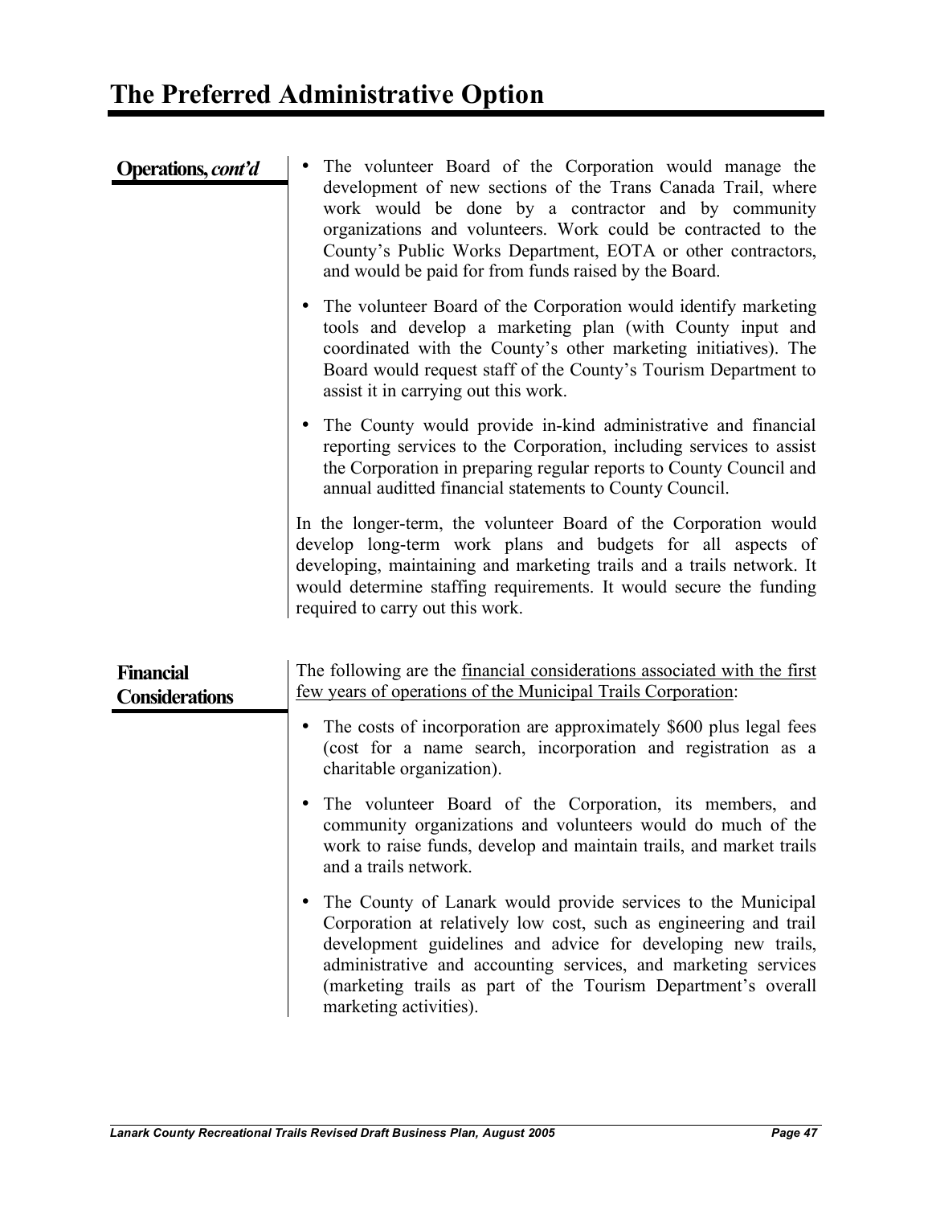# The Preferred Administrative Option

**Operations, *cont'd***

- The volunteer Board of the Corporation would manage the development of new sections of the Trans Canada Trail, where work would be done by a contractor and by community organizations and volunteers. Work could be contracted to the County's Public Works Department, EOTA or other contractors, and would be paid for from funds raised by the Board.
- The volunteer Board of the Corporation would identify marketing tools and develop a marketing plan (with County input and coordinated with the County's other marketing initiatives). The Board would request staff of the County's Tourism Department to assist it in carrying out this work.
- The County would provide in-kind administrative and financial reporting services to the Corporation, including services to assist the Corporation in preparing regular reports to County Council and annual audditted financial statements to County Council.

In the longer-term, the volunteer Board of the Corporation would develop long-term work plans and budgets for all aspects of developing, maintaining and marketing trails and a trails network. It would determine staffing requirements. It would secure the funding required to carry out this work.

**Financial Considerations**

The following are the financial considerations associated with the first few years of operations of the Municipal Trails Corporation:

- The costs of incorporation are approximately $600 plus legal fees (cost for a name search, incorporation and registration as a charitable organization).
- The volunteer Board of the Corporation, its members, and community organizations and volunteers would do much of the work to raise funds, develop and maintain trails, and market trails and a trails network.
- The County of Lanark would provide services to the Municipal Corporation at relatively low cost, such as engineering and trail development guidelines and advice for developing new trails, administrative and accounting services, and marketing services (marketing trails as part of the Tourism Department's overall marketing activities).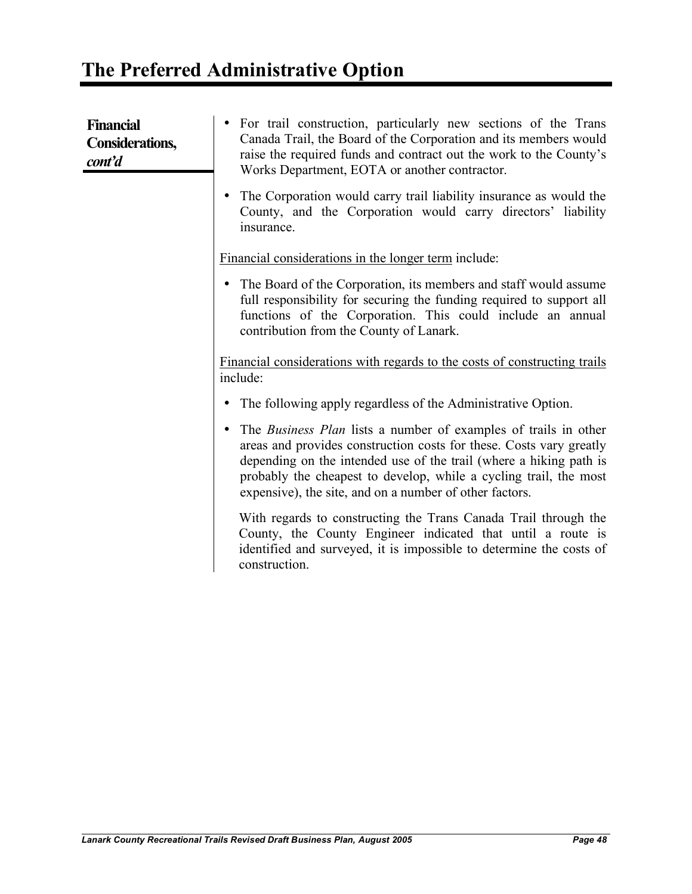# The Preferred Administrative Option

**Financial Considerations, *cont'd***

- For trail construction, particularly new sections of the Trans Canada Trail, the Board of the Corporation and its members would raise the required funds and contract out the work to the County's Works Department, EOTA or another contractor.
- The Corporation would carry trail liability insurance as would the County, and the Corporation would carry directors' liability insurance.

<u>Financial considerations in the longer term</u> include:

- The Board of the Corporation, its members and staff would assume full responsibility for securing the funding required to support all functions of the Corporation. This could include an annual contribution from the County of Lanark.

<u>Financial considerations with regards to the costs of constructing trails</u> include:

- The following apply regardless of the Administrative Option.
- The *Business Plan* lists a number of examples of trails in other areas and provides construction costs for these. Costs vary greatly depending on the intended use of the trail (where a hiking path is probably the cheapest to develop, while a cycling trail, the most expensive), the site, and on a number of other factors.

  With regards to constructing the Trans Canada Trail through the County, the County Engineer indicated that until a route is identified and surveyed, it is impossible to determine the costs of construction.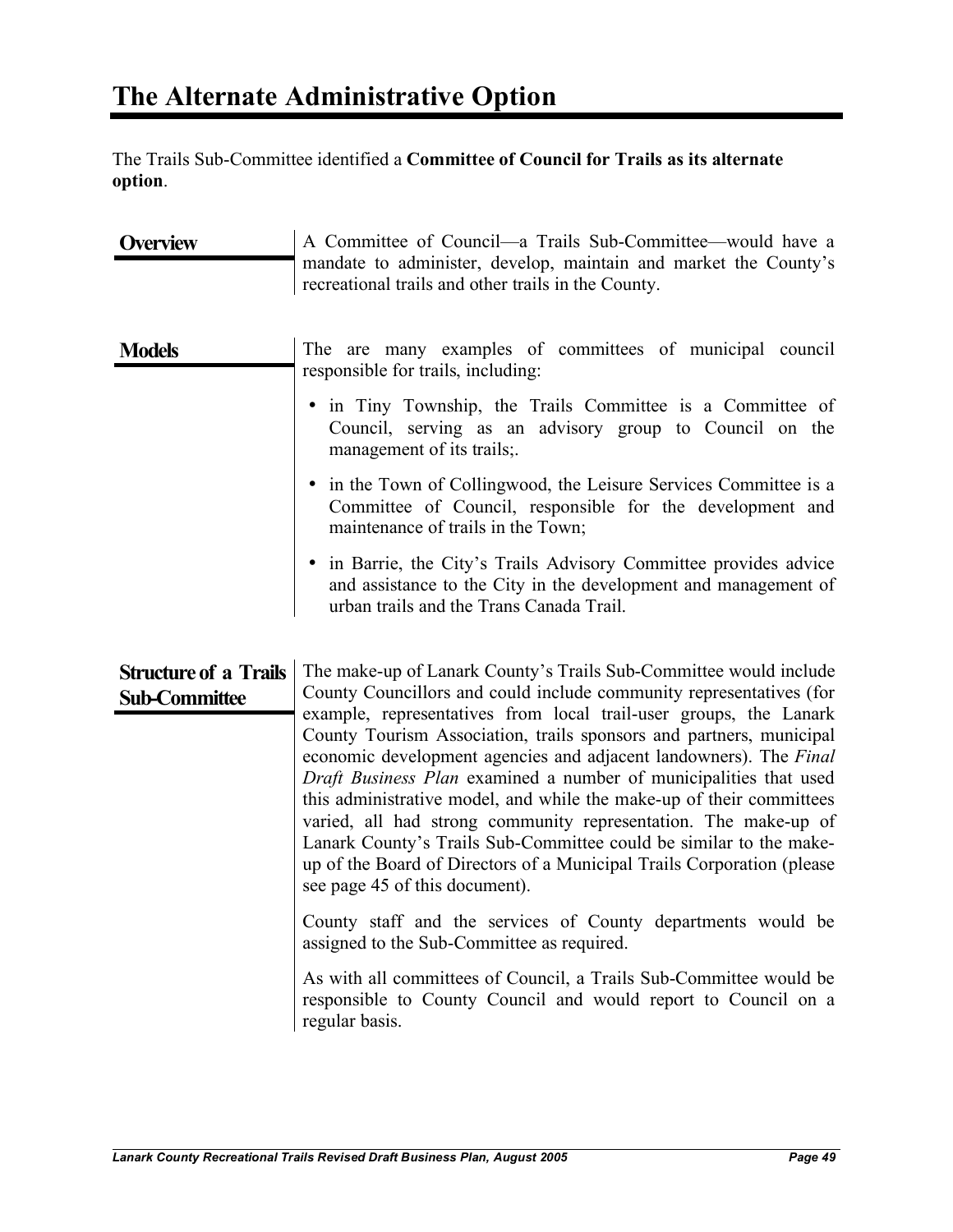# The Alternate Administrative Option

The Trails Sub-Committee identified a **Committee of Council for Trails as its alternate option**.

## Overview

A Committee of Council—a Trails Sub-Committee—would have a mandate to administer, develop, maintain and market the County's recreational trails and other trails in the County.

## Models

The are many examples of committees of municipal council responsible for trails, including:

- in Tiny Township, the Trails Committee is a Committee of Council, serving as an advisory group to Council on the management of its trails;.
- in the Town of Collingwood, the Leisure Services Committee is a Committee of Council, responsible for the development and maintenance of trails in the Town;
- in Barrie, the City's Trails Advisory Committee provides advice and assistance to the City in the development and management of urban trails and the Trans Canada Trail.

## Structure of a Trails Sub-Committee

The make-up of Lanark County's Trails Sub-Committee would include County Councillors and could include community representatives (for example, representatives from local trail-user groups, the Lanark County Tourism Association, trails sponsors and partners, municipal economic development agencies and adjacent landowners). The *Final Draft Business Plan* examined a number of municipalities that used this administrative model, and while the make-up of their committees varied, all had strong community representation. The make-up of Lanark County's Trails Sub-Committee could be similar to the make-up of the Board of Directors of a Municipal Trails Corporation (please see page 45 of this document).

County staff and the services of County departments would be assigned to the Sub-Committee as required.

As with all committees of Council, a Trails Sub-Committee would be responsible to County Council and would report to Council on a regular basis.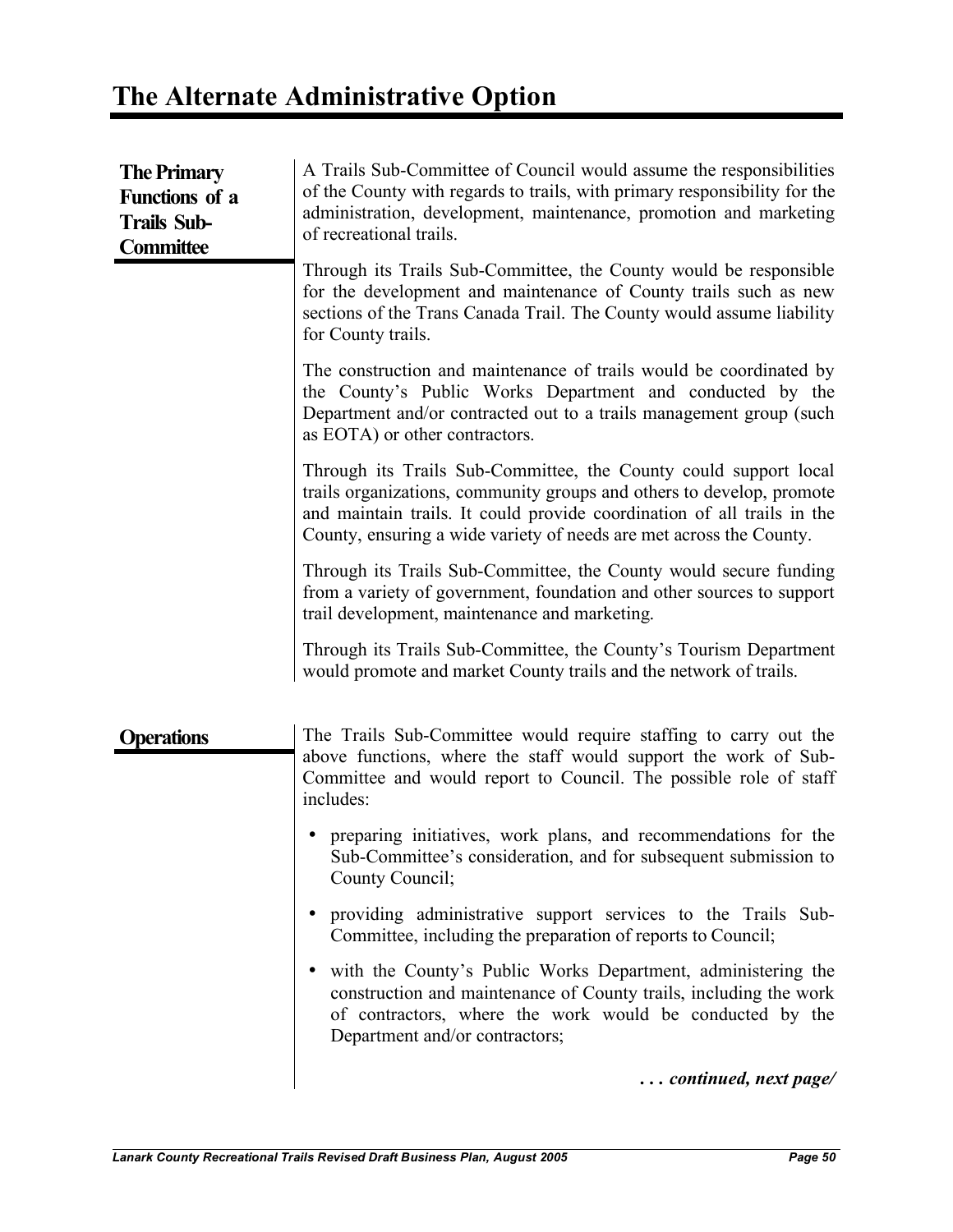# The Alternate Administrative Option

### The Primary Functions of a Trails Sub-Committee

A Trails Sub-Committee of Council would assume the responsibilities of the County with regards to trails, with primary responsibility for the administration, development, maintenance, promotion and marketing of recreational trails.

Through its Trails Sub-Committee, the County would be responsible for the development and maintenance of County trails such as new sections of the Trans Canada Trail. The County would assume liability for County trails.

The construction and maintenance of trails would be coordinated by the County's Public Works Department and conducted by the Department and/or contracted out to a trails management group (such as EOTA) or other contractors.

Through its Trails Sub-Committee, the County could support local trails organizations, community groups and others to develop, promote and maintain trails. It could provide coordination of all trails in the County, ensuring a wide variety of needs are met across the County.

Through its Trails Sub-Committee, the County would secure funding from a variety of government, foundation and other sources to support trail development, maintenance and marketing.

Through its Trails Sub-Committee, the County's Tourism Department would promote and market County trails and the network of trails.

### Operations

The Trails Sub-Committee would require staffing to carry out the above functions, where the staff would support the work of Sub-Committee and would report to Council. The possible role of staff includes:

- preparing initiatives, work plans, and recommendations for the Sub-Committee's consideration, and for subsequent submission to County Council;
- providing administrative support services to the Trails Sub-Committee, including the preparation of reports to Council;
- with the County's Public Works Department, administering the construction and maintenance of County trails, including the work of contractors, where the work would be conducted by the Department and/or contractors;

***. . . continued, next page/***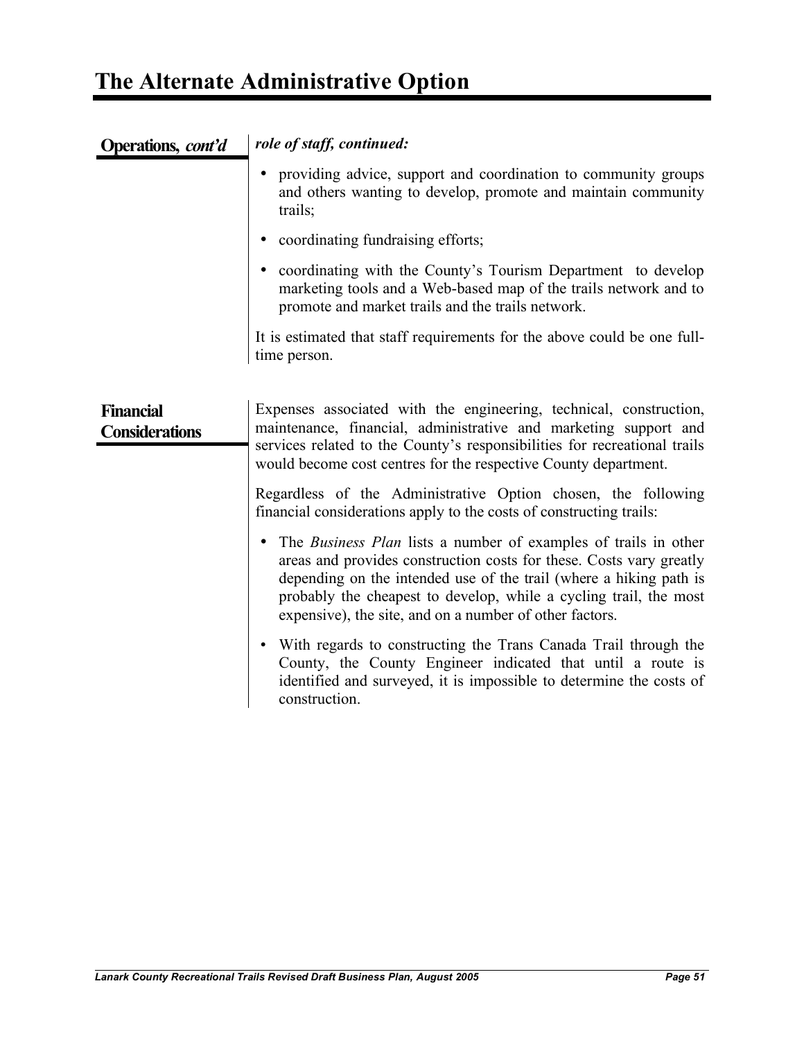# The Alternate Administrative Option

## Operations, *cont'd*

***role of staff, continued:***

- providing advice, support and coordination to community groups and others wanting to develop, promote and maintain community trails;
- coordinating fundraising efforts;
- coordinating with the County's Tourism Department to develop marketing tools and a Web-based map of the trails network and to promote and market trails and the trails network.

It is estimated that staff requirements for the above could be one full-time person.

## Financial Considerations

Expenses associated with the engineering, technical, construction, maintenance, financial, administrative and marketing support and services related to the County's responsibilities for recreational trails would become cost centres for the respective County department.

Regardless of the Administrative Option chosen, the following financial considerations apply to the costs of constructing trails:

- The *Business Plan* lists a number of examples of trails in other areas and provides construction costs for these. Costs vary greatly depending on the intended use of the trail (where a hiking path is probably the cheapest to develop, while a cycling trail, the most expensive), the site, and on a number of other factors.
- With regards to constructing the Trans Canada Trail through the County, the County Engineer indicated that until a route is identified and surveyed, it is impossible to determine the costs of construction.